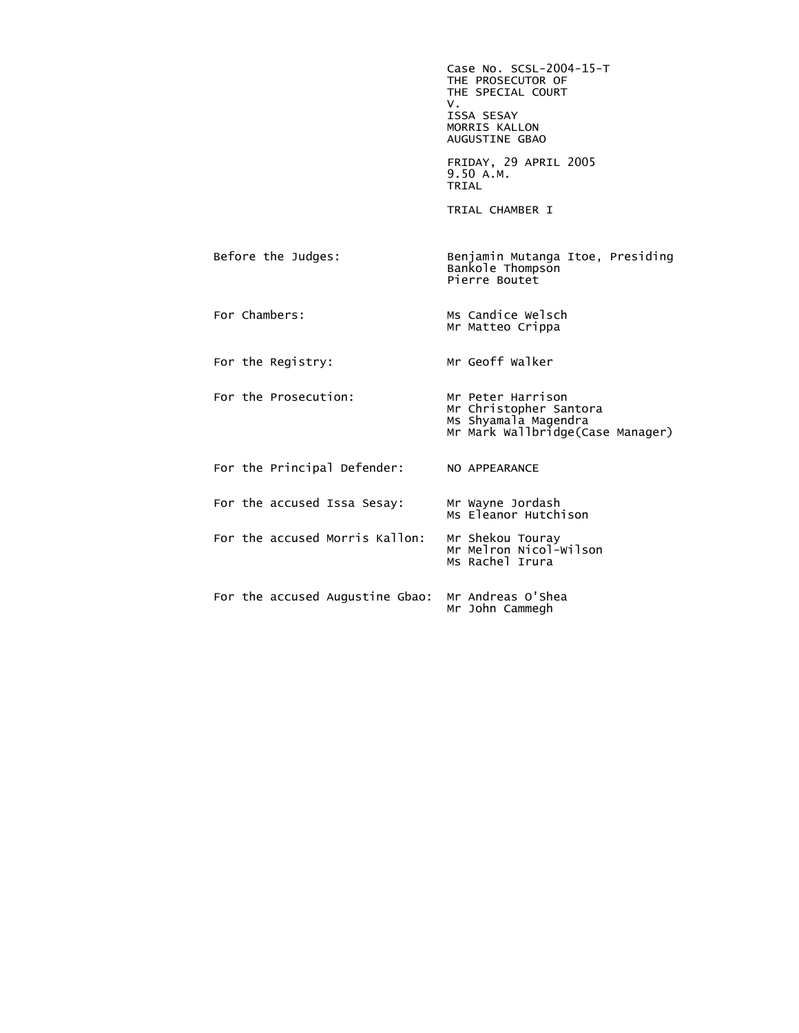Case No. SCSL-2004-15-T
THE PROSECUTOR OF
THE SPECIAL COURT
V.
ISSA SESAY
MORRIS KALLON
AUGUSTINE GBAO

FRIDAY, 29 APRIL 2005
9.50 A.M.
TRIAL

TRIAL CHAMBER I

| | |
|---|---|
| Before the Judges: | Benjamin Mutanga Itoe, Presiding<br>Bankole Thompson<br>Pierre Boutet |
| For Chambers: | Ms Candice Welsch<br>Mr Matteo Crippa |
| For the Registry: | Mr Geoff Walker |
| For the Prosecution: | Mr Peter Harrison<br>Mr Christopher Santora<br>Ms Shyamala Magendra<br>Mr Mark Wallbridge(Case Manager) |
| For the Principal Defender: | NO APPEARANCE |
| For the accused Issa Sesay: | Mr Wayne Jordash<br>Ms Eleanor Hutchison |
| For the accused Morris Kallon: | Mr Shekou Touray<br>Mr Melron Nicol-Wilson<br>Ms Rachel Irura |
| For the accused Augustine Gbao: | Mr Andreas O'Shea<br>Mr John Cammegh |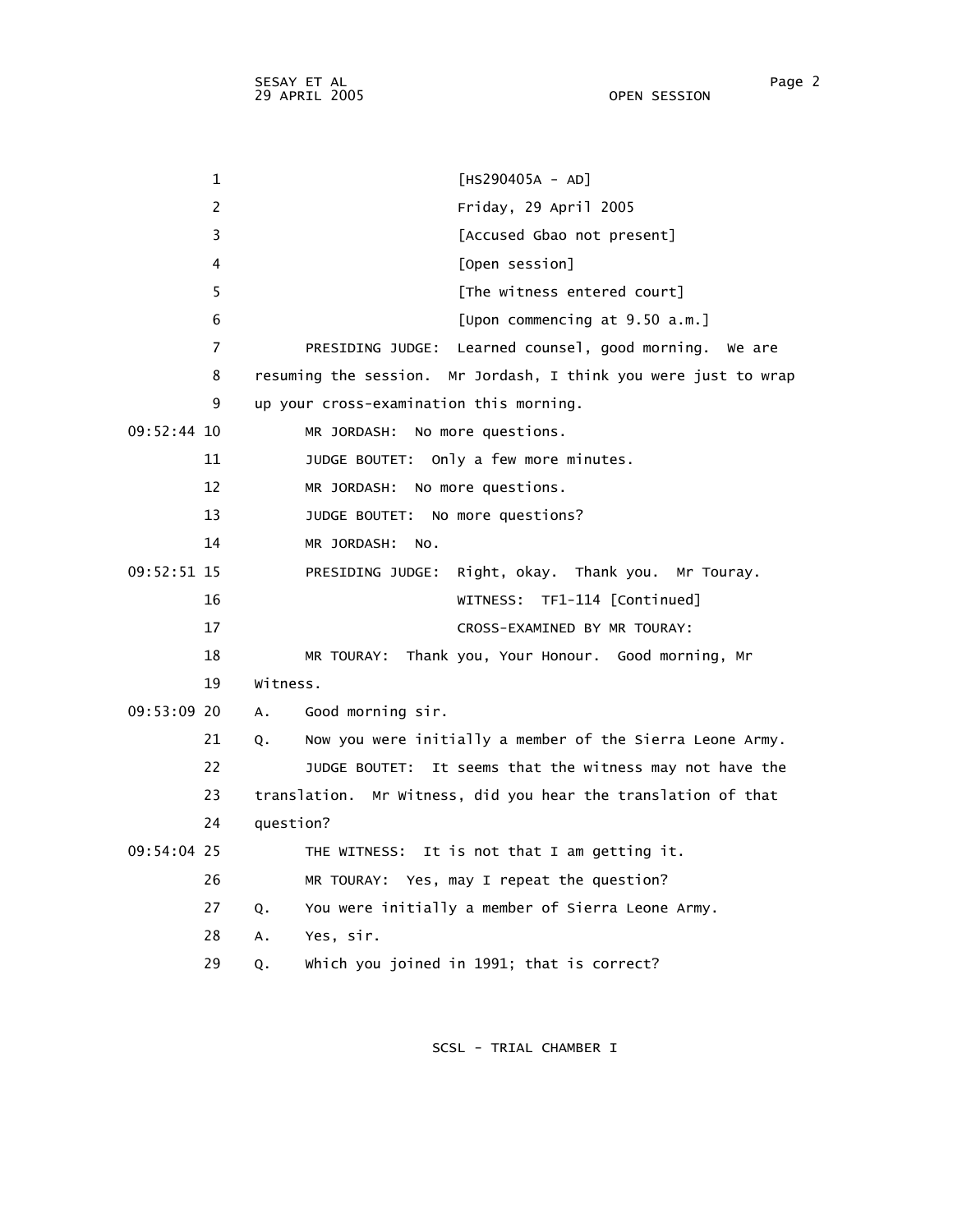[HS290405A - AD]

Friday, 29 April 2005

[Accused Gbao not present]

[Open session]

[The witness entered court]

[Upon commencing at 9.50 a.m.]

PRESIDING JUDGE: Learned counsel, good morning. We are resuming the session. Mr Jordash, I think you were just to wrap up your cross-examination this morning.

MR JORDASH: No more questions.

JUDGE BOUTET: Only a few more minutes.

MR JORDASH: No more questions.

JUDGE BOUTET: No more questions?

MR JORDASH: No.

PRESIDING JUDGE: Right, okay. Thank you. Mr Touray.

WITNESS: TF1-114 [Continued]

CROSS-EXAMINED BY MR TOURAY:

MR TOURAY: Thank you, Your Honour. Good morning, Mr Witness.

A. Good morning sir.

Q. Now you were initially a member of the Sierra Leone Army.

JUDGE BOUTET: It seems that the witness may not have the translation. Mr Witness, did you hear the translation of that question?

THE WITNESS: It is not that I am getting it.

MR TOURAY: Yes, may I repeat the question?

Q. You were initially a member of Sierra Leone Army.

A. Yes, sir.

Q. Which you joined in 1991; that is correct?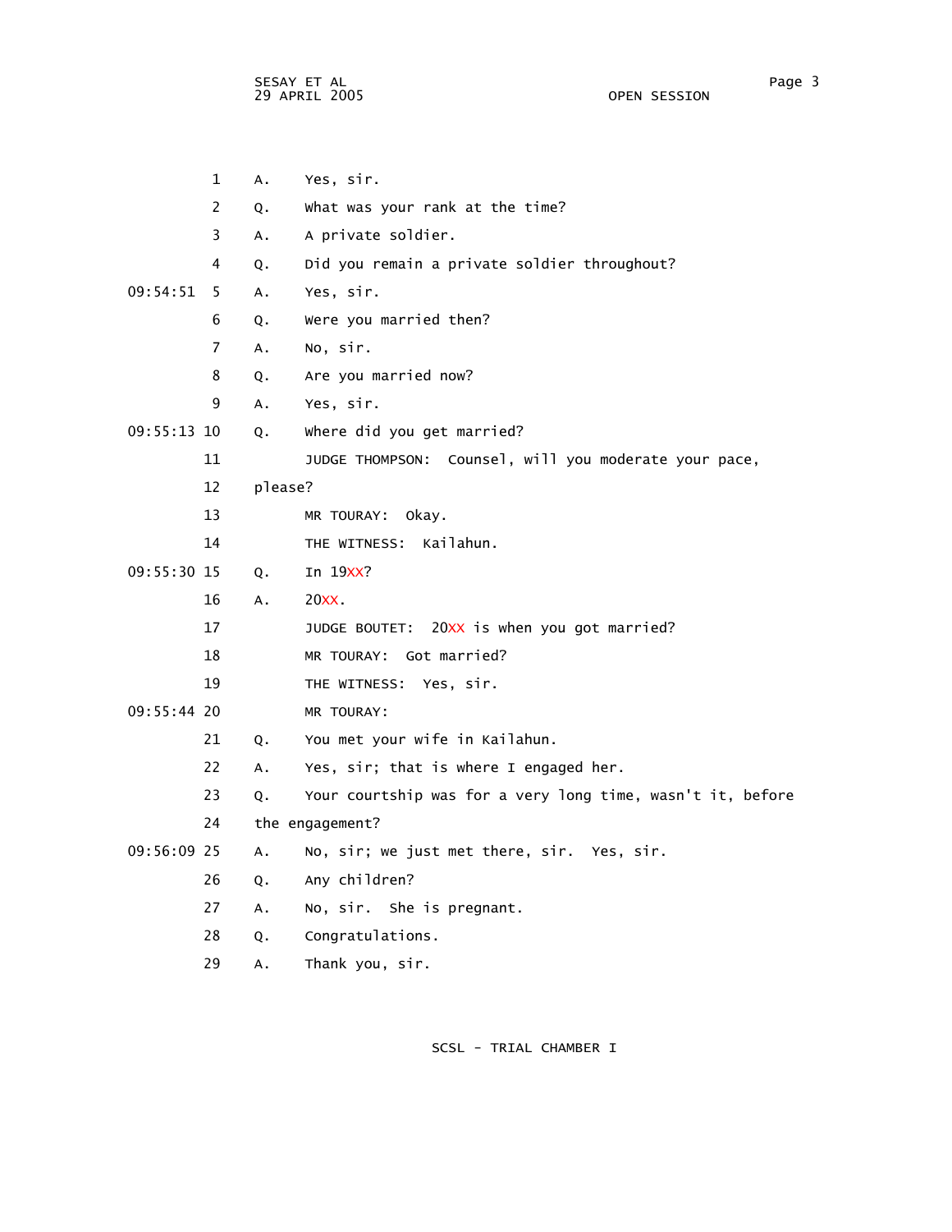1 A. Yes, sir.

2 Q. What was your rank at the time?

3 A. A private soldier.

4 Q. Did you remain a private soldier throughout?

09:54:51 5 A. Yes, sir.

6 Q. Were you married then?

7 A. No, sir.

8 Q. Are you married now?

9 A. Yes, sir.

09:55:13 10 Q. Where did you get married?

11 JUDGE THOMPSON: Counsel, will you moderate your pace,

12 please?

13 MR TOURAY: Okay.

14 THE WITNESS: Kailahun.

09:55:30 15 Q. In 19XX?

16 A. 20XX.

17 JUDGE BOUTET: 20XX is when you got married?

18 MR TOURAY: Got married?

19 THE WITNESS: Yes, sir.

09:55:44 20 MR TOURAY:

21 Q. You met your wife in Kailahun.

22 A. Yes, sir; that is where I engaged her.

23 Q. Your courtship was for a very long time, wasn't it, before

24 the engagement?

09:56:09 25 A. No, sir; we just met there, sir. Yes, sir.

26 Q. Any children?

27 A. No, sir. She is pregnant.

28 Q. Congratulations.

29 A. Thank you, sir.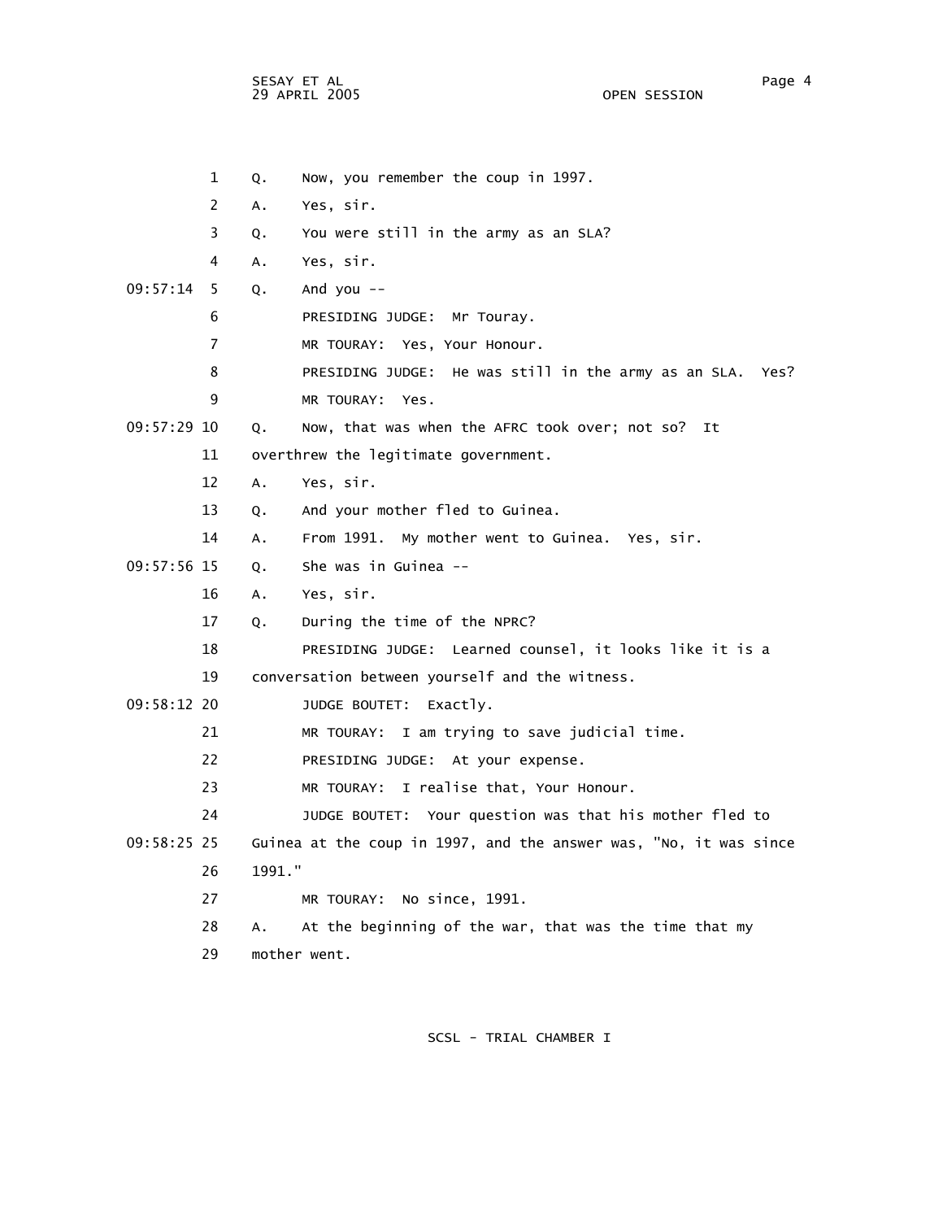1 Q. Now, you remember the coup in 1997.

2 A. Yes, sir.

3 Q. You were still in the army as an SLA?

4 A. Yes, sir.

09:57:14 5 Q. And you --

6 PRESIDING JUDGE: Mr Touray.

7 MR TOURAY: Yes, Your Honour.

8 PRESIDING JUDGE: He was still in the army as an SLA. Yes?

9 MR TOURAY: Yes.

09:57:29 10 Q. Now, that was when the AFRC took over; not so? It

11 overthrew the legitimate government.

12 A. Yes, sir.

13 Q. And your mother fled to Guinea.

14 A. From 1991. My mother went to Guinea. Yes, sir.

09:57:56 15 Q. She was in Guinea --

16 A. Yes, sir.

17 Q. During the time of the NPRC?

18 PRESIDING JUDGE: Learned counsel, it looks like it is a

19 conversation between yourself and the witness.

09:58:12 20 JUDGE BOUTET: Exactly.

21 MR TOURAY: I am trying to save judicial time.

22 PRESIDING JUDGE: At your expense.

23 MR TOURAY: I realise that, Your Honour.

24 JUDGE BOUTET: Your question was that his mother fled to

09:58:25 25 Guinea at the coup in 1997, and the answer was, "No, it was since

26 1991."

27 MR TOURAY: No since, 1991.

28 A. At the beginning of the war, that was the time that my

29 mother went.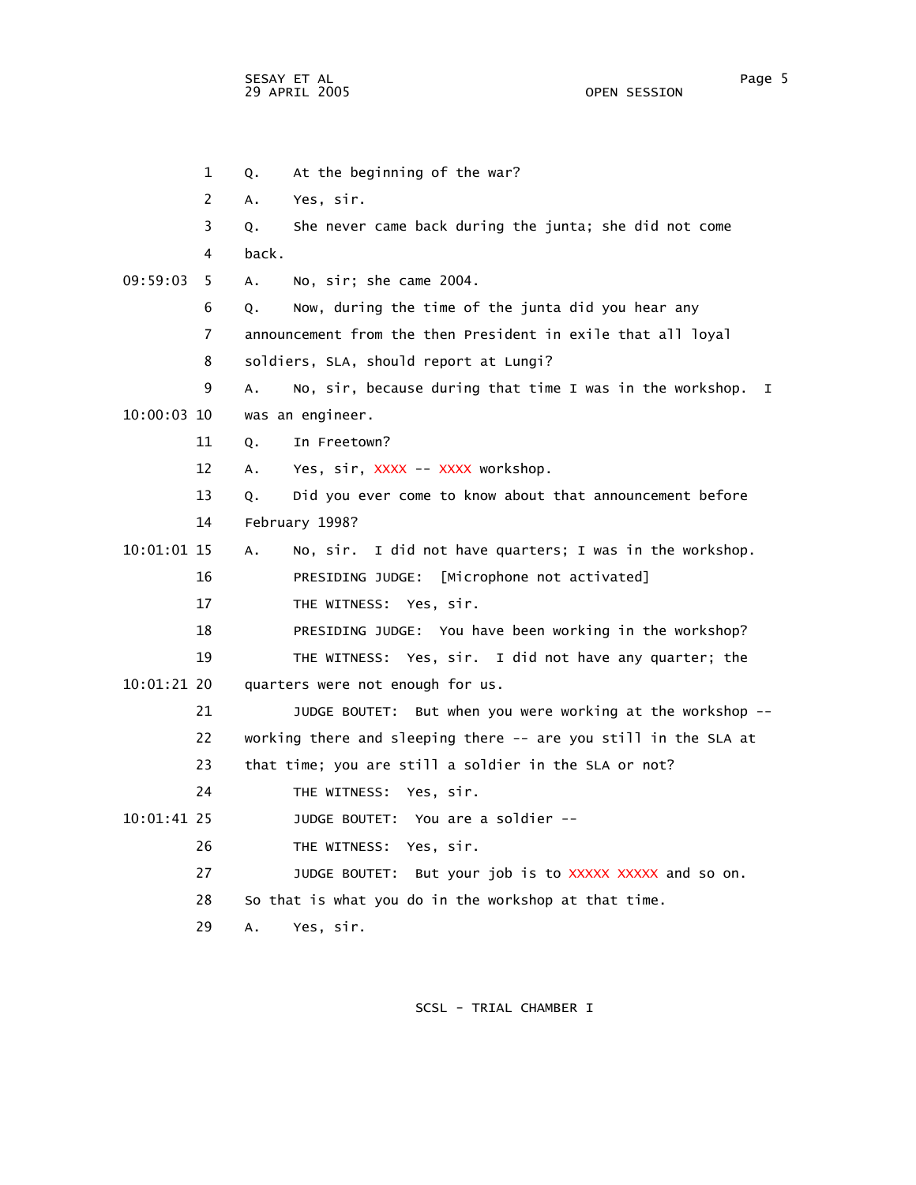1 Q. At the beginning of the war?

2 A. Yes, sir.

3 Q. She never came back during the junta; she did not come

4 back.

09:59:03 5 A. No, sir; she came 2004.

6 Q. Now, during the time of the junta did you hear any

7 announcement from the then President in exile that all loyal

8 soldiers, SLA, should report at Lungi?

9 A. No, sir, because during that time I was in the workshop. I

10:00:03 10 was an engineer.

11 Q. In Freetown?

12 A. Yes, sir, XXXX -- XXXX workshop.

13 Q. Did you ever come to know about that announcement before

14 February 1998?

10:01:01 15 A. No, sir. I did not have quarters; I was in the workshop.

16 PRESIDING JUDGE: [Microphone not activated]

17 THE WITNESS: Yes, sir.

18 PRESIDING JUDGE: You have been working in the workshop?

19 THE WITNESS: Yes, sir. I did not have any quarter; the

10:01:21 20 quarters were not enough for us.

21 JUDGE BOUTET: But when you were working at the workshop --

22 working there and sleeping there -- are you still in the SLA at

23 that time; you are still a soldier in the SLA or not?

24 THE WITNESS: Yes, sir.

10:01:41 25 JUDGE BOUTET: You are a soldier --

26 THE WITNESS: Yes, sir.

27 JUDGE BOUTET: But your job is to XXXXX XXXXX and so on.

28 So that is what you do in the workshop at that time.

29 A. Yes, sir.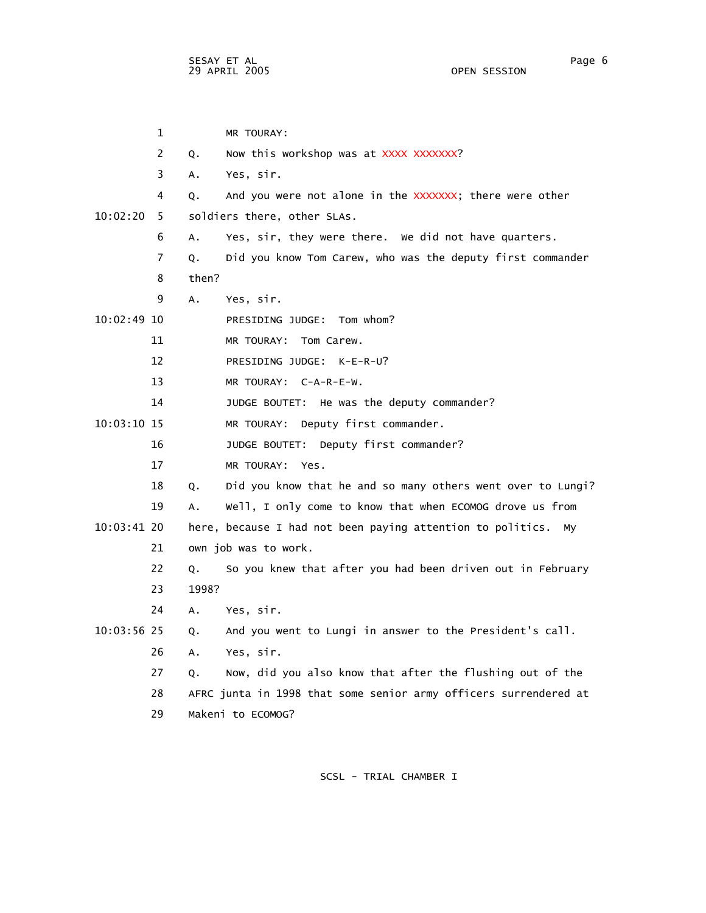1 MR TOURAY:

2 Q. Now this workshop was at XXXX XXXXXXX?

3 A. Yes, sir.

4 Q. And you were not alone in the XXXXXXX; there were other

10:02:20 5 soldiers there, other SLAs.

6 A. Yes, sir, they were there. We did not have quarters.

7 Q. Did you know Tom Carew, who was the deputy first commander

8 then?

9 A. Yes, sir.

10:02:49 10 PRESIDING JUDGE: Tom whom?

11 MR TOURAY: Tom Carew.

12 PRESIDING JUDGE: K-E-R-U?

13 MR TOURAY: C-A-R-E-W.

14 JUDGE BOUTET: He was the deputy commander?

10:03:10 15 MR TOURAY: Deputy first commander.

16 JUDGE BOUTET: Deputy first commander?

17 MR TOURAY: Yes.

18 Q. Did you know that he and so many others went over to Lungi?

19 A. Well, I only come to know that when ECOMOG drove us from

10:03:41 20 here, because I had not been paying attention to politics. My

21 own job was to work.

22 Q. So you knew that after you had been driven out in February

23 1998?

24 A. Yes, sir.

10:03:56 25 Q. And you went to Lungi in answer to the President's call.

26 A. Yes, sir.

27 Q. Now, did you also know that after the flushing out of the

28 AFRC junta in 1998 that some senior army officers surrendered at

29 Makeni to ECOMOG?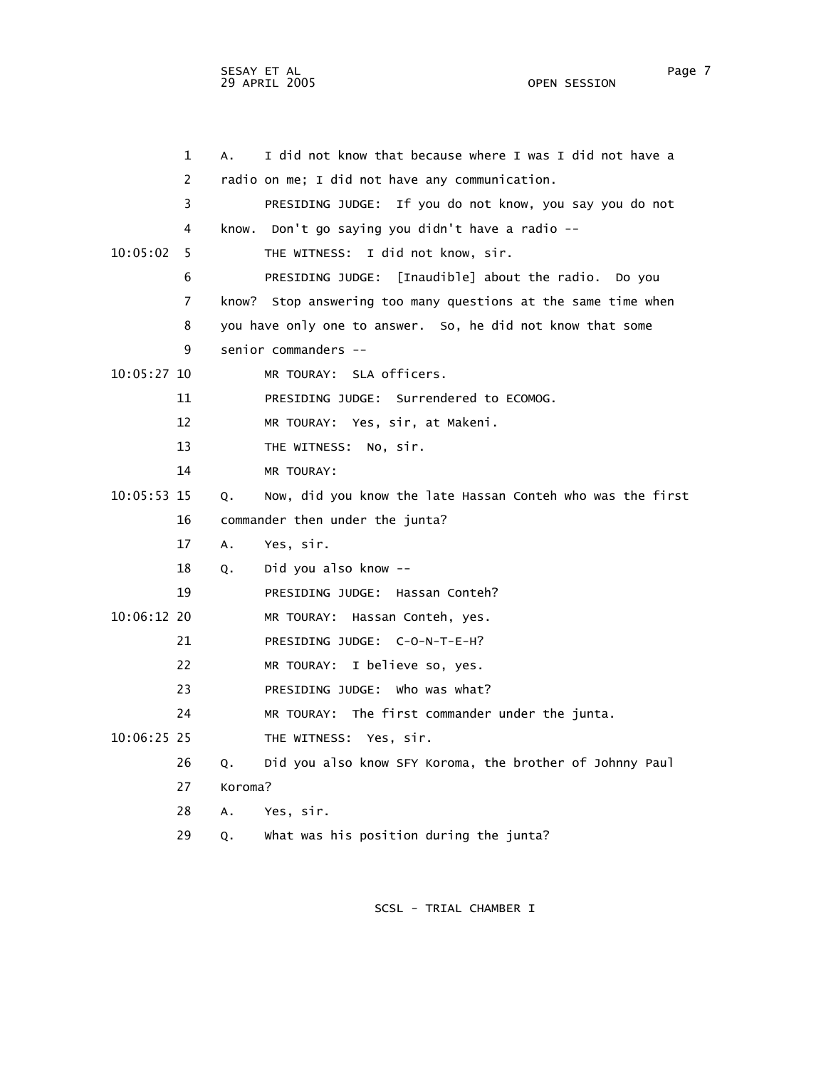A. I did not know that because where I was I did not have a radio on me; I did not have any communication.

PRESIDING JUDGE: If you do not know, you say you do not know. Don't go saying you didn't have a radio --

THE WITNESS: I did not know, sir.

PRESIDING JUDGE: [Inaudible] about the radio. Do you know? Stop answering too many questions at the same time when you have only one to answer. So, he did not know that some senior commanders --

MR TOURAY: SLA officers.

PRESIDING JUDGE: Surrendered to ECOMOG.

MR TOURAY: Yes, sir, at Makeni.

THE WITNESS: No, sir.

MR TOURAY:

Q. Now, did you know the late Hassan Conteh who was the first commander then under the junta?

A. Yes, sir.

Q. Did you also know --

PRESIDING JUDGE: Hassan Conteh?

MR TOURAY: Hassan Conteh, yes.

PRESIDING JUDGE: C-O-N-T-E-H?

MR TOURAY: I believe so, yes.

PRESIDING JUDGE: Who was what?

MR TOURAY: The first commander under the junta.

THE WITNESS: Yes, sir.

Q. Did you also know SFY Koroma, the brother of Johnny Paul Koroma?

A. Yes, sir.

Q. What was his position during the junta?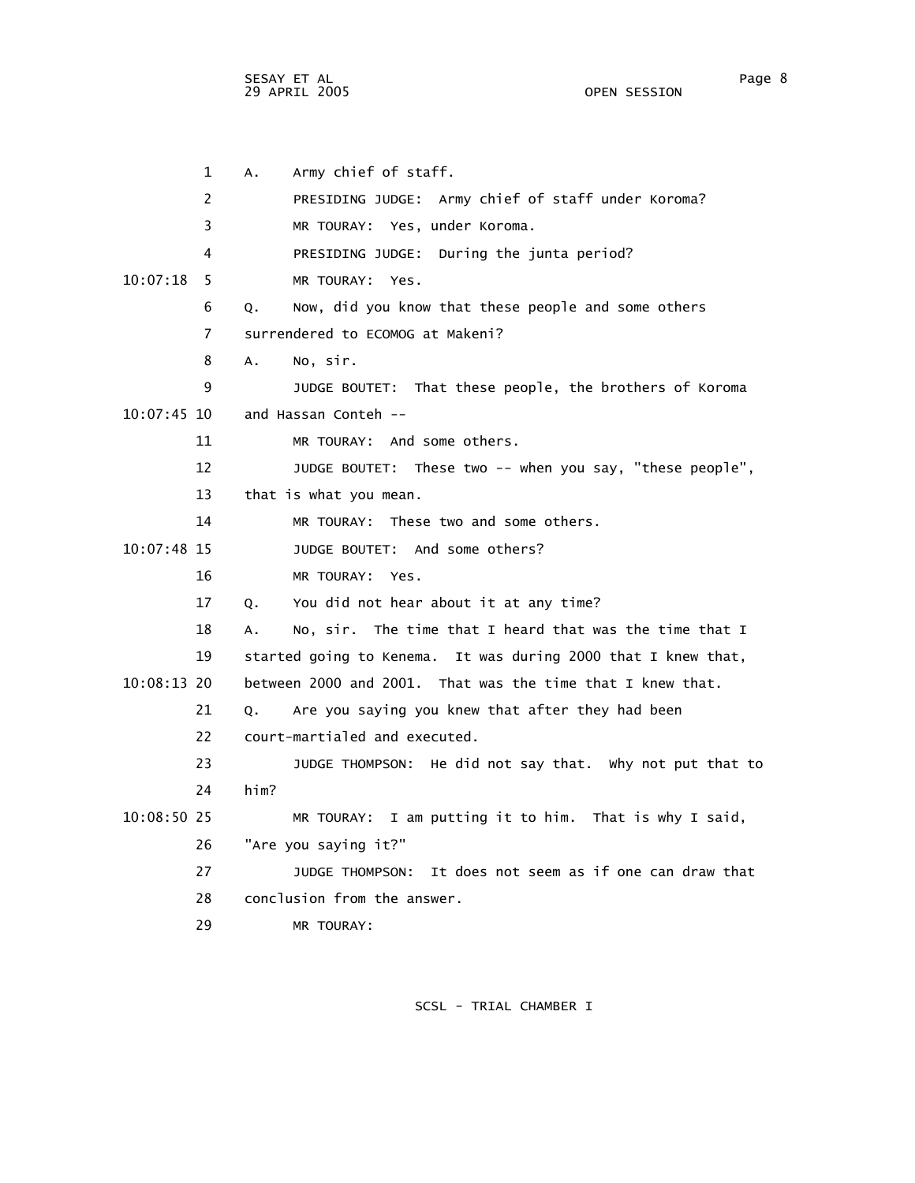1 A. Army chief of staff.

2 PRESIDING JUDGE: Army chief of staff under Koroma?

3 MR TOURAY: Yes, under Koroma.

4 PRESIDING JUDGE: During the junta period?

10:07:18 5 MR TOURAY: Yes.

6 Q. Now, did you know that these people and some others

7 surrendered to ECOMOG at Makeni?

8 A. No, sir.

9 JUDGE BOUTET: That these people, the brothers of Koroma

10:07:45 10 and Hassan Conteh --

11 MR TOURAY: And some others.

12 JUDGE BOUTET: These two -- when you say, "these people",

13 that is what you mean.

14 MR TOURAY: These two and some others.

10:07:48 15 JUDGE BOUTET: And some others?

16 MR TOURAY: Yes.

17 Q. You did not hear about it at any time?

18 A. No, sir. The time that I heard that was the time that I

19 started going to Kenema. It was during 2000 that I knew that,

10:08:13 20 between 2000 and 2001. That was the time that I knew that.

21 Q. Are you saying you knew that after they had been

22 court-martialed and executed.

23 JUDGE THOMPSON: He did not say that. Why not put that to

24 him?

10:08:50 25 MR TOURAY: I am putting it to him. That is why I said,

26 "Are you saying it?"

27 JUDGE THOMPSON: It does not seem as if one can draw that

28 conclusion from the answer.

29 MR TOURAY: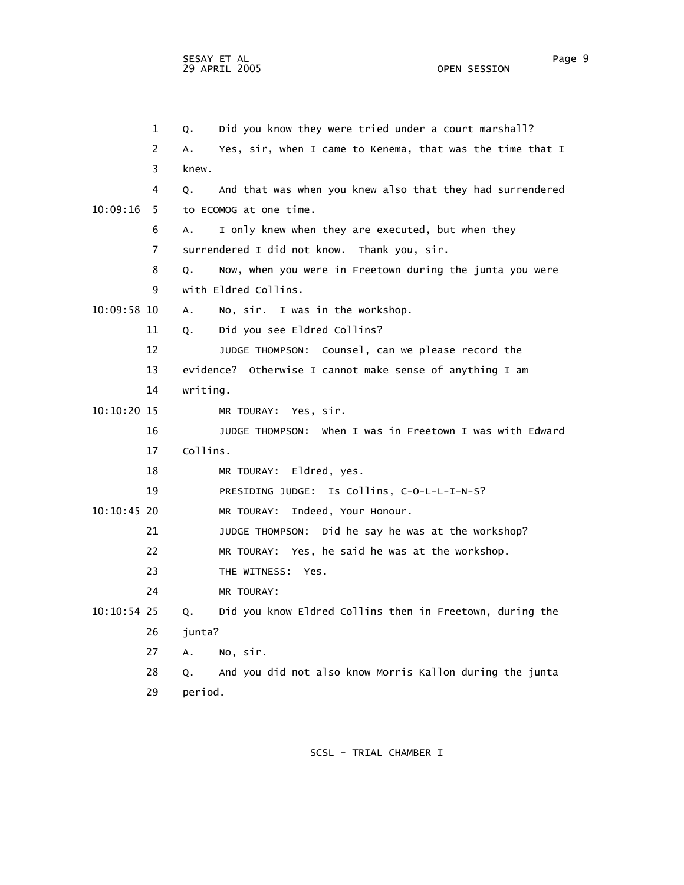1 Q. Did you know they were tried under a court marshall?

2 A. Yes, sir, when I came to Kenema, that was the time that I

3 knew.

4 Q. And that was when you knew also that they had surrendered

10:09:16 5 to ECOMOG at one time.

6 A. I only knew when they are executed, but when they

7 surrendered I did not know. Thank you, sir.

8 Q. Now, when you were in Freetown during the junta you were

9 with Eldred Collins.

10:09:58 10 A. No, sir. I was in the workshop.

11 Q. Did you see Eldred Collins?

12 JUDGE THOMPSON: Counsel, can we please record the

13 evidence? Otherwise I cannot make sense of anything I am

14 writing.

10:10:20 15 MR TOURAY: Yes, sir.

16 JUDGE THOMPSON: When I was in Freetown I was with Edward

17 Collins.

18 MR TOURAY: Eldred, yes.

19 PRESIDING JUDGE: Is Collins, C-O-L-L-I-N-S?

10:10:45 20 MR TOURAY: Indeed, Your Honour.

21 JUDGE THOMPSON: Did he say he was at the workshop?

22 MR TOURAY: Yes, he said he was at the workshop.

23 THE WITNESS: Yes.

24 MR TOURAY:

10:10:54 25 Q. Did you know Eldred Collins then in Freetown, during the

26 junta?

27 A. No, sir.

28 Q. And you did not also know Morris Kallon during the junta

29 period.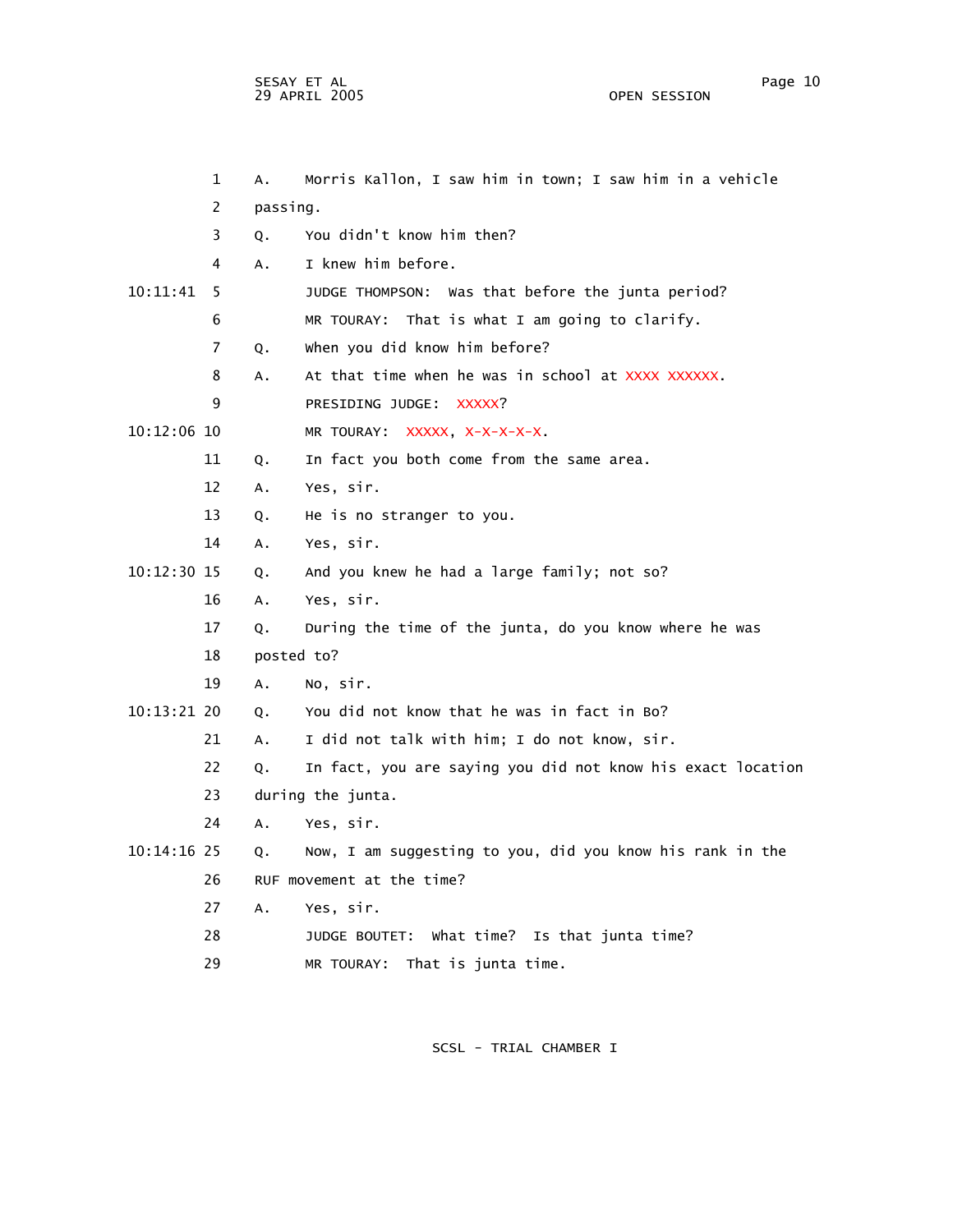1 A. Morris Kallon, I saw him in town; I saw him in a vehicle
2 passing.
3 Q. You didn't know him then?
4 A. I knew him before.
10:11:41 5 JUDGE THOMPSON: Was that before the junta period?
6 MR TOURAY: That is what I am going to clarify.
7 Q. When you did know him before?
8 A. At that time when he was in school at XXXX XXXXXX.
9 PRESIDING JUDGE: XXXXX?
10:12:06 10 MR TOURAY: XXXXX, X-X-X-X-X.
11 Q. In fact you both come from the same area.
12 A. Yes, sir.
13 Q. He is no stranger to you.
14 A. Yes, sir.
10:12:30 15 Q. And you knew he had a large family; not so?
16 A. Yes, sir.
17 Q. During the time of the junta, do you know where he was
18 posted to?
19 A. No, sir.
10:13:21 20 Q. You did not know that he was in fact in Bo?
21 A. I did not talk with him; I do not know, sir.
22 Q. In fact, you are saying you did not know his exact location
23 during the junta.
24 A. Yes, sir.
10:14:16 25 Q. Now, I am suggesting to you, did you know his rank in the
26 RUF movement at the time?
27 A. Yes, sir.
28 JUDGE BOUTET: What time? Is that junta time?
29 MR TOURAY: That is junta time.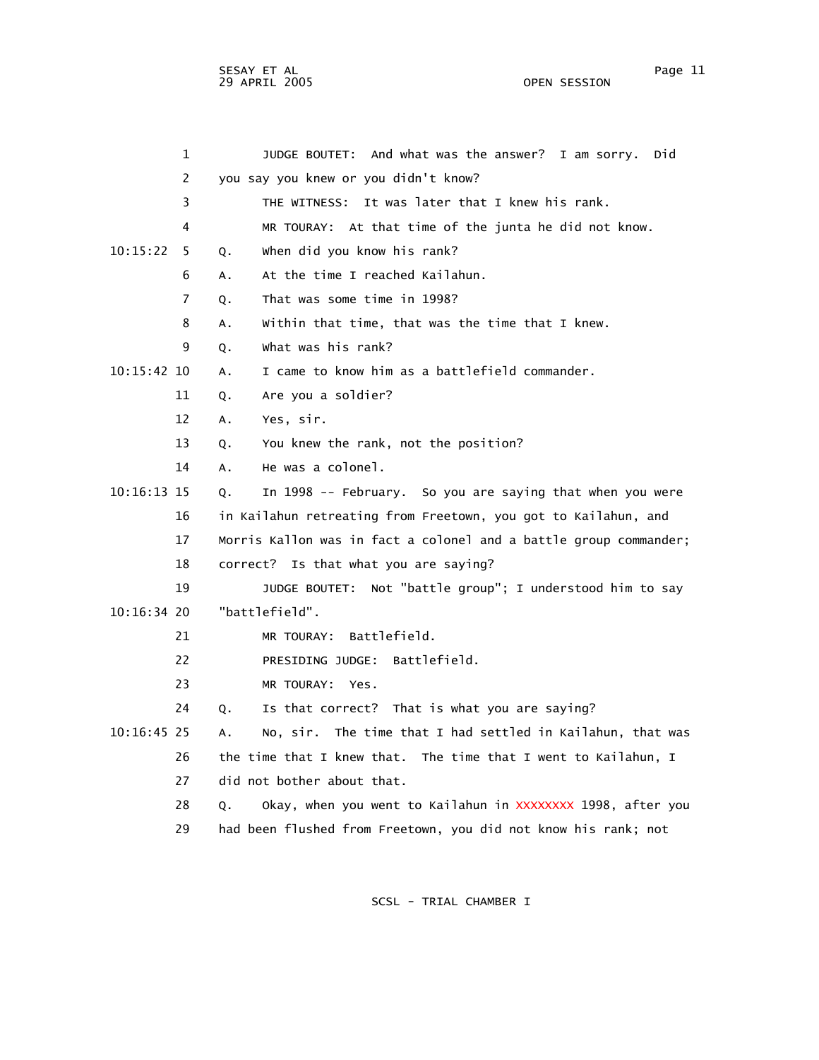JUDGE BOUTET: And what was the answer? I am sorry. Did you say you knew or you didn't know?

THE WITNESS: It was later that I knew his rank.

MR TOURAY: At that time of the junta he did not know.

Q. When did you know his rank?

A. At the time I reached Kailahun.

Q. That was some time in 1998?

A. Within that time, that was the time that I knew.

Q. What was his rank?

A. I came to know him as a battlefield commander.

Q. Are you a soldier?

A. Yes, sir.

Q. You knew the rank, not the position?

A. He was a colonel.

Q. In 1998 -- February. So you are saying that when you were in Kailahun retreating from Freetown, you got to Kailahun, and Morris Kallon was in fact a colonel and a battle group commander; correct? Is that what you are saying?

JUDGE BOUTET: Not "battle group"; I understood him to say "battlefield".

MR TOURAY: Battlefield.

PRESIDING JUDGE: Battlefield.

MR TOURAY: Yes.

Q. Is that correct? That is what you are saying?

A. No, sir. The time that I had settled in Kailahun, that was the time that I knew that. The time that I went to Kailahun, I did not bother about that.

Q. Okay, when you went to Kailahun in XXXXXXXX 1998, after you had been flushed from Freetown, you did not know his rank; not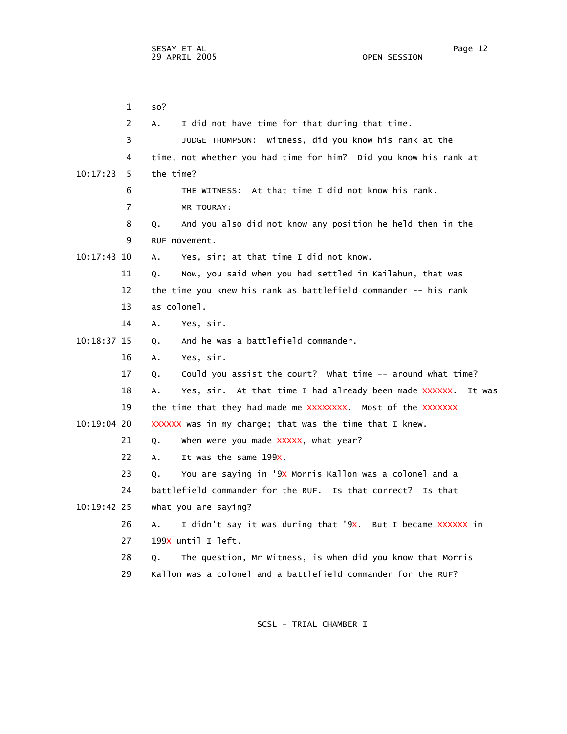so?

A. I did not have time for that during that time.

JUDGE THOMPSON: Witness, did you know his rank at the time, not whether you had time for him? Did you know his rank at the time?

THE WITNESS: At that time I did not know his rank.

MR TOURAY:

Q. And you also did not know any position he held then in the RUF movement.

A. Yes, sir; at that time I did not know.

Q. Now, you said when you had settled in Kailahun, that was the time you knew his rank as battlefield commander -- his rank as colonel.

A. Yes, sir.

Q. And he was a battlefield commander.

A. Yes, sir.

Q. Could you assist the court? What time -- around what time?

A. Yes, sir. At that time I had already been made XXXXXX. It was the time that they had made me XXXXXXXX. Most of the XXXXXXX XXXXXX was in my charge; that was the time that I knew.

Q. When were you made XXXXX, what year?

A. It was the same 199X.

Q. You are saying in '9X Morris Kallon was a colonel and a battlefield commander for the RUF. Is that correct? Is that what you are saying?

A. I didn't say it was during that '9X. But I became XXXXXX in 199X until I left.

Q. The question, Mr Witness, is when did you know that Morris Kallon was a colonel and a battlefield commander for the RUF?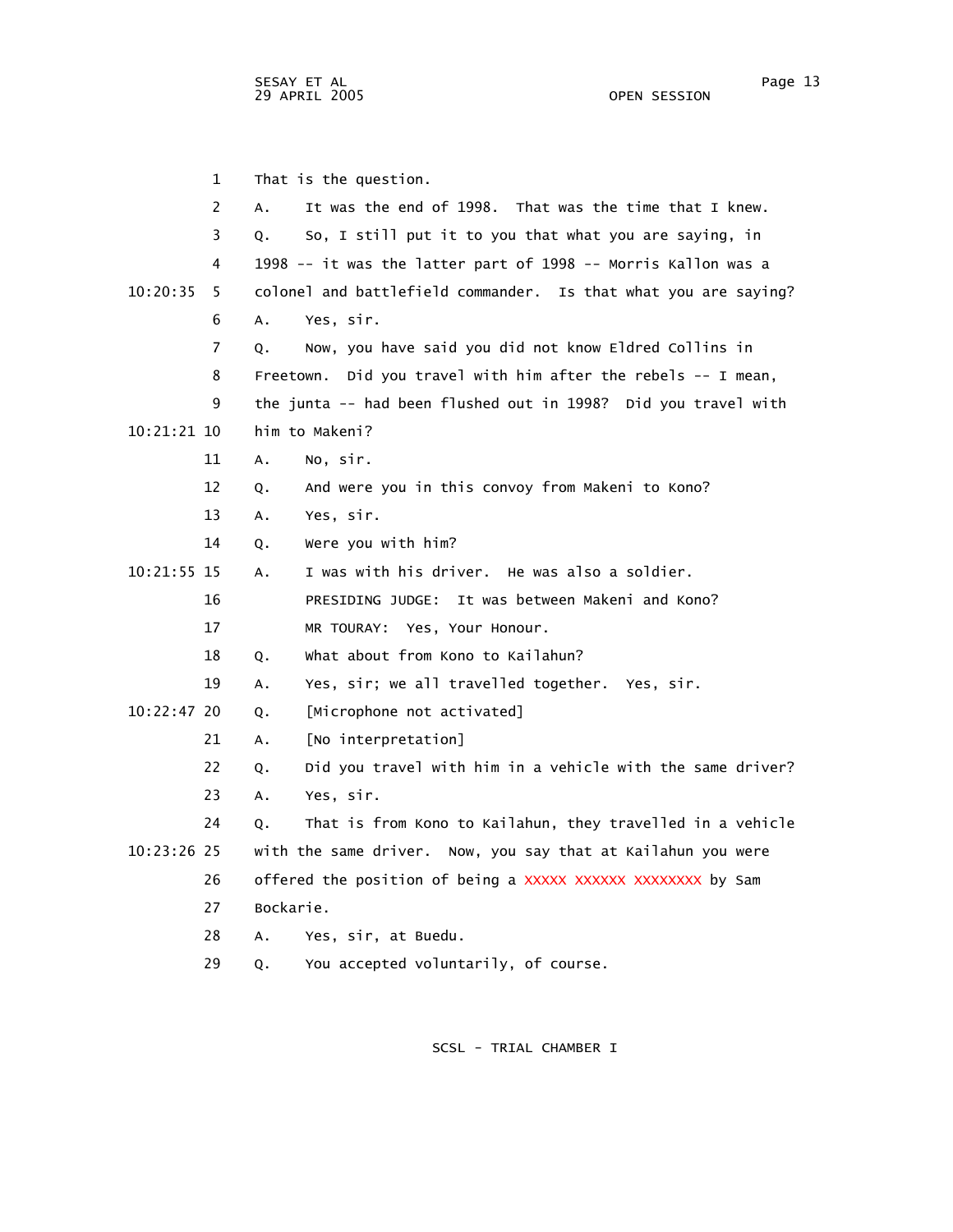That is the question.

A. It was the end of 1998. That was the time that I knew.

Q. So, I still put it to you that what you are saying, in 1998 -- it was the latter part of 1998 -- Morris Kallon was a colonel and battlefield commander. Is that what you are saying?

A. Yes, sir.

Q. Now, you have said you did not know Eldred Collins in Freetown. Did you travel with him after the rebels -- I mean, the junta -- had been flushed out in 1998? Did you travel with him to Makeni?

A. No, sir.

Q. And were you in this convoy from Makeni to Kono?

A. Yes, sir.

Q. Were you with him?

A. I was with his driver. He was also a soldier.

PRESIDING JUDGE: It was between Makeni and Kono?

MR TOURAY: Yes, Your Honour.

Q. What about from Kono to Kailahun?

A. Yes, sir; we all travelled together. Yes, sir.

Q. [Microphone not activated]

A. [No interpretation]

Q. Did you travel with him in a vehicle with the same driver?

A. Yes, sir.

Q. That is from Kono to Kailahun, they travelled in a vehicle with the same driver. Now, you say that at Kailahun you were offered the position of being a XXXXX XXXXXX XXXXXXXX by Sam Bockarie.

A. Yes, sir, at Buedu.

Q. You accepted voluntarily, of course.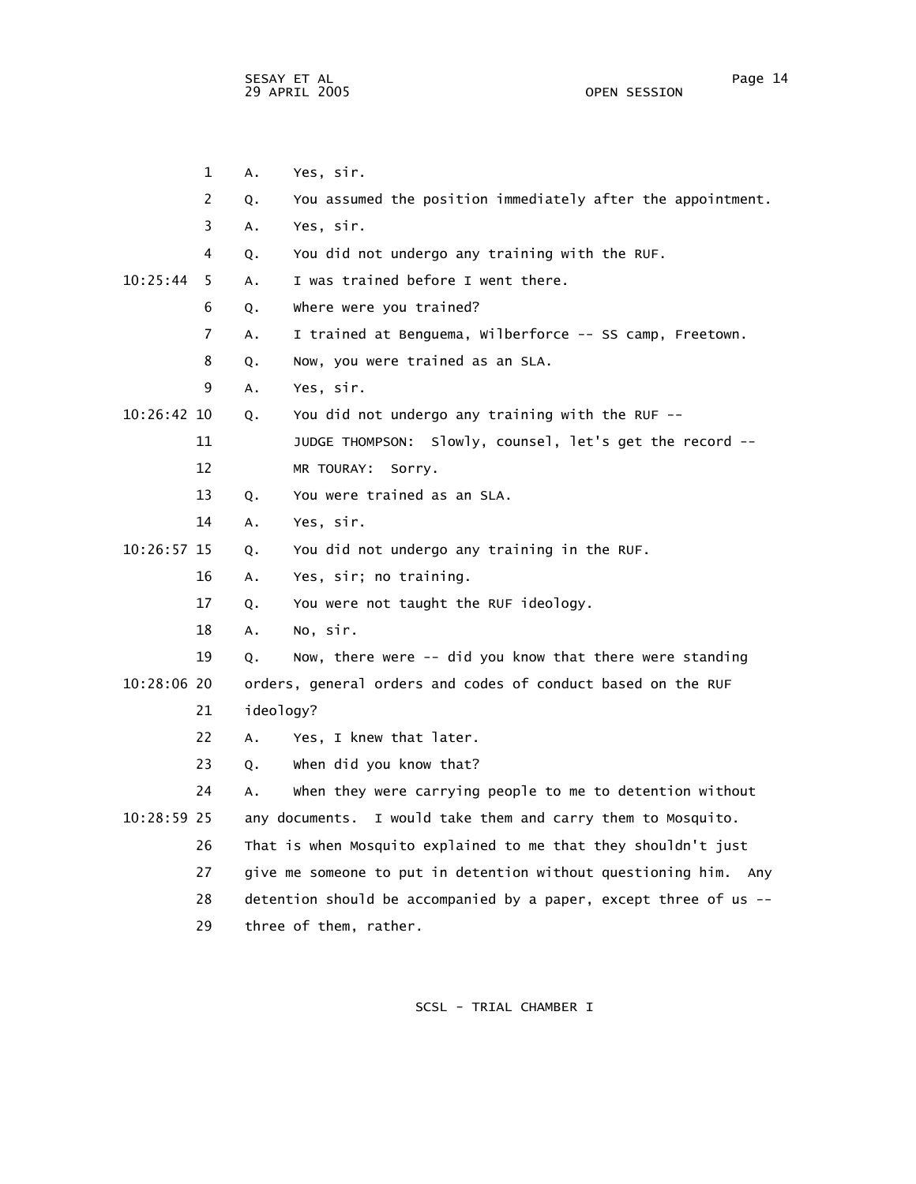1 A. Yes, sir.

2 Q. You assumed the position immediately after the appointment.

3 A. Yes, sir.

4 Q. You did not undergo any training with the RUF.

10:25:44 5 A. I was trained before I went there.

6 Q. Where were you trained?

7 A. I trained at Benguema, Wilberforce -- SS camp, Freetown.

8 Q. Now, you were trained as an SLA.

9 A. Yes, sir.

10:26:42 10 Q. You did not undergo any training with the RUF --

11 JUDGE THOMPSON: Slowly, counsel, let's get the record --

12 MR TOURAY: Sorry.

13 Q. You were trained as an SLA.

14 A. Yes, sir.

10:26:57 15 Q. You did not undergo any training in the RUF.

16 A. Yes, sir; no training.

17 Q. You were not taught the RUF ideology.

18 A. No, sir.

19 Q. Now, there were -- did you know that there were standing

10:28:06 20 orders, general orders and codes of conduct based on the RUF

21 ideology?

22 A. Yes, I knew that later.

23 Q. When did you know that?

24 A. When they were carrying people to me to detention without

10:28:59 25 any documents. I would take them and carry them to Mosquito.

26 That is when Mosquito explained to me that they shouldn't just

27 give me someone to put in detention without questioning him. Any

28 detention should be accompanied by a paper, except three of us --

29 three of them, rather.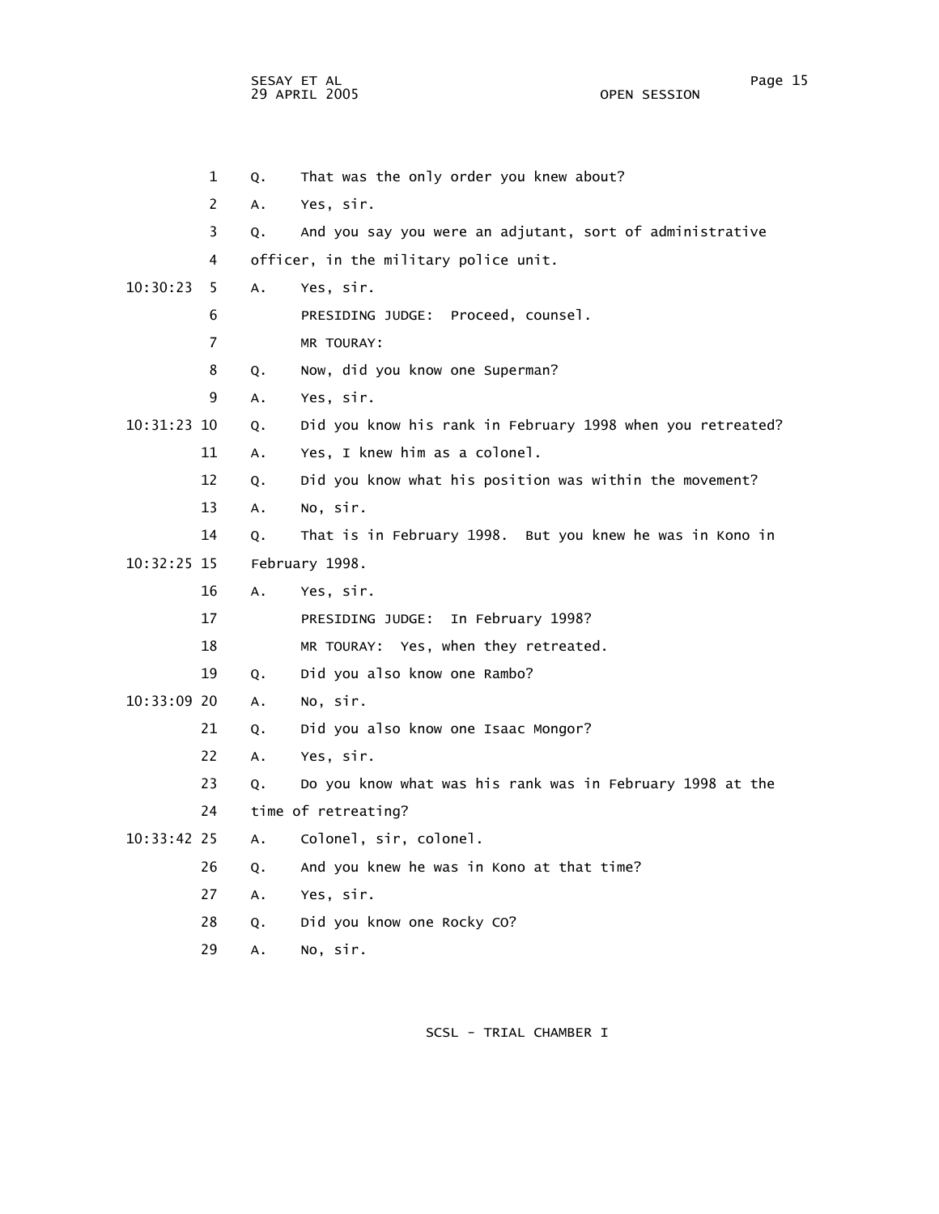Q. That was the only order you knew about?

A. Yes, sir.

Q. And you say you were an adjutant, sort of administrative officer, in the military police unit.

A. Yes, sir.

PRESIDING JUDGE: Proceed, counsel.

MR TOURAY:

Q. Now, did you know one Superman?

A. Yes, sir.

Q. Did you know his rank in February 1998 when you retreated?

A. Yes, I knew him as a colonel.

Q. Did you know what his position was within the movement?

A. No, sir.

Q. That is in February 1998. But you knew he was in Kono in February 1998.

A. Yes, sir.

PRESIDING JUDGE: In February 1998?

MR TOURAY: Yes, when they retreated.

Q. Did you also know one Rambo?

A. No, sir.

Q. Did you also know one Isaac Mongor?

A. Yes, sir.

Q. Do you know what was his rank was in February 1998 at the time of retreating?

A. Colonel, sir, colonel.

Q. And you knew he was in Kono at that time?

A. Yes, sir.

Q. Did you know one Rocky CO?

A. No, sir.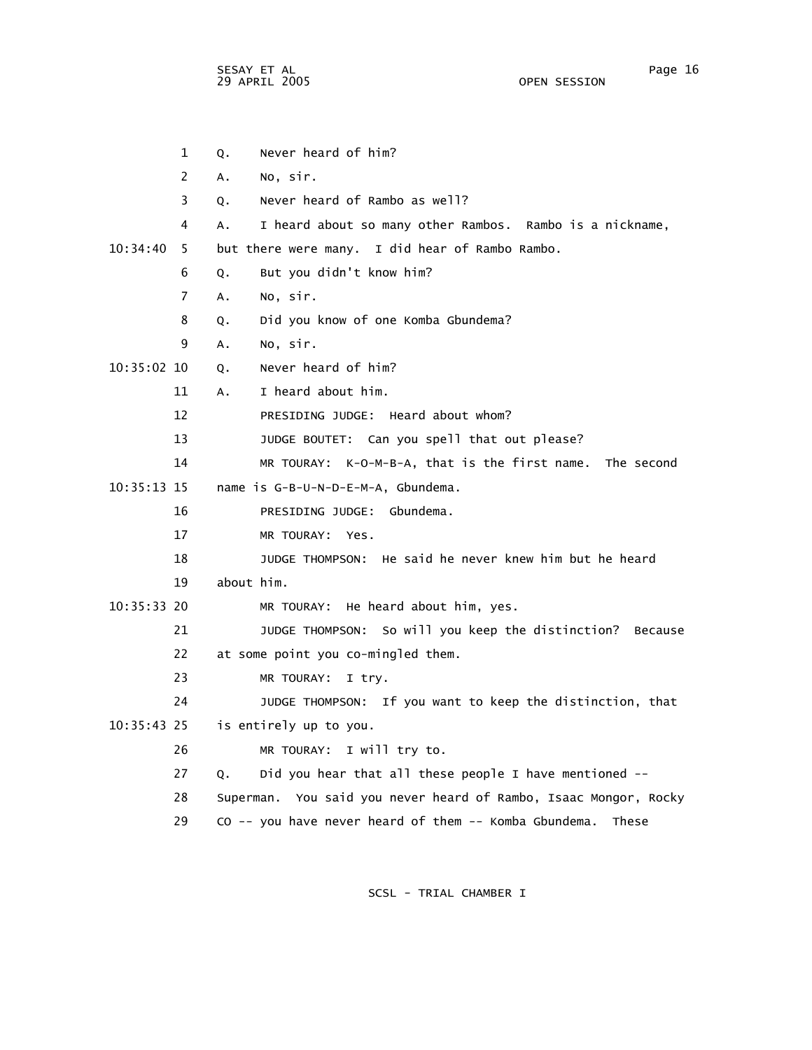1 Q. Never heard of him?

2 A. No, sir.

3 Q. Never heard of Rambo as well?

4 A. I heard about so many other Rambos. Rambo is a nickname,

10:34:40 5 but there were many. I did hear of Rambo Rambo.

6 Q. But you didn't know him?

7 A. No, sir.

8 Q. Did you know of one Komba Gbundema?

9 A. No, sir.

10:35:02 10 Q. Never heard of him?

11 A. I heard about him.

12 PRESIDING JUDGE: Heard about whom?

13 JUDGE BOUTET: Can you spell that out please?

14 MR TOURAY: K-O-M-B-A, that is the first name. The second

10:35:13 15 name is G-B-U-N-D-E-M-A, Gbundema.

16 PRESIDING JUDGE: Gbundema.

17 MR TOURAY: Yes.

18 JUDGE THOMPSON: He said he never knew him but he heard

19 about him.

10:35:33 20 MR TOURAY: He heard about him, yes.

21 JUDGE THOMPSON: So will you keep the distinction? Because

22 at some point you co-mingled them.

23 MR TOURAY: I try.

24 JUDGE THOMPSON: If you want to keep the distinction, that

10:35:43 25 is entirely up to you.

26 MR TOURAY: I will try to.

27 Q. Did you hear that all these people I have mentioned --

28 Superman. You said you never heard of Rambo, Isaac Mongor, Rocky

29 CO -- you have never heard of them -- Komba Gbundema. These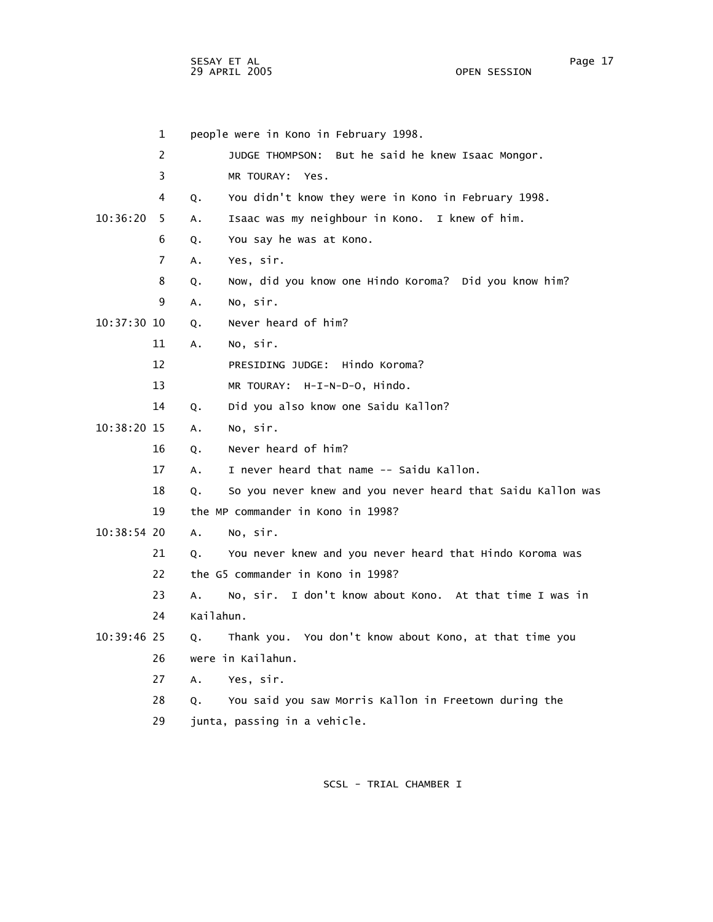1 people were in Kono in February 1998.

2 JUDGE THOMPSON: But he said he knew Isaac Mongor.

3 MR TOURAY: Yes.

4 Q. You didn't know they were in Kono in February 1998.

10:36:20 5 A. Isaac was my neighbour in Kono. I knew of him.

6 Q. You say he was at Kono.

7 A. Yes, sir.

8 Q. Now, did you know one Hindo Koroma? Did you know him?

9 A. No, sir.

10:37:30 10 Q. Never heard of him?

11 A. No, sir.

12 PRESIDING JUDGE: Hindo Koroma?

13 MR TOURAY: H-I-N-D-O, Hindo.

14 Q. Did you also know one Saidu Kallon?

10:38:20 15 A. No, sir.

16 Q. Never heard of him?

17 A. I never heard that name -- Saidu Kallon.

18 Q. So you never knew and you never heard that Saidu Kallon was

19 the MP commander in Kono in 1998?

10:38:54 20 A. No, sir.

21 Q. You never knew and you never heard that Hindo Koroma was

22 the G5 commander in Kono in 1998?

23 A. No, sir. I don't know about Kono. At that time I was in

24 Kailahun.

10:39:46 25 Q. Thank you. You don't know about Kono, at that time you

26 were in Kailahun.

27 A. Yes, sir.

28 Q. You said you saw Morris Kallon in Freetown during the

29 junta, passing in a vehicle.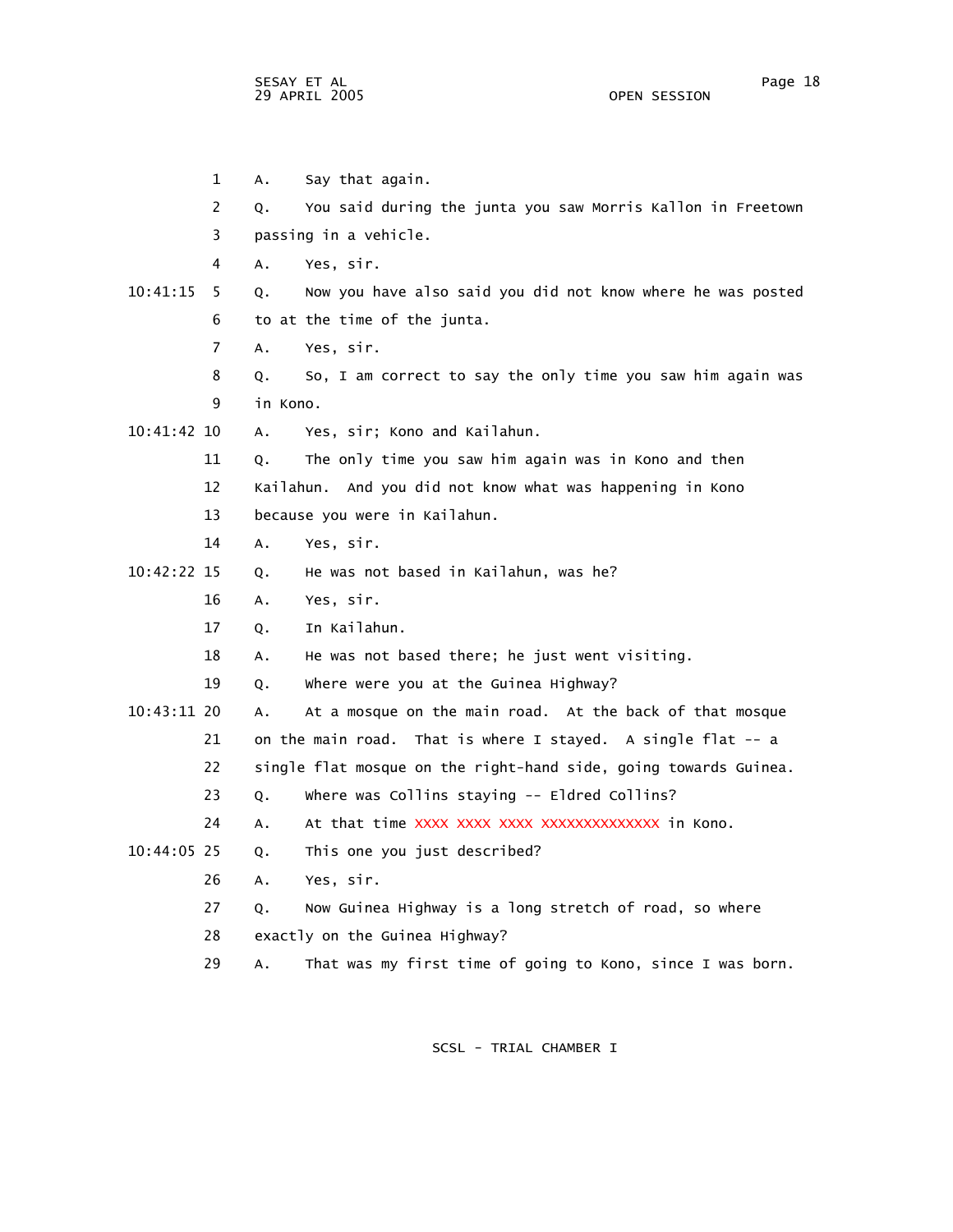1 A. Say that again.

2 Q. You said during the junta you saw Morris Kallon in Freetown

3 passing in a vehicle.

4 A. Yes, sir.

10:41:15 5 Q. Now you have also said you did not know where he was posted

6 to at the time of the junta.

7 A. Yes, sir.

8 Q. So, I am correct to say the only time you saw him again was

9 in Kono.

10:41:42 10 A. Yes, sir; Kono and Kailahun.

11 Q. The only time you saw him again was in Kono and then

12 Kailahun. And you did not know what was happening in Kono

13 because you were in Kailahun.

14 A. Yes, sir.

10:42:22 15 Q. He was not based in Kailahun, was he?

16 A. Yes, sir.

17 Q. In Kailahun.

18 A. He was not based there; he just went visiting.

19 Q. Where were you at the Guinea Highway?

10:43:11 20 A. At a mosque on the main road. At the back of that mosque

21 on the main road. That is where I stayed. A single flat -- a

22 single flat mosque on the right-hand side, going towards Guinea.

23 Q. Where was Collins staying -- Eldred Collins?

24 A. At that time XXXX XXXX XXXX XXXXXXXXXXXXXX in Kono.

10:44:05 25 Q. This one you just described?

26 A. Yes, sir.

27 Q. Now Guinea Highway is a long stretch of road, so where

28 exactly on the Guinea Highway?

29 A. That was my first time of going to Kono, since I was born.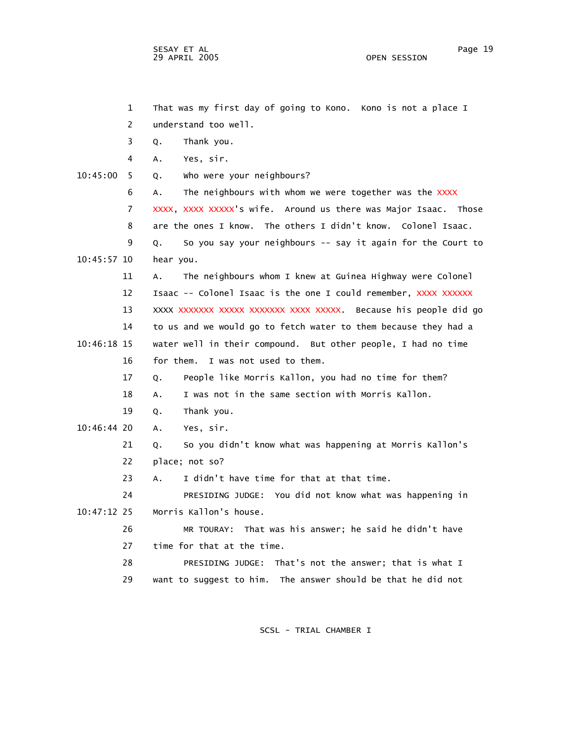That was my first day of going to Kono. Kono is not a place I understand too well.

Q. Thank you.

A. Yes, sir.

Q. Who were your neighbours?

A. The neighbours with whom we were together was the XXXX XXXX, XXXX XXXXX's wife. Around us there was Major Isaac. Those are the ones I know. The others I didn't know. Colonel Isaac.

Q. So you say your neighbours -- say it again for the Court to hear you.

A. The neighbours whom I knew at Guinea Highway were Colonel Isaac -- Colonel Isaac is the one I could remember, XXXX XXXXXX XXXX XXXXXXX XXXXX XXXXXXX XXXX XXXXX. Because his people did go to us and we would go to fetch water to them because they had a water well in their compound. But other people, I had no time for them. I was not used to them.

Q. People like Morris Kallon, you had no time for them?

A. I was not in the same section with Morris Kallon.

Q. Thank you.

A. Yes, sir.

Q. So you didn't know what was happening at Morris Kallon's place; not so?

A. I didn't have time for that at that time.

PRESIDING JUDGE: You did not know what was happening in Morris Kallon's house.

MR TOURAY: That was his answer; he said he didn't have time for that at the time.

PRESIDING JUDGE: That's not the answer; that is what I want to suggest to him. The answer should be that he did not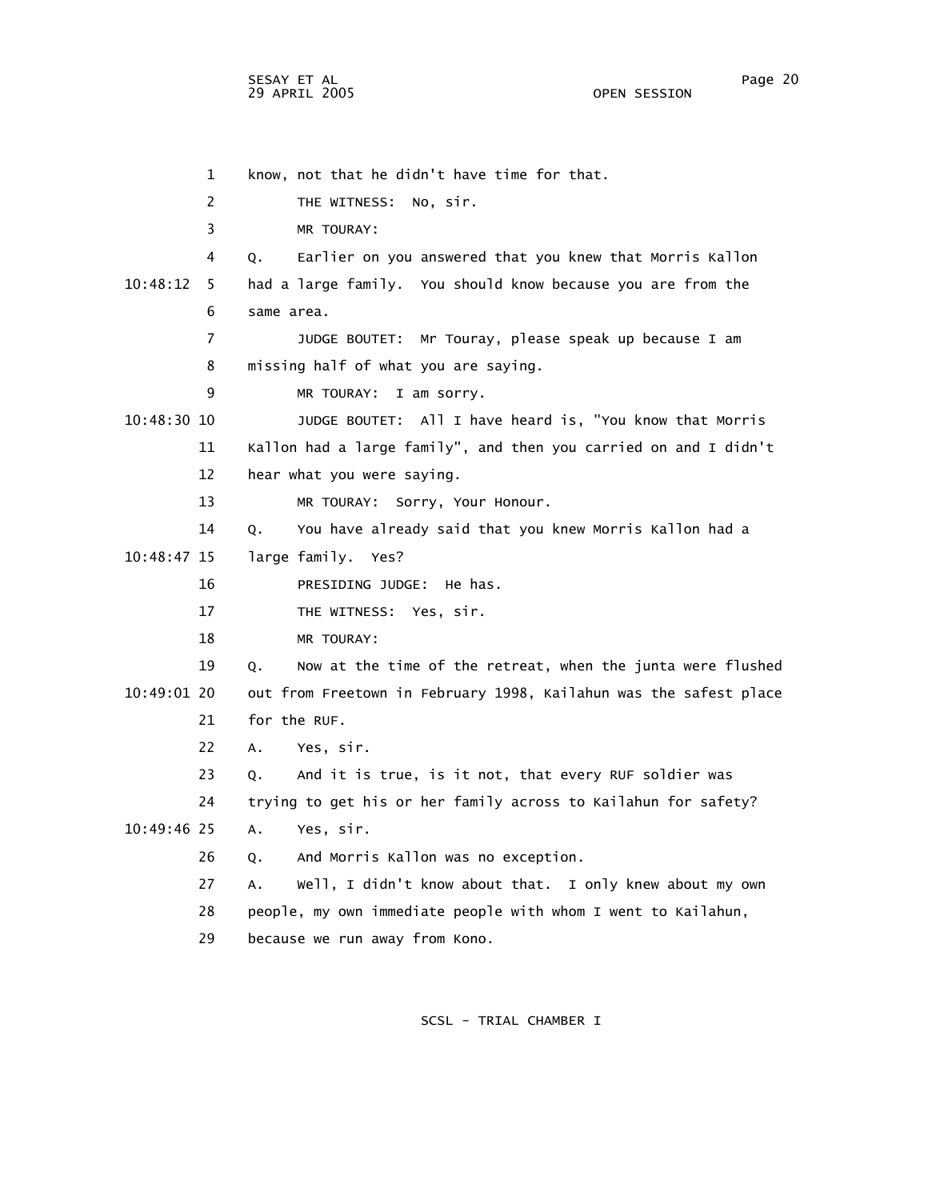1 know, not that he didn't have time for that.

2 THE WITNESS: No, sir.

3 MR TOURAY:

4 Q. Earlier on you answered that you knew that Morris Kallon

10:48:12 5 had a large family. You should know because you are from the

6 same area.

7 JUDGE BOUTET: Mr Touray, please speak up because I am

8 missing half of what you are saying.

9 MR TOURAY: I am sorry.

10:48:30 10 JUDGE BOUTET: All I have heard is, "You know that Morris

11 Kallon had a large family", and then you carried on and I didn't

12 hear what you were saying.

13 MR TOURAY: Sorry, Your Honour.

14 Q. You have already said that you knew Morris Kallon had a

10:48:47 15 large family. Yes?

16 PRESIDING JUDGE: He has.

17 THE WITNESS: Yes, sir.

18 MR TOURAY:

19 Q. Now at the time of the retreat, when the junta were flushed

10:49:01 20 out from Freetown in February 1998, Kailahun was the safest place

21 for the RUF.

22 A. Yes, sir.

23 Q. And it is true, is it not, that every RUF soldier was

24 trying to get his or her family across to Kailahun for safety?

10:49:46 25 A. Yes, sir.

26 Q. And Morris Kallon was no exception.

27 A. Well, I didn't know about that. I only knew about my own

28 people, my own immediate people with whom I went to Kailahun,

29 because we run away from Kono.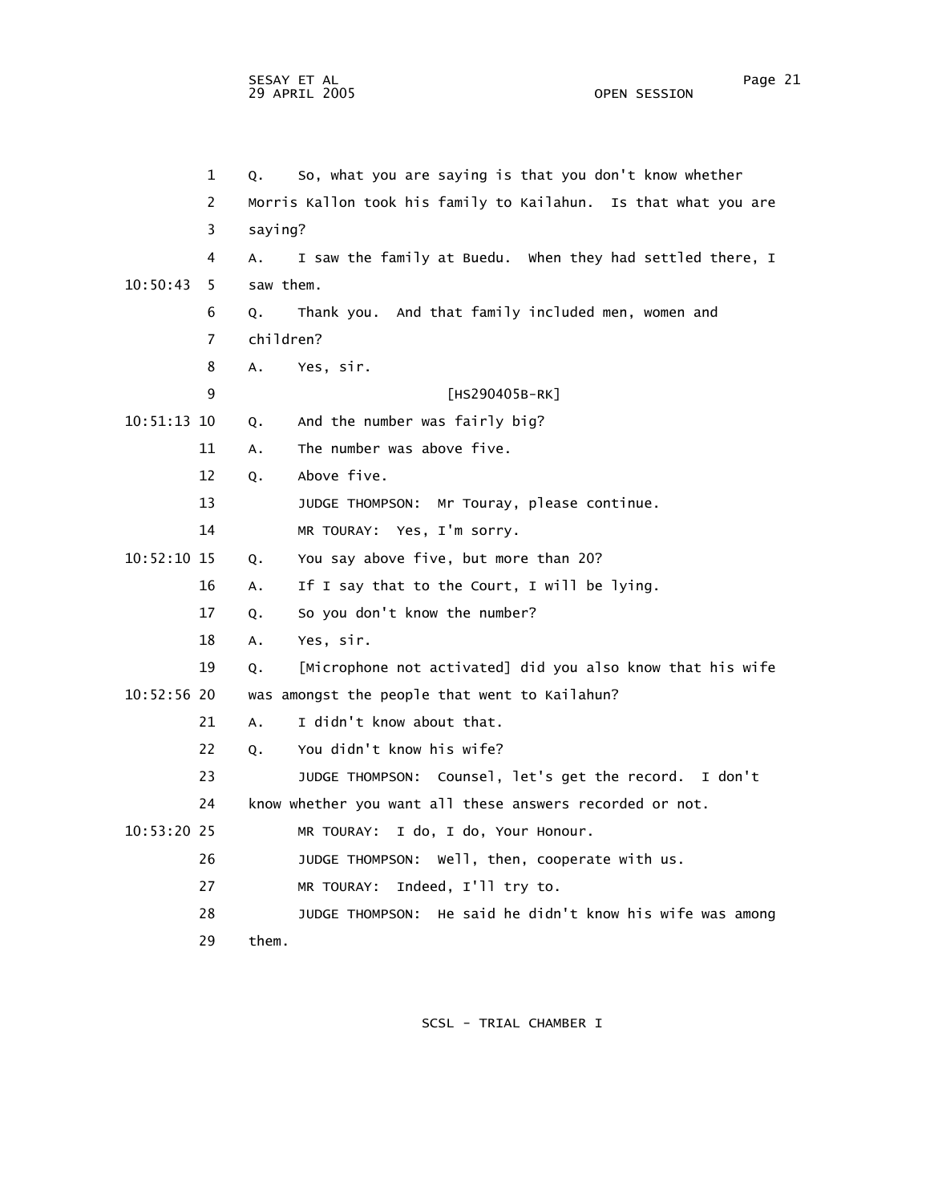1 Q. So, what you are saying is that you don't know whether
2 Morris Kallon took his family to Kailahun. Is that what you are
3 saying?
4 A. I saw the family at Buedu. When they had settled there, I
10:50:43 5 saw them.
6 Q. Thank you. And that family included men, women and
7 children?
8 A. Yes, sir.
9 [HS290405B-RK]
10:51:13 10 Q. And the number was fairly big?
11 A. The number was above five.
12 Q. Above five.
13 JUDGE THOMPSON: Mr Touray, please continue.
14 MR TOURAY: Yes, I'm sorry.
10:52:10 15 Q. You say above five, but more than 20?
16 A. If I say that to the Court, I will be lying.
17 Q. So you don't know the number?
18 A. Yes, sir.
19 Q. [Microphone not activated] did you also know that his wife
10:52:56 20 was amongst the people that went to Kailahun?
21 A. I didn't know about that.
22 Q. You didn't know his wife?
23 JUDGE THOMPSON: Counsel, let's get the record. I don't
24 know whether you want all these answers recorded or not.
10:53:20 25 MR TOURAY: I do, I do, Your Honour.
26 JUDGE THOMPSON: Well, then, cooperate with us.
27 MR TOURAY: Indeed, I'll try to.
28 JUDGE THOMPSON: He said he didn't know his wife was among
29 them.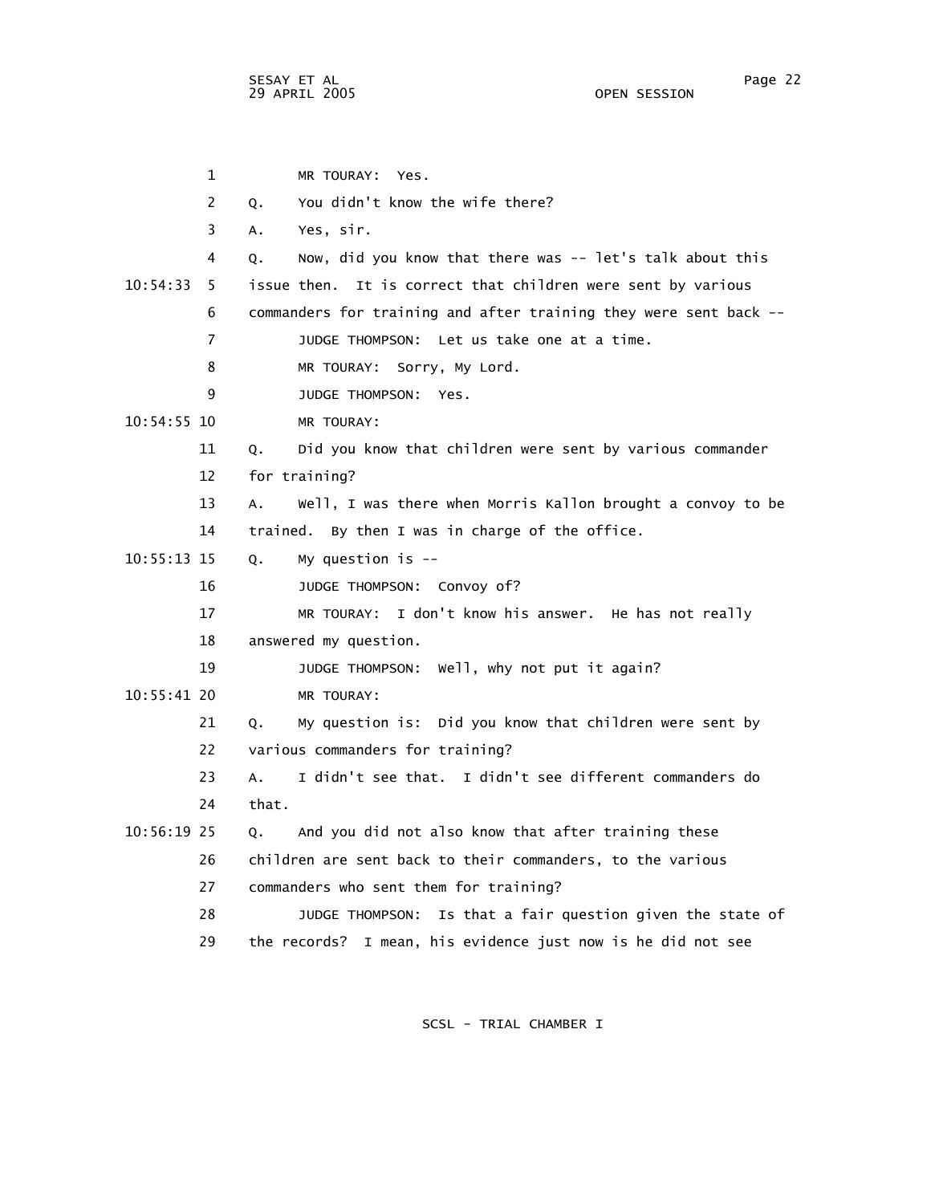1 MR TOURAY: Yes.

2 Q. You didn't know the wife there?

3 A. Yes, sir.

4 Q. Now, did you know that there was -- let's talk about this

10:54:33 5 issue then. It is correct that children were sent by various

6 commanders for training and after training they were sent back --

7 JUDGE THOMPSON: Let us take one at a time.

8 MR TOURAY: Sorry, My Lord.

9 JUDGE THOMPSON: Yes.

10:54:55 10 MR TOURAY:

11 Q. Did you know that children were sent by various commander

12 for training?

13 A. Well, I was there when Morris Kallon brought a convoy to be

14 trained. By then I was in charge of the office.

10:55:13 15 Q. My question is --

16 JUDGE THOMPSON: Convoy of?

17 MR TOURAY: I don't know his answer. He has not really

18 answered my question.

19 JUDGE THOMPSON: Well, why not put it again?

10:55:41 20 MR TOURAY:

21 Q. My question is: Did you know that children were sent by

22 various commanders for training?

23 A. I didn't see that. I didn't see different commanders do

24 that.

10:56:19 25 Q. And you did not also know that after training these

26 children are sent back to their commanders, to the various

27 commanders who sent them for training?

28 JUDGE THOMPSON: Is that a fair question given the state of

29 the records? I mean, his evidence just now is he did not see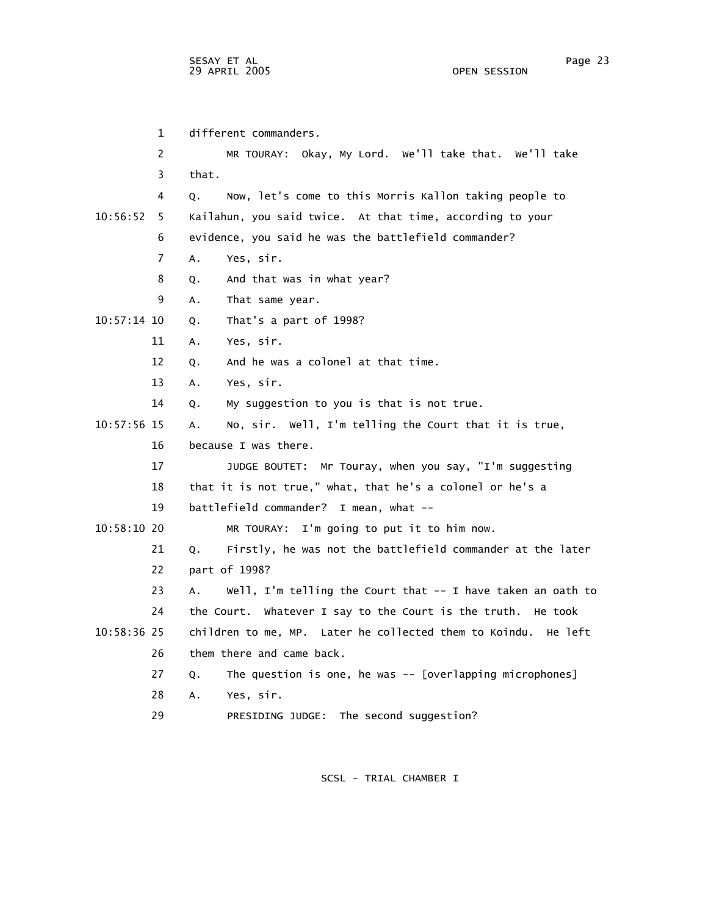1 different commanders.

2 MR TOURAY: Okay, My Lord. We'll take that. We'll take

3 that.

4 Q. Now, let's come to this Morris Kallon taking people to

10:56:52 5 Kailahun, you said twice. At that time, according to your

6 evidence, you said he was the battlefield commander?

7 A. Yes, sir.

8 Q. And that was in what year?

9 A. That same year.

10:57:14 10 Q. That's a part of 1998?

11 A. Yes, sir.

12 Q. And he was a colonel at that time.

13 A. Yes, sir.

14 Q. My suggestion to you is that is not true.

10:57:56 15 A. No, sir. Well, I'm telling the Court that it is true,

16 because I was there.

17 JUDGE BOUTET: Mr Touray, when you say, "I'm suggesting

18 that it is not true," what, that he's a colonel or he's a

19 battlefield commander? I mean, what --

10:58:10 20 MR TOURAY: I'm going to put it to him now.

21 Q. Firstly, he was not the battlefield commander at the later

22 part of 1998?

23 A. Well, I'm telling the Court that -- I have taken an oath to

24 the Court. Whatever I say to the Court is the truth. He took

10:58:36 25 children to me, MP. Later he collected them to Koindu. He left

26 them there and came back.

27 Q. The question is one, he was -- [overlapping microphones]

28 A. Yes, sir.

29 PRESIDING JUDGE: The second suggestion?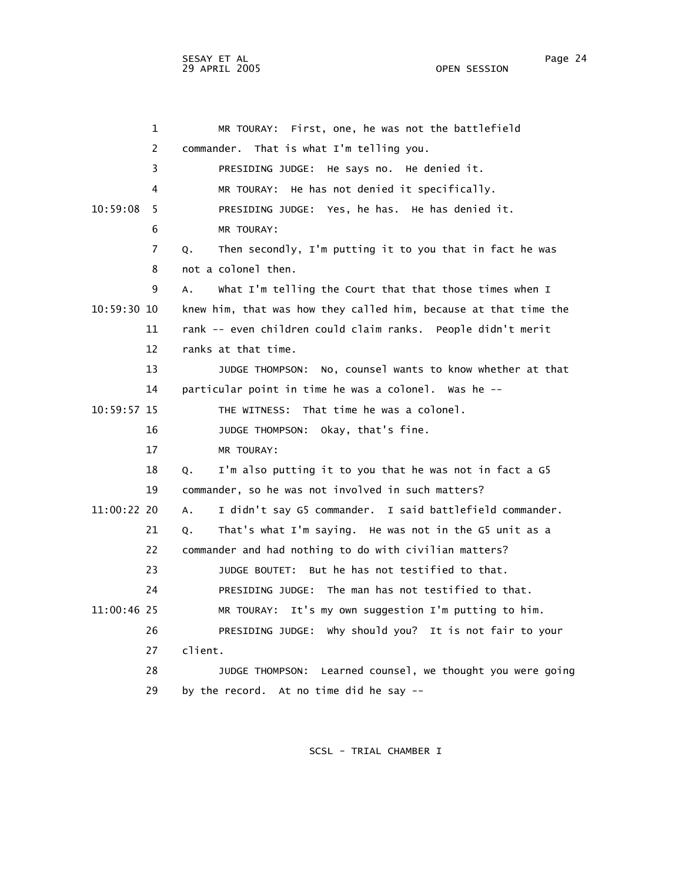1 MR TOURAY: First, one, he was not the battlefield
2 commander. That is what I'm telling you.
3 PRESIDING JUDGE: He says no. He denied it.
4 MR TOURAY: He has not denied it specifically.
10:59:08 5 PRESIDING JUDGE: Yes, he has. He has denied it.
6 MR TOURAY:
7 Q. Then secondly, I'm putting it to you that in fact he was
8 not a colonel then.
9 A. What I'm telling the Court that that those times when I
10:59:30 10 knew him, that was how they called him, because at that time the
11 rank -- even children could claim ranks. People didn't merit
12 ranks at that time.
13 JUDGE THOMPSON: No, counsel wants to know whether at that
14 particular point in time he was a colonel. Was he --
10:59:57 15 THE WITNESS: That time he was a colonel.
16 JUDGE THOMPSON: Okay, that's fine.
17 MR TOURAY:
18 Q. I'm also putting it to you that he was not in fact a G5
19 commander, so he was not involved in such matters?
11:00:22 20 A. I didn't say G5 commander. I said battlefield commander.
21 Q. That's what I'm saying. He was not in the G5 unit as a
22 commander and had nothing to do with civilian matters?
23 JUDGE BOUTET: But he has not testified to that.
24 PRESIDING JUDGE: The man has not testified to that.
11:00:46 25 MR TOURAY: It's my own suggestion I'm putting to him.
26 PRESIDING JUDGE: Why should you? It is not fair to your
27 client.
28 JUDGE THOMPSON: Learned counsel, we thought you were going
29 by the record. At no time did he say --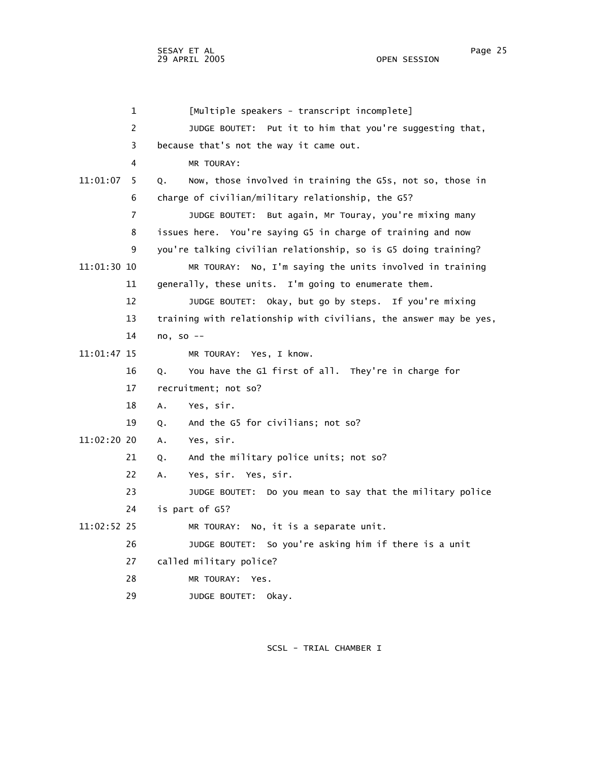1 [Multiple speakers - transcript incomplete]

2 JUDGE BOUTET: Put it to him that you're suggesting that,

3 because that's not the way it came out.

4 MR TOURAY:

11:01:07 5 Q. Now, those involved in training the G5s, not so, those in

6 charge of civilian/military relationship, the G5?

7 JUDGE BOUTET: But again, Mr Touray, you're mixing many

8 issues here. You're saying G5 in charge of training and now

9 you're talking civilian relationship, so is G5 doing training?

11:01:30 10 MR TOURAY: No, I'm saying the units involved in training

11 generally, these units. I'm going to enumerate them.

12 JUDGE BOUTET: Okay, but go by steps. If you're mixing

13 training with relationship with civilians, the answer may be yes,

14 no, so --

11:01:47 15 MR TOURAY: Yes, I know.

16 Q. You have the G1 first of all. They're in charge for

17 recruitment; not so?

18 A. Yes, sir.

19 Q. And the G5 for civilians; not so?

11:02:20 20 A. Yes, sir.

21 Q. And the military police units; not so?

22 A. Yes, sir. Yes, sir.

23 JUDGE BOUTET: Do you mean to say that the military police

24 is part of G5?

11:02:52 25 MR TOURAY: No, it is a separate unit.

26 JUDGE BOUTET: So you're asking him if there is a unit

27 called military police?

28 MR TOURAY: Yes.

29 JUDGE BOUTET: Okay.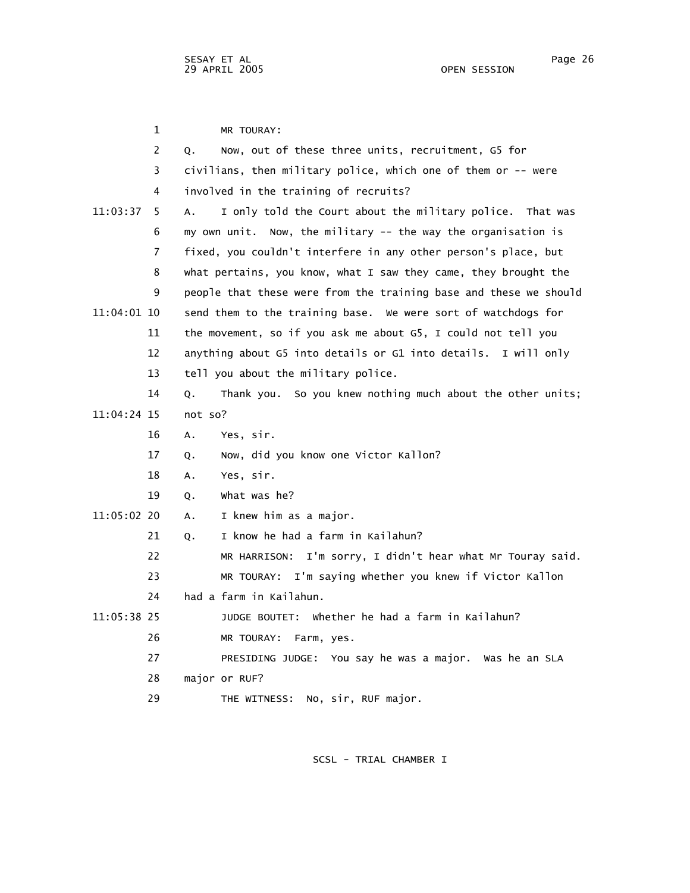MR TOURAY:

Q. Now, out of these three units, recruitment, G5 for civilians, then military police, which one of them or -- were involved in the training of recruits?

A. I only told the Court about the military police. That was my own unit. Now, the military -- the way the organisation is fixed, you couldn't interfere in any other person's place, but what pertains, you know, what I saw they came, they brought the people that these were from the training base and these we should send them to the training base. We were sort of watchdogs for the movement, so if you ask me about G5, I could not tell you anything about G5 into details or G1 into details. I will only tell you about the military police.

Q. Thank you. So you knew nothing much about the other units; not so?

A. Yes, sir.

Q. Now, did you know one Victor Kallon?

A. Yes, sir.

Q. What was he?

A. I knew him as a major.

Q. I know he had a farm in Kailahun?

MR HARRISON: I'm sorry, I didn't hear what Mr Touray said.

MR TOURAY: I'm saying whether you knew if Victor Kallon had a farm in Kailahun.

JUDGE BOUTET: Whether he had a farm in Kailahun?

MR TOURAY: Farm, yes.

PRESIDING JUDGE: You say he was a major. Was he an SLA major or RUF?

THE WITNESS: No, sir, RUF major.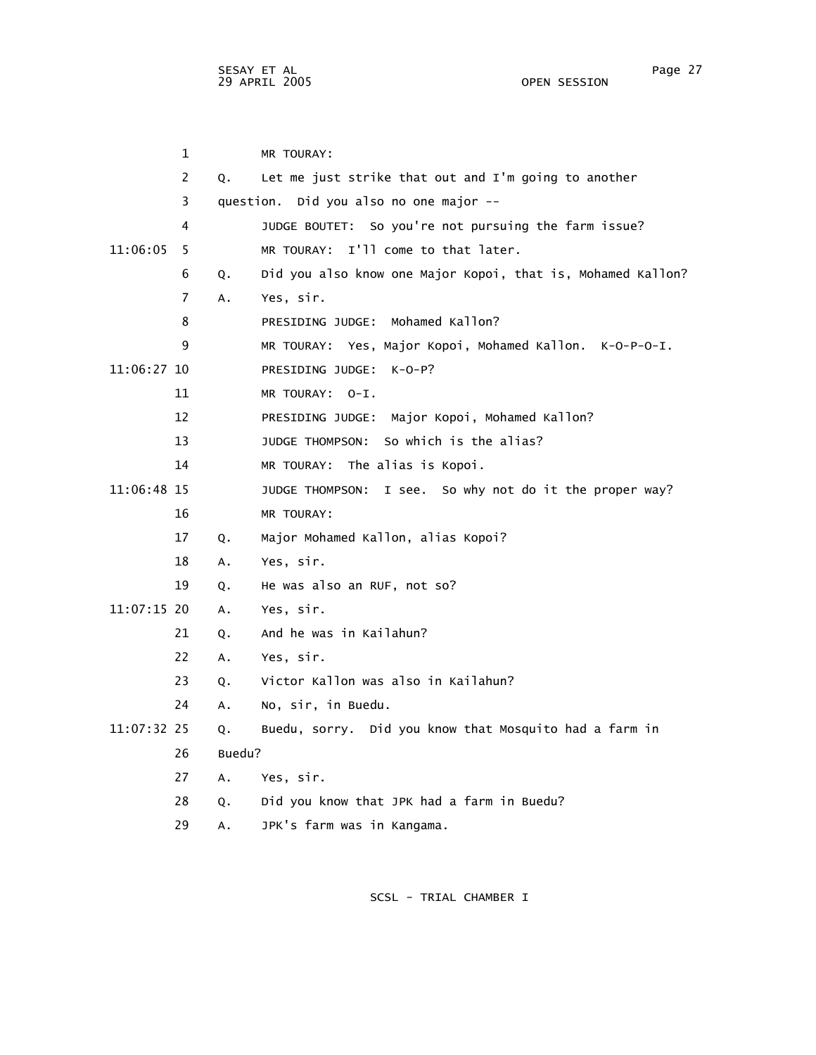MR TOURAY:

Q. Let me just strike that out and I'm going to another question. Did you also no one major --

JUDGE BOUTET: So you're not pursuing the farm issue?

MR TOURAY: I'll come to that later.

Q. Did you also know one Major Kopoi, that is, Mohamed Kallon?

A. Yes, sir.

PRESIDING JUDGE: Mohamed Kallon?

MR TOURAY: Yes, Major Kopoi, Mohamed Kallon. K-O-P-O-I.

PRESIDING JUDGE: K-O-P?

MR TOURAY: O-I.

PRESIDING JUDGE: Major Kopoi, Mohamed Kallon?

JUDGE THOMPSON: So which is the alias?

MR TOURAY: The alias is Kopoi.

JUDGE THOMPSON: I see. So why not do it the proper way?

MR TOURAY:

Q. Major Mohamed Kallon, alias Kopoi?

A. Yes, sir.

Q. He was also an RUF, not so?

A. Yes, sir.

Q. And he was in Kailahun?

A. Yes, sir.

Q. Victor Kallon was also in Kailahun?

A. No, sir, in Buedu.

Q. Buedu, sorry. Did you know that Mosquito had a farm in Buedu?

A. Yes, sir.

Q. Did you know that JPK had a farm in Buedu?

A. JPK's farm was in Kangama.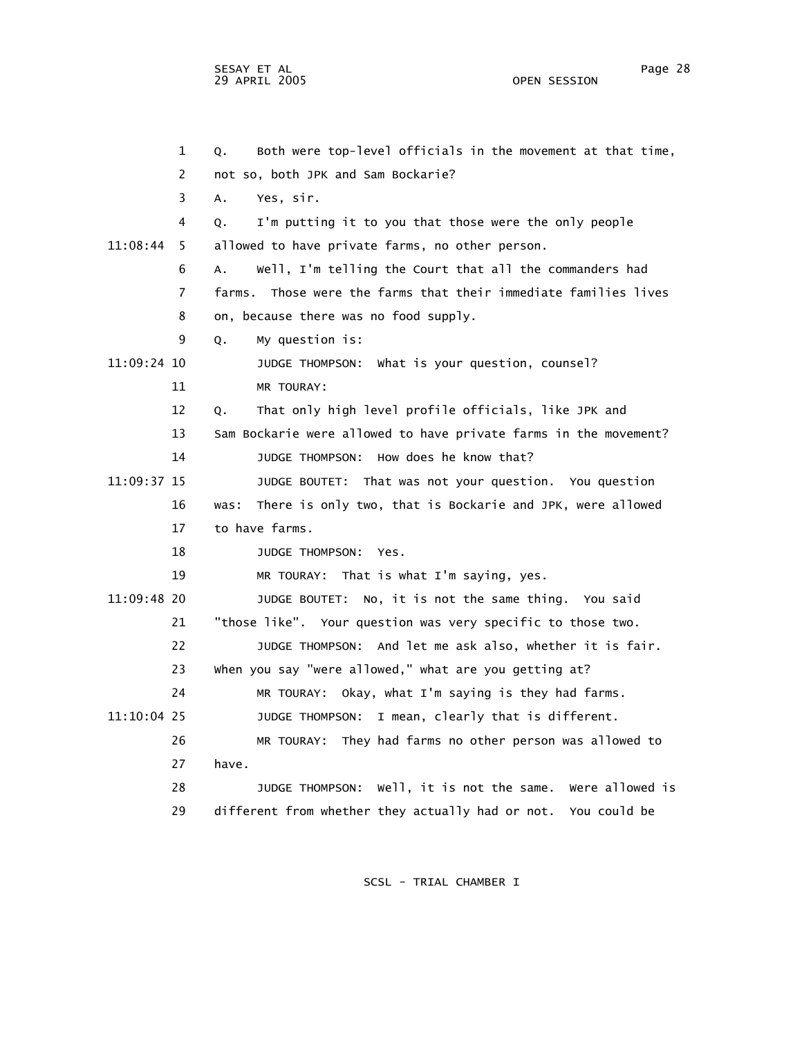Q. Both were top-level officials in the movement at that time, not so, both JPK and Sam Bockarie?

A. Yes, sir.

Q. I'm putting it to you that those were the only people allowed to have private farms, no other person.

A. Well, I'm telling the Court that all the commanders had farms. Those were the farms that their immediate families lives on, because there was no food supply.

Q. My question is:

JUDGE THOMPSON: What is your question, counsel?

MR TOURAY:

Q. That only high level profile officials, like JPK and Sam Bockarie were allowed to have private farms in the movement?

JUDGE THOMPSON: How does he know that?

JUDGE BOUTET: That was not your question. You question was: There is only two, that is Bockarie and JPK, were allowed to have farms.

JUDGE THOMPSON: Yes.

MR TOURAY: That is what I'm saying, yes.

JUDGE BOUTET: No, it is not the same thing. You said "those like". Your question was very specific to those two.

JUDGE THOMPSON: And let me ask also, whether it is fair. When you say "were allowed," what are you getting at?

MR TOURAY: Okay, what I'm saying is they had farms.

JUDGE THOMPSON: I mean, clearly that is different.

MR TOURAY: They had farms no other person was allowed to have.

JUDGE THOMPSON: Well, it is not the same. Were allowed is different from whether they actually had or not. You could be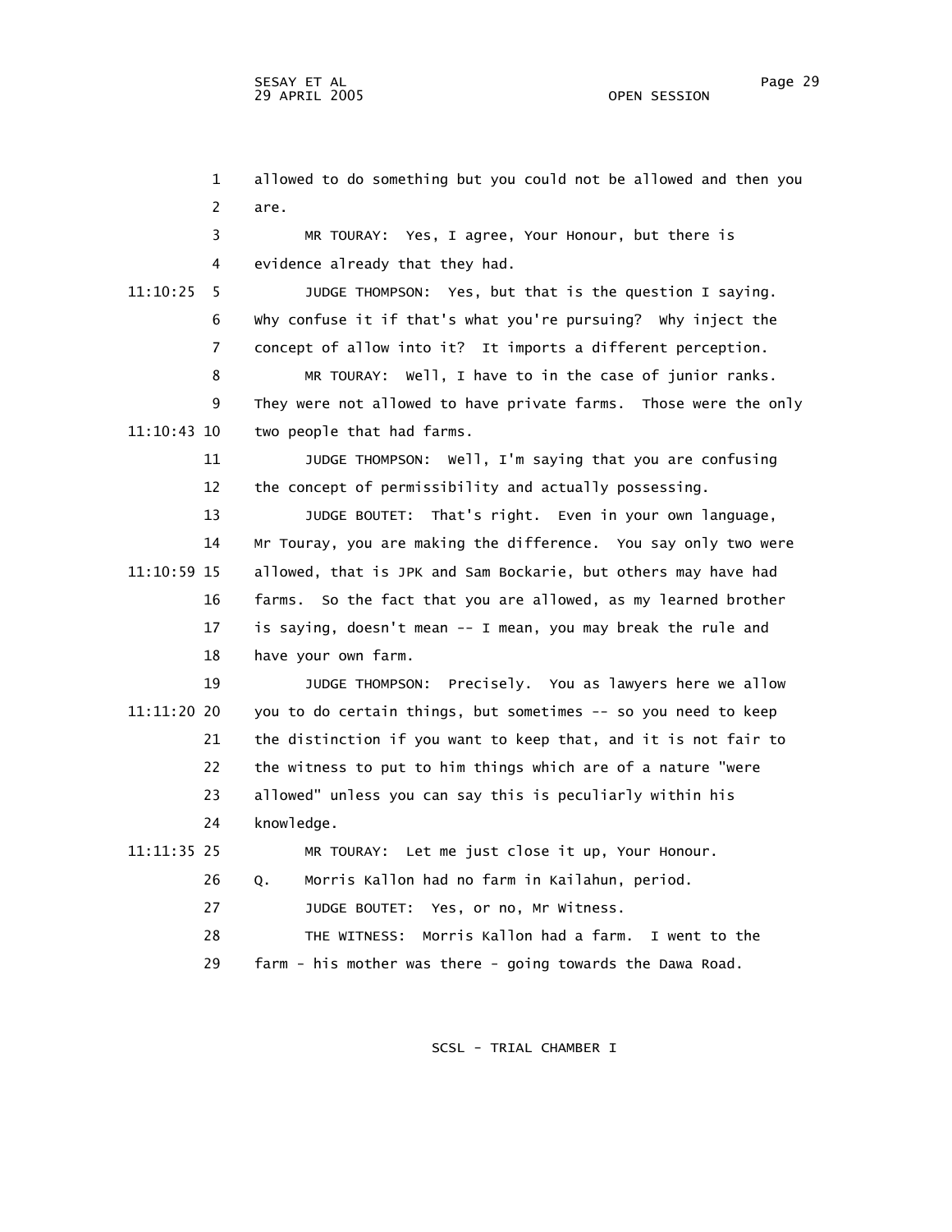allowed to do something but you could not be allowed and then you are.

MR TOURAY: Yes, I agree, Your Honour, but there is evidence already that they had.

JUDGE THOMPSON: Yes, but that is the question I saying. Why confuse it if that's what you're pursuing? Why inject the concept of allow into it? It imports a different perception.

MR TOURAY: Well, I have to in the case of junior ranks. They were not allowed to have private farms. Those were the only two people that had farms.

JUDGE THOMPSON: Well, I'm saying that you are confusing the concept of permissibility and actually possessing.

JUDGE BOUTET: That's right. Even in your own language, Mr Touray, you are making the difference. You say only two were allowed, that is JPK and Sam Bockarie, but others may have had farms. So the fact that you are allowed, as my learned brother is saying, doesn't mean -- I mean, you may break the rule and have your own farm.

JUDGE THOMPSON: Precisely. You as lawyers here we allow you to do certain things, but sometimes -- so you need to keep the distinction if you want to keep that, and it is not fair to the witness to put to him things which are of a nature "were allowed" unless you can say this is peculiarly within his knowledge.

MR TOURAY: Let me just close it up, Your Honour.

Q. Morris Kallon had no farm in Kailahun, period.

JUDGE BOUTET: Yes, or no, Mr Witness.

THE WITNESS: Morris Kallon had a farm. I went to the farm - his mother was there - going towards the Dawa Road.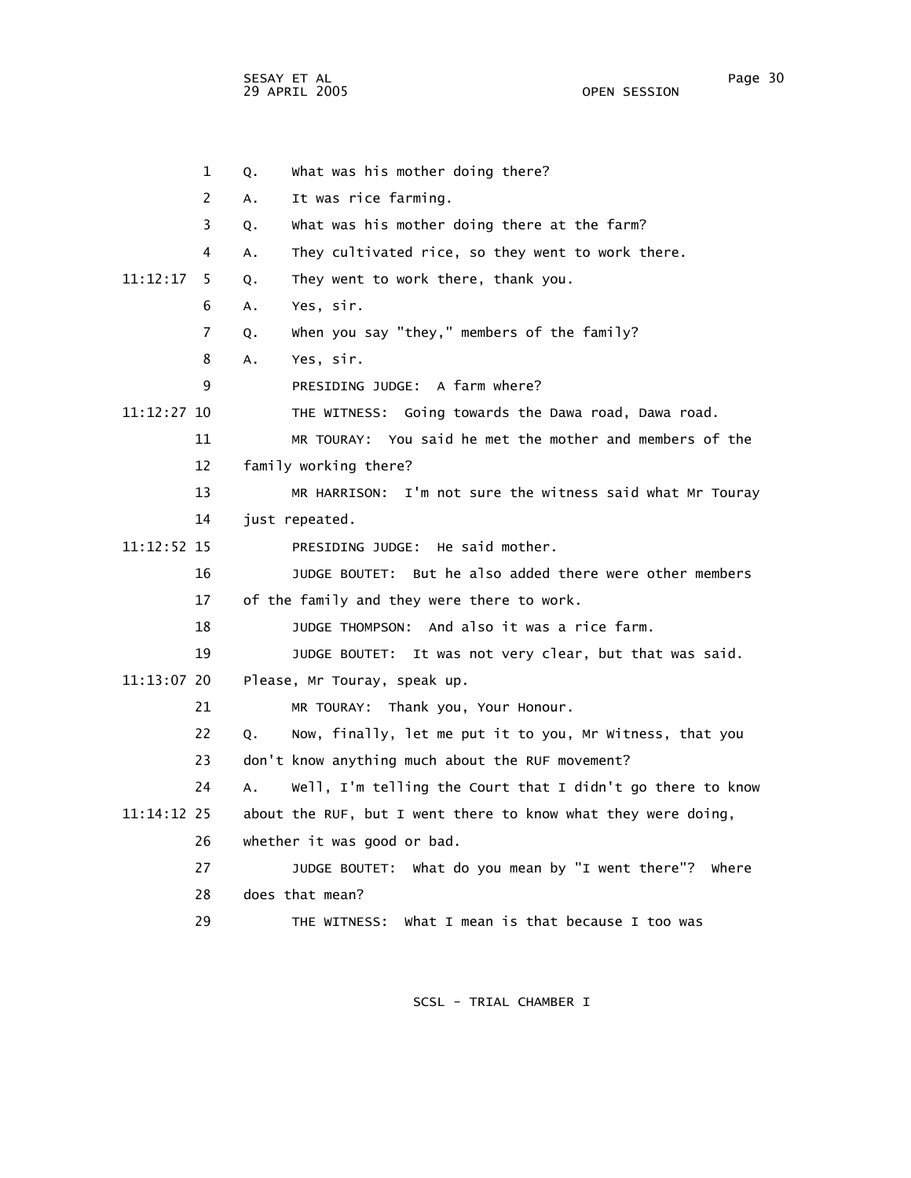1 Q. What was his mother doing there?

2 A. It was rice farming.

3 Q. What was his mother doing there at the farm?

4 A. They cultivated rice, so they went to work there.

11:12:17 5 Q. They went to work there, thank you.

6 A. Yes, sir.

7 Q. When you say "they," members of the family?

8 A. Yes, sir.

9 PRESIDING JUDGE: A farm where?

11:12:27 10 THE WITNESS: Going towards the Dawa road, Dawa road.

11 MR TOURAY: You said he met the mother and members of the

12 family working there?

13 MR HARRISON: I'm not sure the witness said what Mr Touray

14 just repeated.

11:12:52 15 PRESIDING JUDGE: He said mother.

16 JUDGE BOUTET: But he also added there were other members

17 of the family and they were there to work.

18 JUDGE THOMPSON: And also it was a rice farm.

19 JUDGE BOUTET: It was not very clear, but that was said.

11:13:07 20 Please, Mr Touray, speak up.

21 MR TOURAY: Thank you, Your Honour.

22 Q. Now, finally, let me put it to you, Mr Witness, that you

23 don't know anything much about the RUF movement?

24 A. Well, I'm telling the Court that I didn't go there to know

11:14:12 25 about the RUF, but I went there to know what they were doing,

26 whether it was good or bad.

27 JUDGE BOUTET: What do you mean by "I went there"? Where

28 does that mean?

29 THE WITNESS: What I mean is that because I too was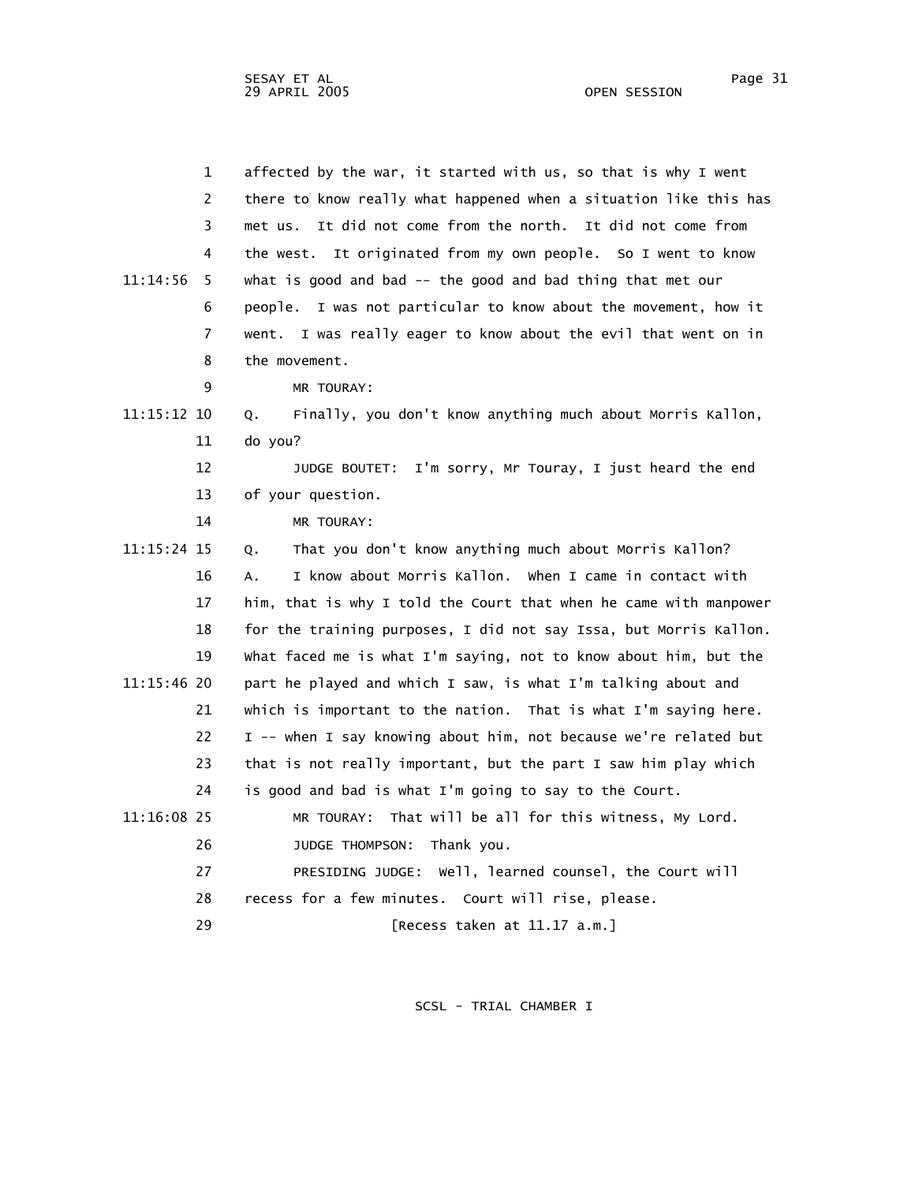affected by the war, it started with us, so that is why I went there to know really what happened when a situation like this has met us. It did not come from the north. It did not come from the west. It originated from my own people. So I went to know what is good and bad -- the good and bad thing that met our people. I was not particular to know about the movement, how it went. I was really eager to know about the evil that went on in the movement.

MR TOURAY:

Q. Finally, you don't know anything much about Morris Kallon, do you?

JUDGE BOUTET: I'm sorry, Mr Touray, I just heard the end of your question.

MR TOURAY:

Q. That you don't know anything much about Morris Kallon?

A. I know about Morris Kallon. When I came in contact with him, that is why I told the Court that when he came with manpower for the training purposes, I did not say Issa, but Morris Kallon. What faced me is what I'm saying, not to know about him, but the part he played and which I saw, is what I'm talking about and which is important to the nation. That is what I'm saying here. I -- when I say knowing about him, not because we're related but that is not really important, but the part I saw him play which is good and bad is what I'm going to say to the Court.

MR TOURAY: That will be all for this witness, My Lord.

JUDGE THOMPSON: Thank you.

PRESIDING JUDGE: Well, learned counsel, the Court will recess for a few minutes. Court will rise, please.

[Recess taken at 11.17 a.m.]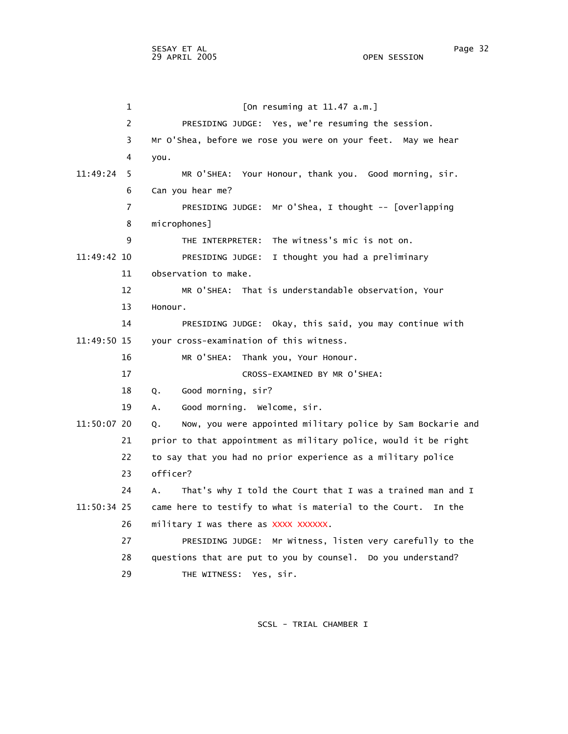1 [On resuming at 11.47 a.m.]

2 PRESIDING JUDGE: Yes, we're resuming the session.

3 Mr O'Shea, before we rose you were on your feet. May we hear

4 you.

11:49:24 5 MR O'SHEA: Your Honour, thank you. Good morning, sir.

6 Can you hear me?

7 PRESIDING JUDGE: Mr O'Shea, I thought -- [overlapping

8 microphones]

9 THE INTERPRETER: The witness's mic is not on.

11:49:42 10 PRESIDING JUDGE: I thought you had a preliminary

11 observation to make.

12 MR O'SHEA: That is understandable observation, Your

13 Honour.

14 PRESIDING JUDGE: Okay, this said, you may continue with

11:49:50 15 your cross-examination of this witness.

16 MR O'SHEA: Thank you, Your Honour.

17 CROSS-EXAMINED BY MR O'SHEA:

18 Q. Good morning, sir?

19 A. Good morning. Welcome, sir.

11:50:07 20 Q. Now, you were appointed military police by Sam Bockarie and

21 prior to that appointment as military police, would it be right

22 to say that you had no prior experience as a military police

23 officer?

24 A. That's why I told the Court that I was a trained man and I

11:50:34 25 came here to testify to what is material to the Court. In the

26 military I was there as XXXX XXXXXX.

27 PRESIDING JUDGE: Mr Witness, listen very carefully to the

28 questions that are put to you by counsel. Do you understand?

29 THE WITNESS: Yes, sir.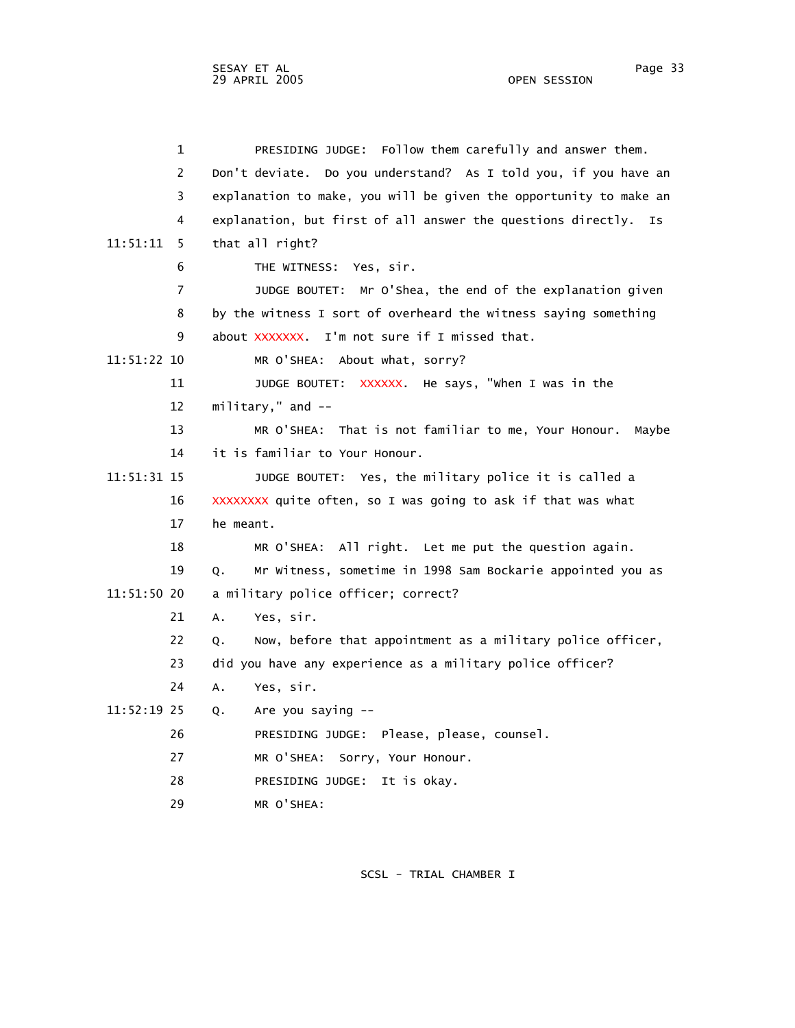1 PRESIDING JUDGE: Follow them carefully and answer them.
2 Don't deviate. Do you understand? As I told you, if you have an
3 explanation to make, you will be given the opportunity to make an
4 explanation, but first of all answer the questions directly. Is
11:51:11 5 that all right?
6 THE WITNESS: Yes, sir.
7 JUDGE BOUTET: Mr O'Shea, the end of the explanation given
8 by the witness I sort of overheard the witness saying something
9 about XXXXXXX. I'm not sure if I missed that.
11:51:22 10 MR O'SHEA: About what, sorry?
11 JUDGE BOUTET: XXXXXX. He says, "When I was in the
12 military," and --
13 MR O'SHEA: That is not familiar to me, Your Honour. Maybe
14 it is familiar to Your Honour.
11:51:31 15 JUDGE BOUTET: Yes, the military police it is called a
16 XXXXXXXX quite often, so I was going to ask if that was what
17 he meant.
18 MR O'SHEA: All right. Let me put the question again.
19 Q. Mr Witness, sometime in 1998 Sam Bockarie appointed you as
11:51:50 20 a military police officer; correct?
21 A. Yes, sir.
22 Q. Now, before that appointment as a military police officer,
23 did you have any experience as a military police officer?
24 A. Yes, sir.
11:52:19 25 Q. Are you saying --
26 PRESIDING JUDGE: Please, please, counsel.
27 MR O'SHEA: Sorry, Your Honour.
28 PRESIDING JUDGE: It is okay.
29 MR O'SHEA: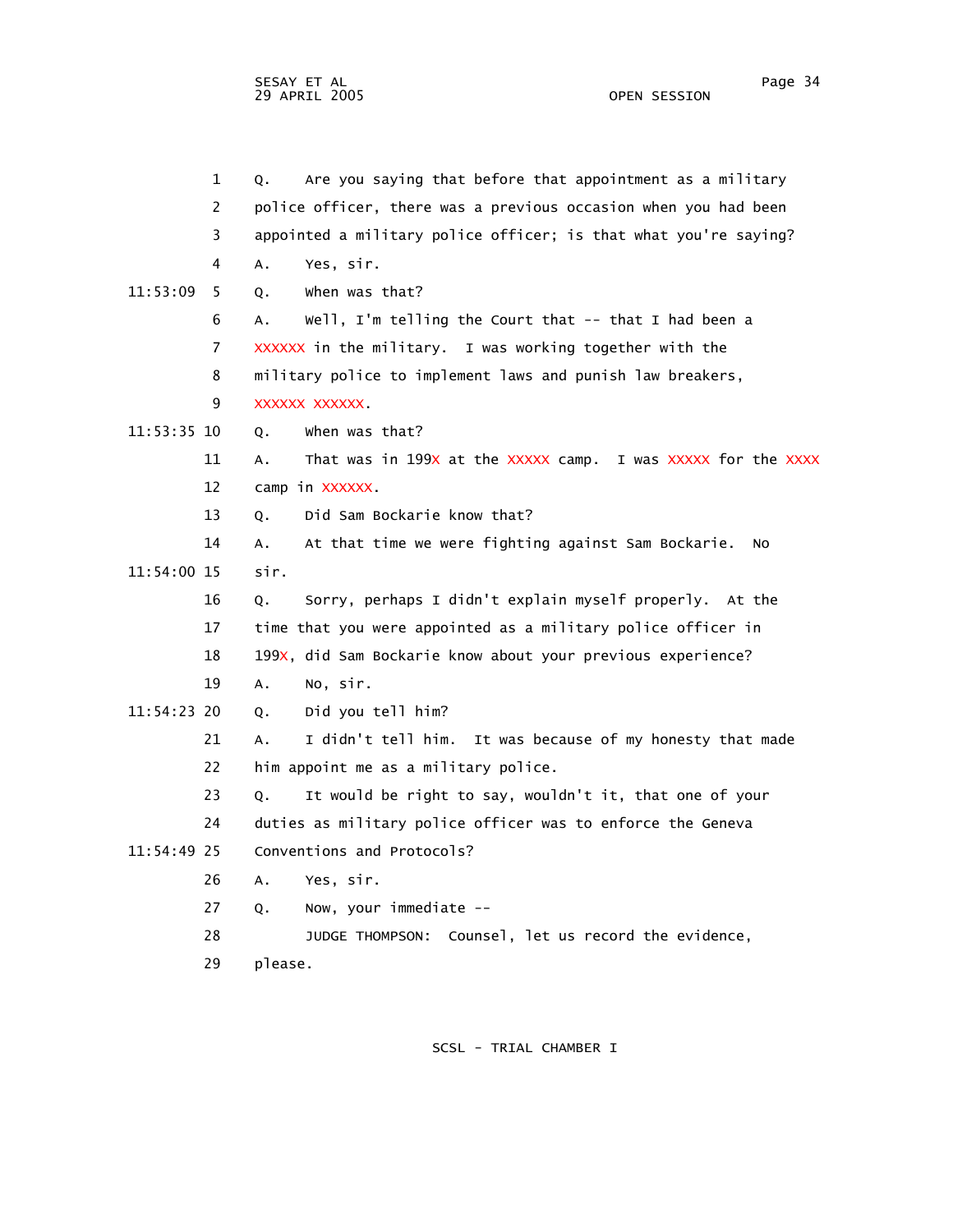1 Q. Are you saying that before that appointment as a military

2 police officer, there was a previous occasion when you had been

3 appointed a military police officer; is that what you're saying?

4 A. Yes, sir.

11:53:09 5 Q. When was that?

6 A. Well, I'm telling the Court that -- that I had been a

7 XXXXXX in the military. I was working together with the

8 military police to implement laws and punish law breakers,

9 XXXXXX XXXXXX.

11:53:35 10 Q. When was that?

11 A. That was in 199X at the XXXXX camp. I was XXXXX for the XXXX

12 camp in XXXXXX.

13 Q. Did Sam Bockarie know that?

14 A. At that time we were fighting against Sam Bockarie. No

11:54:00 15 sir.

16 Q. Sorry, perhaps I didn't explain myself properly. At the

17 time that you were appointed as a military police officer in

18 199X, did Sam Bockarie know about your previous experience?

19 A. No, sir.

11:54:23 20 Q. Did you tell him?

21 A. I didn't tell him. It was because of my honesty that made

22 him appoint me as a military police.

23 Q. It would be right to say, wouldn't it, that one of your

24 duties as military police officer was to enforce the Geneva

11:54:49 25 Conventions and Protocols?

26 A. Yes, sir.

27 Q. Now, your immediate --

28 JUDGE THOMPSON: Counsel, let us record the evidence,

29 please.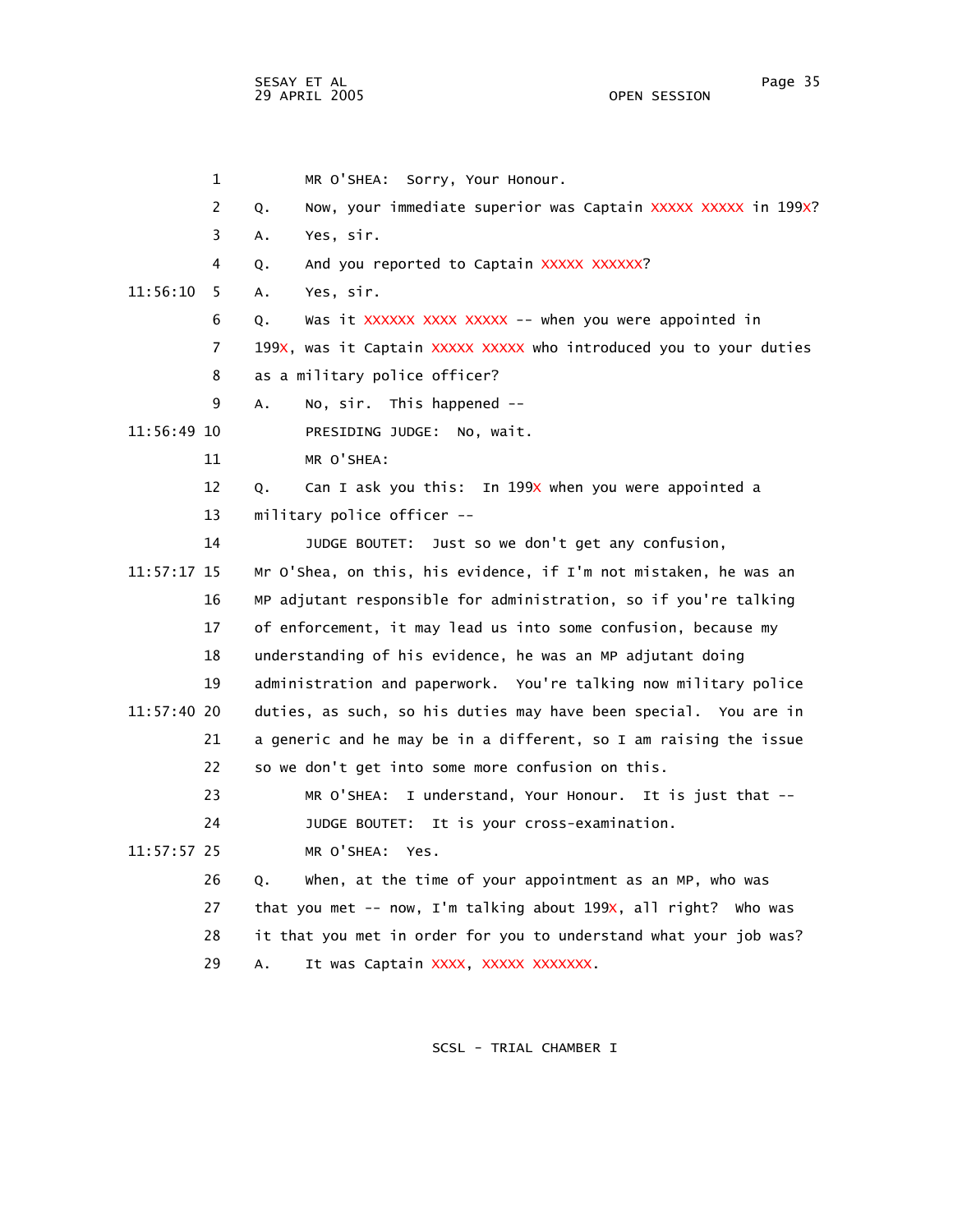1 MR O'SHEA: Sorry, Your Honour.

2 Q. Now, your immediate superior was Captain XXXXX XXXXX in 199X?

3 A. Yes, sir.

4 Q. And you reported to Captain XXXXX XXXXXX?

11:56:10 5 A. Yes, sir.

6 Q. Was it XXXXXX XXXX XXXXX -- when you were appointed in

7 199X, was it Captain XXXXX XXXXX who introduced you to your duties

8 as a military police officer?

9 A. No, sir. This happened --

11:56:49 10 PRESIDING JUDGE: No, wait.

11 MR O'SHEA:

12 Q. Can I ask you this: In 199X when you were appointed a

13 military police officer --

14 JUDGE BOUTET: Just so we don't get any confusion,

11:57:17 15 Mr O'Shea, on this, his evidence, if I'm not mistaken, he was an

16 MP adjutant responsible for administration, so if you're talking

17 of enforcement, it may lead us into some confusion, because my

18 understanding of his evidence, he was an MP adjutant doing

19 administration and paperwork. You're talking now military police

11:57:40 20 duties, as such, so his duties may have been special. You are in

21 a generic and he may be in a different, so I am raising the issue

22 so we don't get into some more confusion on this.

23 MR O'SHEA: I understand, Your Honour. It is just that --

24 JUDGE BOUTET: It is your cross-examination.

11:57:57 25 MR O'SHEA: Yes.

26 Q. When, at the time of your appointment as an MP, who was

27 that you met -- now, I'm talking about 199X, all right? Who was

28 it that you met in order for you to understand what your job was?

29 A. It was Captain XXXX, XXXXX XXXXXXX.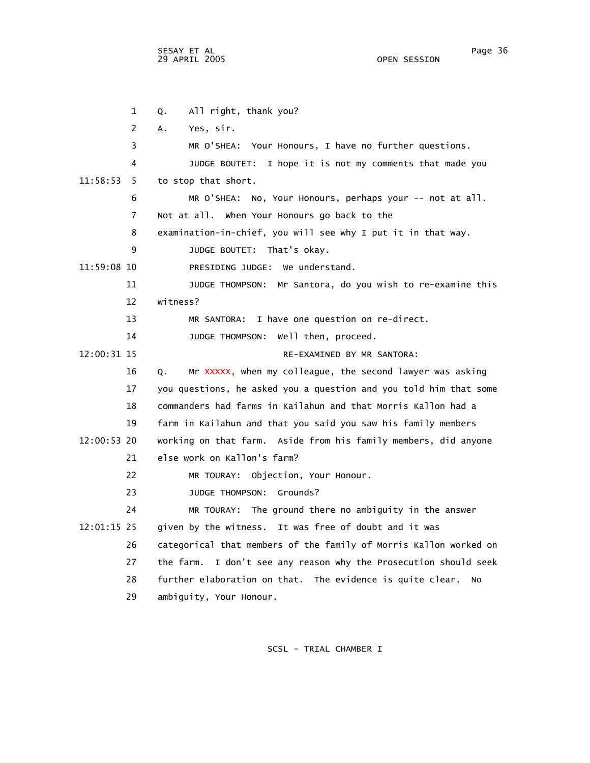1 Q. All right, thank you?

2 A. Yes, sir.

3 MR O'SHEA: Your Honours, I have no further questions.

4 JUDGE BOUTET: I hope it is not my comments that made you

11:58:53 5 to stop that short.

6 MR O'SHEA: No, Your Honours, perhaps your -- not at all.

7 Not at all. When Your Honours go back to the

8 examination-in-chief, you will see why I put it in that way.

9 JUDGE BOUTET: That's okay.

11:59:08 10 PRESIDING JUDGE: We understand.

11 JUDGE THOMPSON: Mr Santora, do you wish to re-examine this

12 witness?

13 MR SANTORA: I have one question on re-direct.

14 JUDGE THOMPSON: Well then, proceed.

12:00:31 15 RE-EXAMINED BY MR SANTORA:

16 Q. Mr XXXXX, when my colleague, the second lawyer was asking

17 you questions, he asked you a question and you told him that some

18 commanders had farms in Kailahun and that Morris Kallon had a

19 farm in Kailahun and that you said you saw his family members

12:00:53 20 working on that farm. Aside from his family members, did anyone

21 else work on Kallon's farm?

22 MR TOURAY: Objection, Your Honour.

23 JUDGE THOMPSON: Grounds?

24 MR TOURAY: The ground there no ambiguity in the answer

12:01:15 25 given by the witness. It was free of doubt and it was

26 categorical that members of the family of Morris Kallon worked on

27 the farm. I don't see any reason why the Prosecution should seek

28 further elaboration on that. The evidence is quite clear. No

29 ambiguity, Your Honour.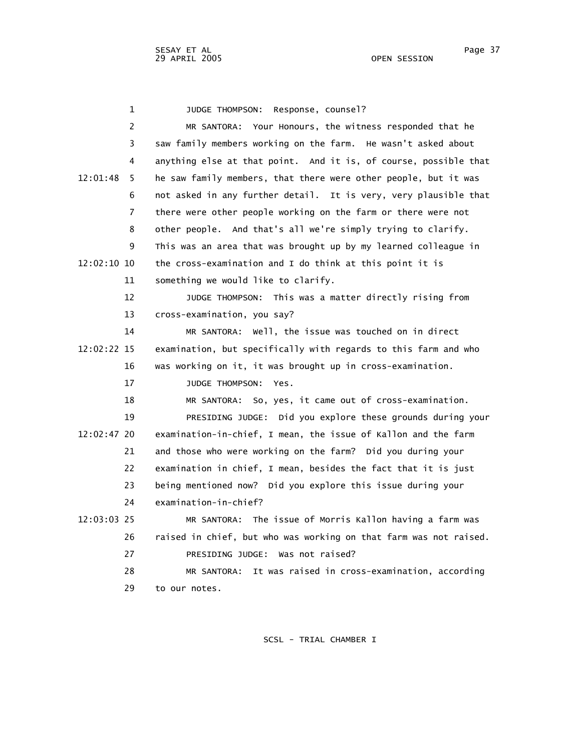JUDGE THOMPSON: Response, counsel?

MR SANTORA: Your Honours, the witness responded that he saw family members working on the farm. He wasn't asked about anything else at that point. And it is, of course, possible that he saw family members, that there were other people, but it was not asked in any further detail. It is very, very plausible that there were other people working on the farm or there were not other people. And that's all we're simply trying to clarify. This was an area that was brought up by my learned colleague in the cross-examination and I do think at this point it is something we would like to clarify.

JUDGE THOMPSON: This was a matter directly rising from cross-examination, you say?

MR SANTORA: Well, the issue was touched on in direct examination, but specifically with regards to this farm and who was working on it, it was brought up in cross-examination.

JUDGE THOMPSON: Yes.

MR SANTORA: So, yes, it came out of cross-examination.

PRESIDING JUDGE: Did you explore these grounds during your examination-in-chief, I mean, the issue of Kallon and the farm and those who were working on the farm? Did you during your examination in chief, I mean, besides the fact that it is just being mentioned now? Did you explore this issue during your examination-in-chief?

MR SANTORA: The issue of Morris Kallon having a farm was raised in chief, but who was working on that farm was not raised.

PRESIDING JUDGE: Was not raised?

MR SANTORA: It was raised in cross-examination, according to our notes.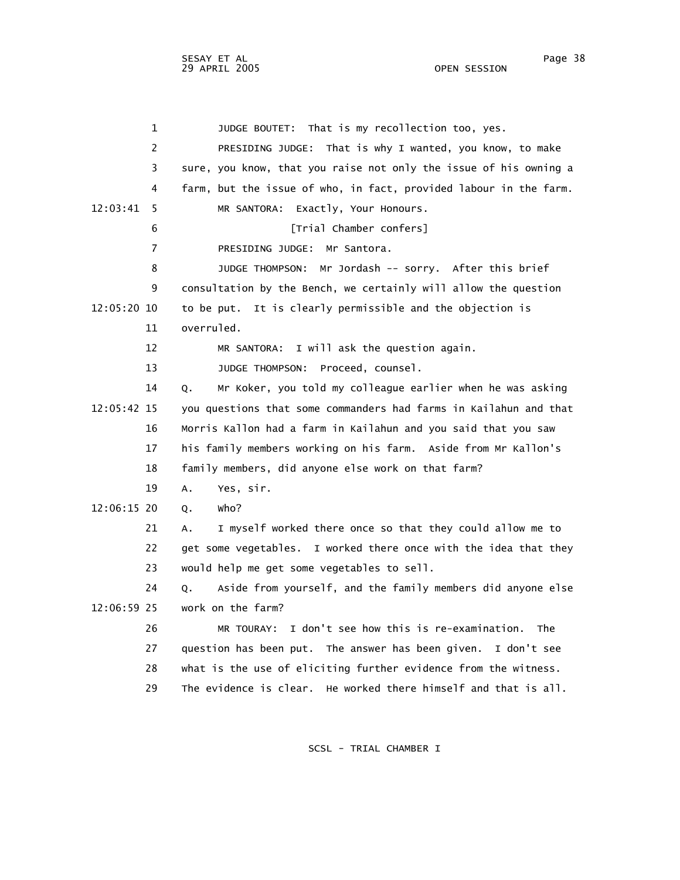JUDGE BOUTET: That is my recollection too, yes.

PRESIDING JUDGE: That is why I wanted, you know, to make sure, you know, that you raise not only the issue of his owning a farm, but the issue of who, in fact, provided labour in the farm.

MR SANTORA: Exactly, Your Honours.

[Trial Chamber confers]

PRESIDING JUDGE: Mr Santora.

JUDGE THOMPSON: Mr Jordash -- sorry. After this brief consultation by the Bench, we certainly will allow the question to be put. It is clearly permissible and the objection is overruled.

MR SANTORA: I will ask the question again.

JUDGE THOMPSON: Proceed, counsel.

Q. Mr Koker, you told my colleague earlier when he was asking you questions that some commanders had farms in Kailahun and that Morris Kallon had a farm in Kailahun and you said that you saw his family members working on his farm. Aside from Mr Kallon's family members, did anyone else work on that farm?

A. Yes, sir.

Q. Who?

A. I myself worked there once so that they could allow me to get some vegetables. I worked there once with the idea that they would help me get some vegetables to sell.

Q. Aside from yourself, and the family members did anyone else work on the farm?

MR TOURAY: I don't see how this is re-examination. The question has been put. The answer has been given. I don't see what is the use of eliciting further evidence from the witness. The evidence is clear. He worked there himself and that is all.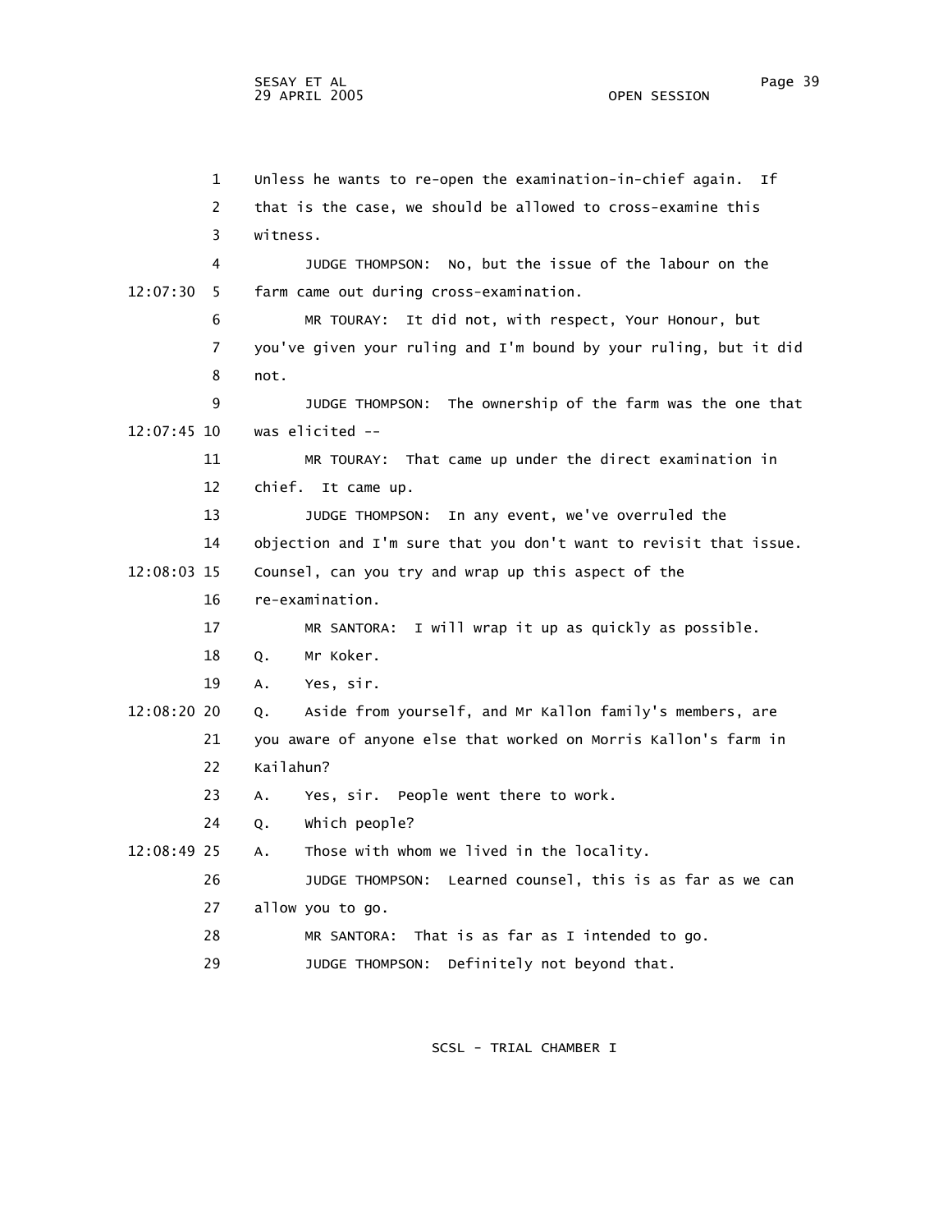Unless he wants to re-open the examination-in-chief again. If that is the case, we should be allowed to cross-examine this witness.

JUDGE THOMPSON: No, but the issue of the labour on the farm came out during cross-examination.

MR TOURAY: It did not, with respect, Your Honour, but you've given your ruling and I'm bound by your ruling, but it did not.

JUDGE THOMPSON: The ownership of the farm was the one that was elicited --

MR TOURAY: That came up under the direct examination in chief. It came up.

JUDGE THOMPSON: In any event, we've overruled the objection and I'm sure that you don't want to revisit that issue. Counsel, can you try and wrap up this aspect of the re-examination.

MR SANTORA: I will wrap it up as quickly as possible.

Q. Mr Koker.

A. Yes, sir.

Q. Aside from yourself, and Mr Kallon family's members, are you aware of anyone else that worked on Morris Kallon's farm in Kailahun?

A. Yes, sir. People went there to work.

Q. Which people?

A. Those with whom we lived in the locality.

JUDGE THOMPSON: Learned counsel, this is as far as we can allow you to go.

MR SANTORA: That is as far as I intended to go.

JUDGE THOMPSON: Definitely not beyond that.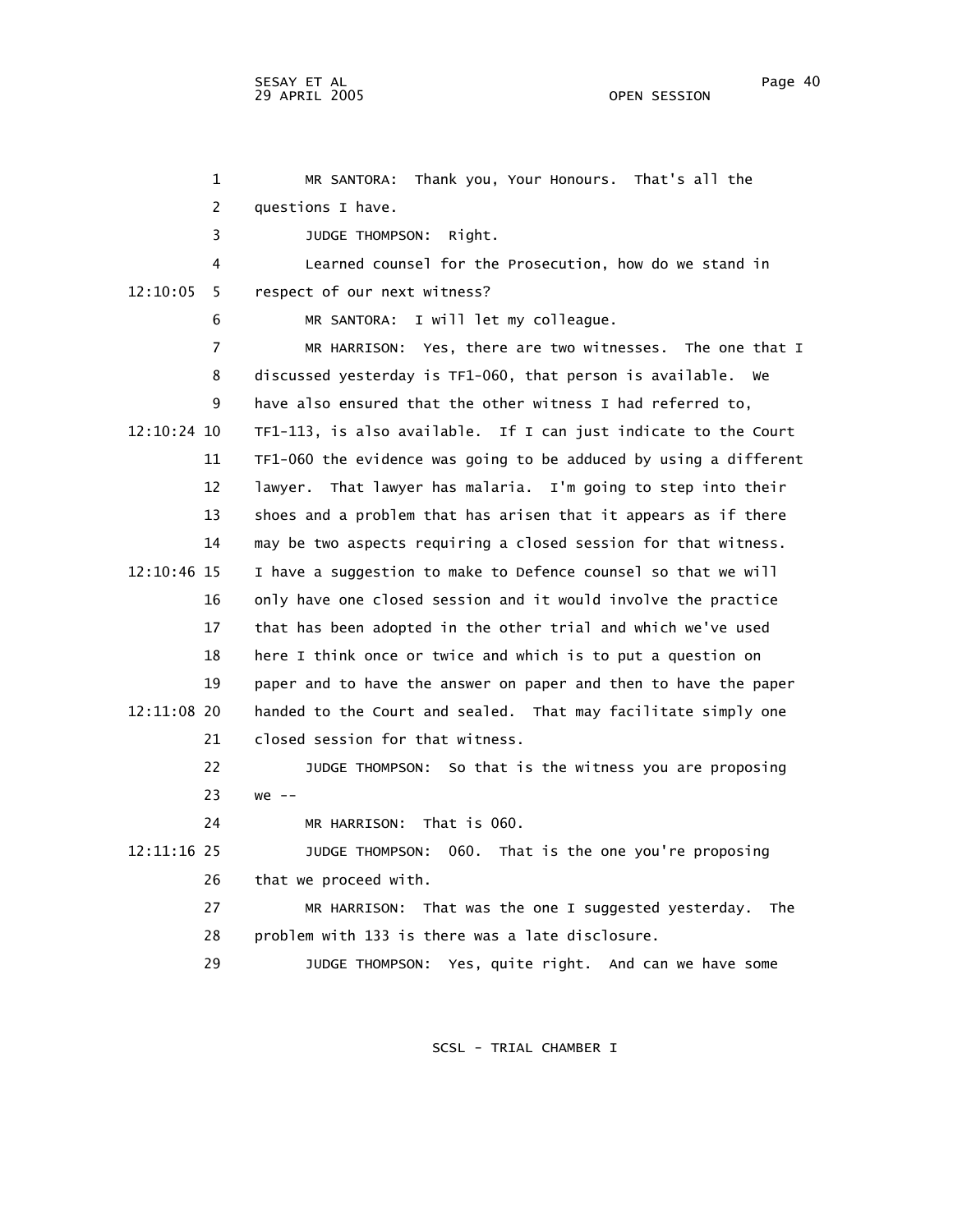MR SANTORA: Thank you, Your Honours. That's all the questions I have.

JUDGE THOMPSON: Right.

Learned counsel for the Prosecution, how do we stand in respect of our next witness?

MR SANTORA: I will let my colleague.

MR HARRISON: Yes, there are two witnesses. The one that I discussed yesterday is TF1-060, that person is available. We have also ensured that the other witness I had referred to, TF1-113, is also available. If I can just indicate to the Court TF1-060 the evidence was going to be adduced by using a different lawyer. That lawyer has malaria. I'm going to step into their shoes and a problem that has arisen that it appears as if there may be two aspects requiring a closed session for that witness. I have a suggestion to make to Defence counsel so that we will only have one closed session and it would involve the practice that has been adopted in the other trial and which we've used here I think once or twice and which is to put a question on paper and to have the answer on paper and then to have the paper handed to the Court and sealed. That may facilitate simply one closed session for that witness.

JUDGE THOMPSON: So that is the witness you are proposing we --

MR HARRISON: That is 060.

JUDGE THOMPSON: 060. That is the one you're proposing that we proceed with.

MR HARRISON: That was the one I suggested yesterday. The problem with 133 is there was a late disclosure.

JUDGE THOMPSON: Yes, quite right. And can we have some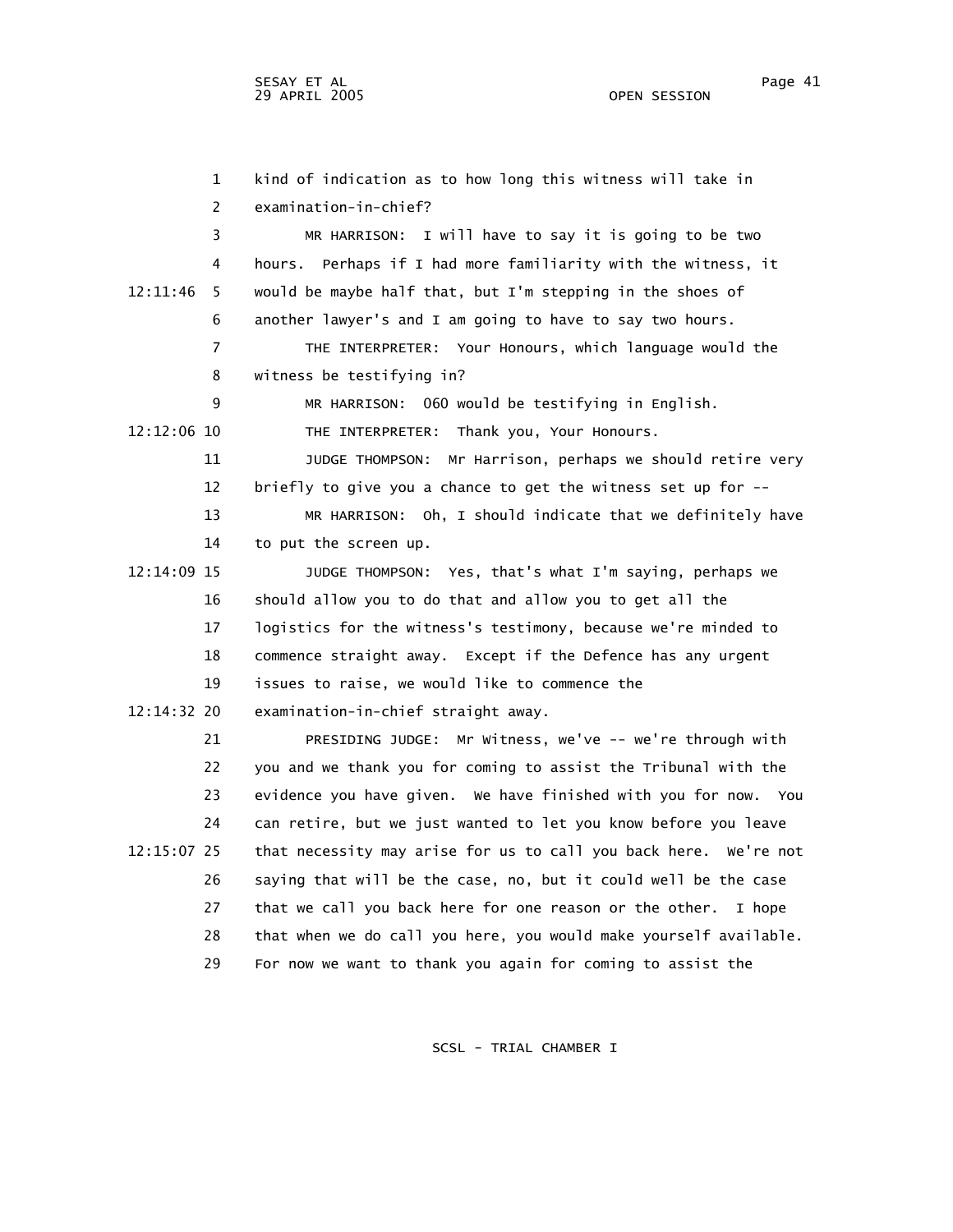1 kind of indication as to how long this witness will take in
2 examination-in-chief?
3 MR HARRISON: I will have to say it is going to be two
4 hours. Perhaps if I had more familiarity with the witness, it
12:11:46 5 would be maybe half that, but I'm stepping in the shoes of
6 another lawyer's and I am going to have to say two hours.
7 THE INTERPRETER: Your Honours, which language would the
8 witness be testifying in?
9 MR HARRISON: 060 would be testifying in English.
12:12:06 10 THE INTERPRETER: Thank you, Your Honours.
11 JUDGE THOMPSON: Mr Harrison, perhaps we should retire very
12 briefly to give you a chance to get the witness set up for --
13 MR HARRISON: Oh, I should indicate that we definitely have
14 to put the screen up.
12:14:09 15 JUDGE THOMPSON: Yes, that's what I'm saying, perhaps we
16 should allow you to do that and allow you to get all the
17 logistics for the witness's testimony, because we're minded to
18 commence straight away. Except if the Defence has any urgent
19 issues to raise, we would like to commence the
12:14:32 20 examination-in-chief straight away.
21 PRESIDING JUDGE: Mr Witness, we've -- we're through with
22 you and we thank you for coming to assist the Tribunal with the
23 evidence you have given. We have finished with you for now. You
24 can retire, but we just wanted to let you know before you leave
12:15:07 25 that necessity may arise for us to call you back here. We're not
26 saying that will be the case, no, but it could well be the case
27 that we call you back here for one reason or the other. I hope
28 that when we do call you here, you would make yourself available.
29 For now we want to thank you again for coming to assist the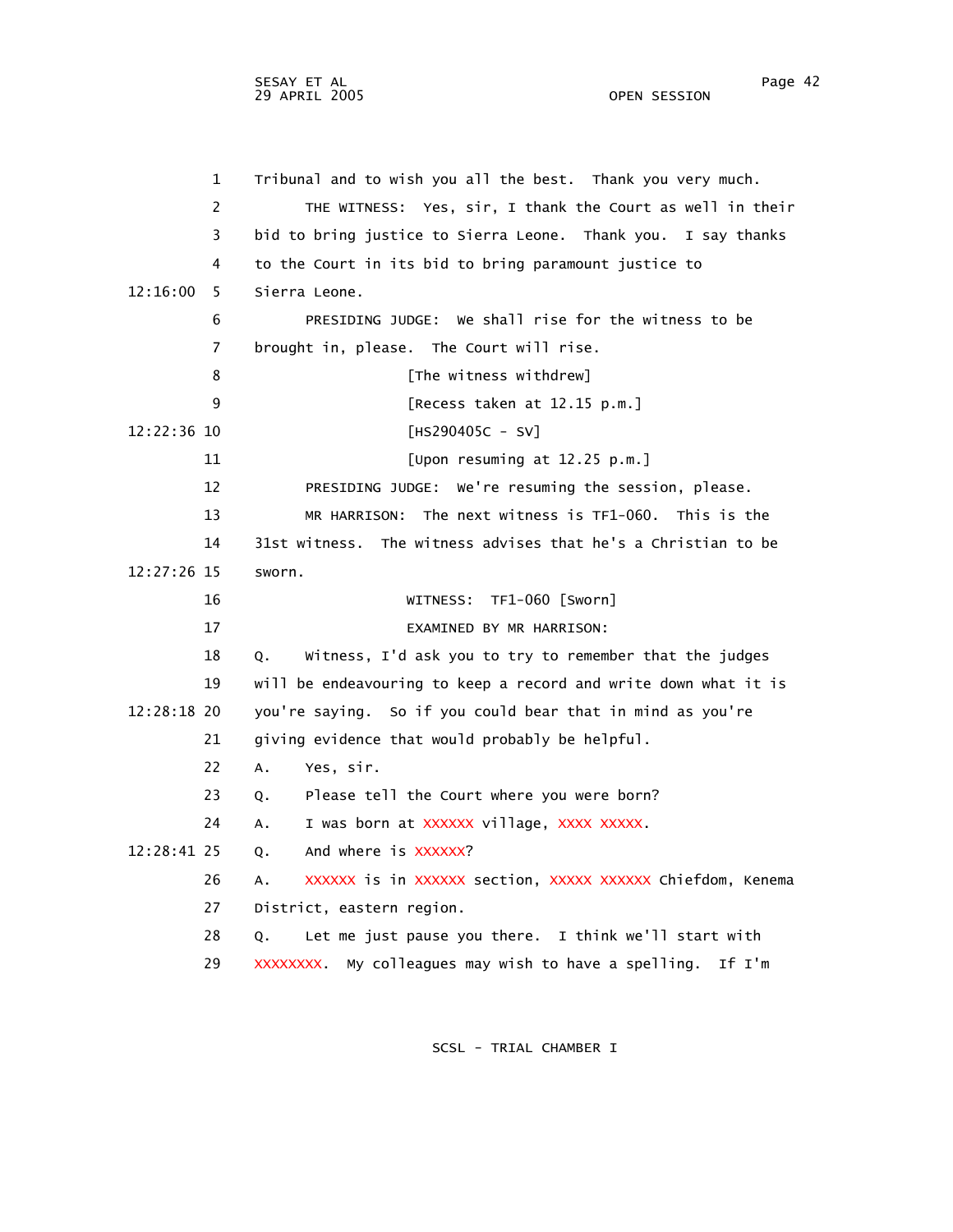1 Tribunal and to wish you all the best. Thank you very much.

2 THE WITNESS: Yes, sir, I thank the Court as well in their

3 bid to bring justice to Sierra Leone. Thank you. I say thanks

4 to the Court in its bid to bring paramount justice to

12:16:00 5 Sierra Leone.

6 PRESIDING JUDGE: We shall rise for the witness to be

7 brought in, please. The Court will rise.

8 [The witness withdrew]

9 [Recess taken at 12.15 p.m.]

12:22:36 10 [HS290405C - SV]

11 [Upon resuming at 12.25 p.m.]

12 PRESIDING JUDGE: We're resuming the session, please.

13 MR HARRISON: The next witness is TF1-060. This is the

14 31st witness. The witness advises that he's a Christian to be

12:27:26 15 sworn.

16 WITNESS: TF1-060 [Sworn]

17 EXAMINED BY MR HARRISON:

18 Q. Witness, I'd ask you to try to remember that the judges

19 will be endeavouring to keep a record and write down what it is

12:28:18 20 you're saying. So if you could bear that in mind as you're

21 giving evidence that would probably be helpful.

22 A. Yes, sir.

23 Q. Please tell the Court where you were born?

24 A. I was born at XXXXXX village, XXXX XXXXX.

12:28:41 25 Q. And where is XXXXXX?

26 A. XXXXXX is in XXXXXX section, XXXXX XXXXXX Chiefdom, Kenema

27 District, eastern region.

28 Q. Let me just pause you there. I think we'll start with

29 XXXXXXXX. My colleagues may wish to have a spelling. If I'm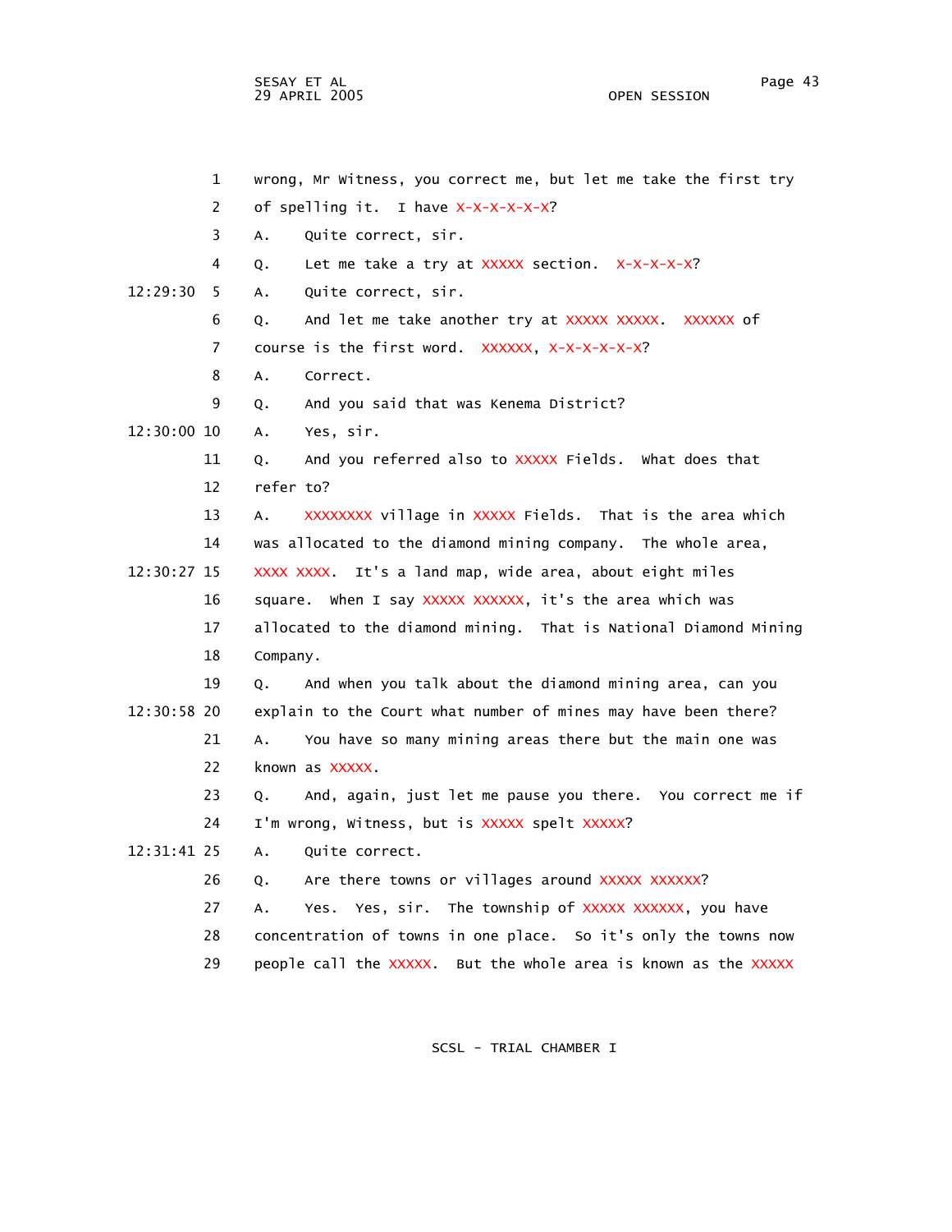1 wrong, Mr Witness, you correct me, but let me take the first try

2 of spelling it. I have X-X-X-X-X-X?

3 A. Quite correct, sir.

4 Q. Let me take a try at XXXXX section. X-X-X-X-X?

12:29:30 5 A. Quite correct, sir.

6 Q. And let me take another try at XXXXX XXXXX. XXXXXX of

7 course is the first word. XXXXXX, X-X-X-X-X-X?

8 A. Correct.

9 Q. And you said that was Kenema District?

12:30:00 10 A. Yes, sir.

11 Q. And you referred also to XXXXX Fields. What does that

12 refer to?

13 A. XXXXXXXX village in XXXXX Fields. That is the area which

14 was allocated to the diamond mining company. The whole area,

12:30:27 15 XXXX XXXX. It's a land map, wide area, about eight miles

16 square. When I say XXXXX XXXXXX, it's the area which was

17 allocated to the diamond mining. That is National Diamond Mining

18 Company.

19 Q. And when you talk about the diamond mining area, can you

12:30:58 20 explain to the Court what number of mines may have been there?

21 A. You have so many mining areas there but the main one was

22 known as XXXXX.

23 Q. And, again, just let me pause you there. You correct me if

24 I'm wrong, Witness, but is XXXXX spelt XXXXX?

12:31:41 25 A. Quite correct.

26 Q. Are there towns or villages around XXXXX XXXXXX?

27 A. Yes. Yes, sir. The township of XXXXX XXXXXX, you have

28 concentration of towns in one place. So it's only the towns now

29 people call the XXXXX. But the whole area is known as the XXXXX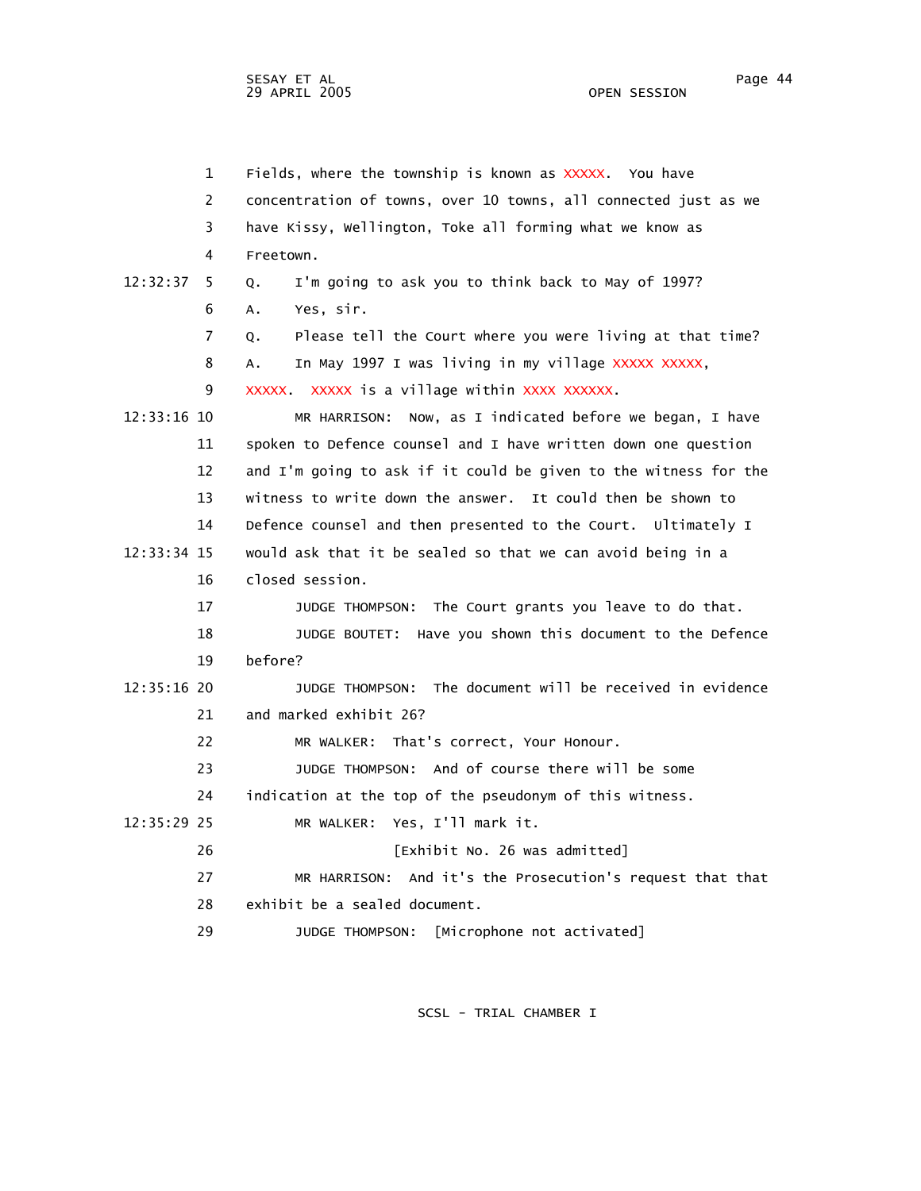1 Fields, where the township is known as XXXXX. You have
2 concentration of towns, over 10 towns, all connected just as we
3 have Kissy, Wellington, Toke all forming what we know as
4 Freetown.

12:32:37 5 Q. I'm going to ask you to think back to May of 1997?
6 A. Yes, sir.
7 Q. Please tell the Court where you were living at that time?
8 A. In May 1997 I was living in my village XXXXX XXXXX,
9 XXXXX. XXXXX is a village within XXXX XXXXXX.

12:33:16 10 MR HARRISON: Now, as I indicated before we began, I have
11 spoken to Defence counsel and I have written down one question
12 and I'm going to ask if it could be given to the witness for the
13 witness to write down the answer. It could then be shown to
14 Defence counsel and then presented to the Court. Ultimately I

12:33:34 15 would ask that it be sealed so that we can avoid being in a
16 closed session.
17 JUDGE THOMPSON: The Court grants you leave to do that.
18 JUDGE BOUTET: Have you shown this document to the Defence
19 before?

12:35:16 20 JUDGE THOMPSON: The document will be received in evidence
21 and marked exhibit 26?
22 MR WALKER: That's correct, Your Honour.
23 JUDGE THOMPSON: And of course there will be some
24 indication at the top of the pseudonym of this witness.

12:35:29 25 MR WALKER: Yes, I'll mark it.
26 [Exhibit No. 26 was admitted]
27 MR HARRISON: And it's the Prosecution's request that that
28 exhibit be a sealed document.
29 JUDGE THOMPSON: [Microphone not activated]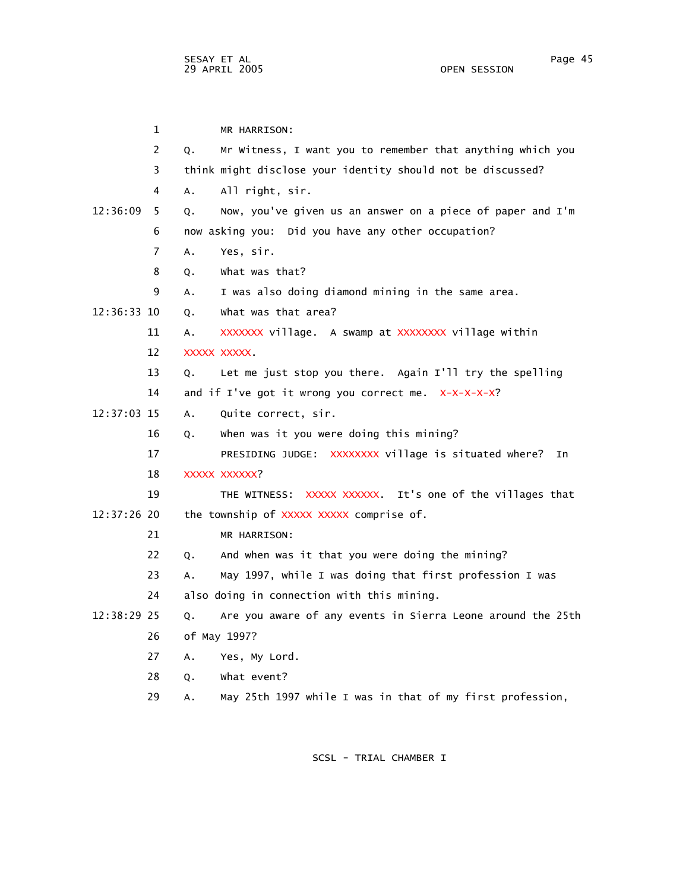1 MR HARRISON:

2 Q. Mr Witness, I want you to remember that anything which you

3 think might disclose your identity should not be discussed?

4 A. All right, sir.

12:36:09 5 Q. Now, you've given us an answer on a piece of paper and I'm

6 now asking you: Did you have any other occupation?

7 A. Yes, sir.

8 Q. What was that?

9 A. I was also doing diamond mining in the same area.

12:36:33 10 Q. What was that area?

11 A. XXXXXXX village. A swamp at XXXXXXXX village within

12 XXXXX XXXXX.

13 Q. Let me just stop you there. Again I'll try the spelling

14 and if I've got it wrong you correct me. X-X-X-X-X?

12:37:03 15 A. Quite correct, sir.

16 Q. When was it you were doing this mining?

17 PRESIDING JUDGE: XXXXXXXX village is situated where? In

18 XXXXX XXXXXX?

19 THE WITNESS: XXXXX XXXXXX. It's one of the villages that

12:37:26 20 the township of XXXXX XXXXX comprise of.

21 MR HARRISON:

22 Q. And when was it that you were doing the mining?

23 A. May 1997, while I was doing that first profession I was

24 also doing in connection with this mining.

12:38:29 25 Q. Are you aware of any events in Sierra Leone around the 25th

26 of May 1997?

27 A. Yes, My Lord.

28 Q. What event?

29 A. May 25th 1997 while I was in that of my first profession,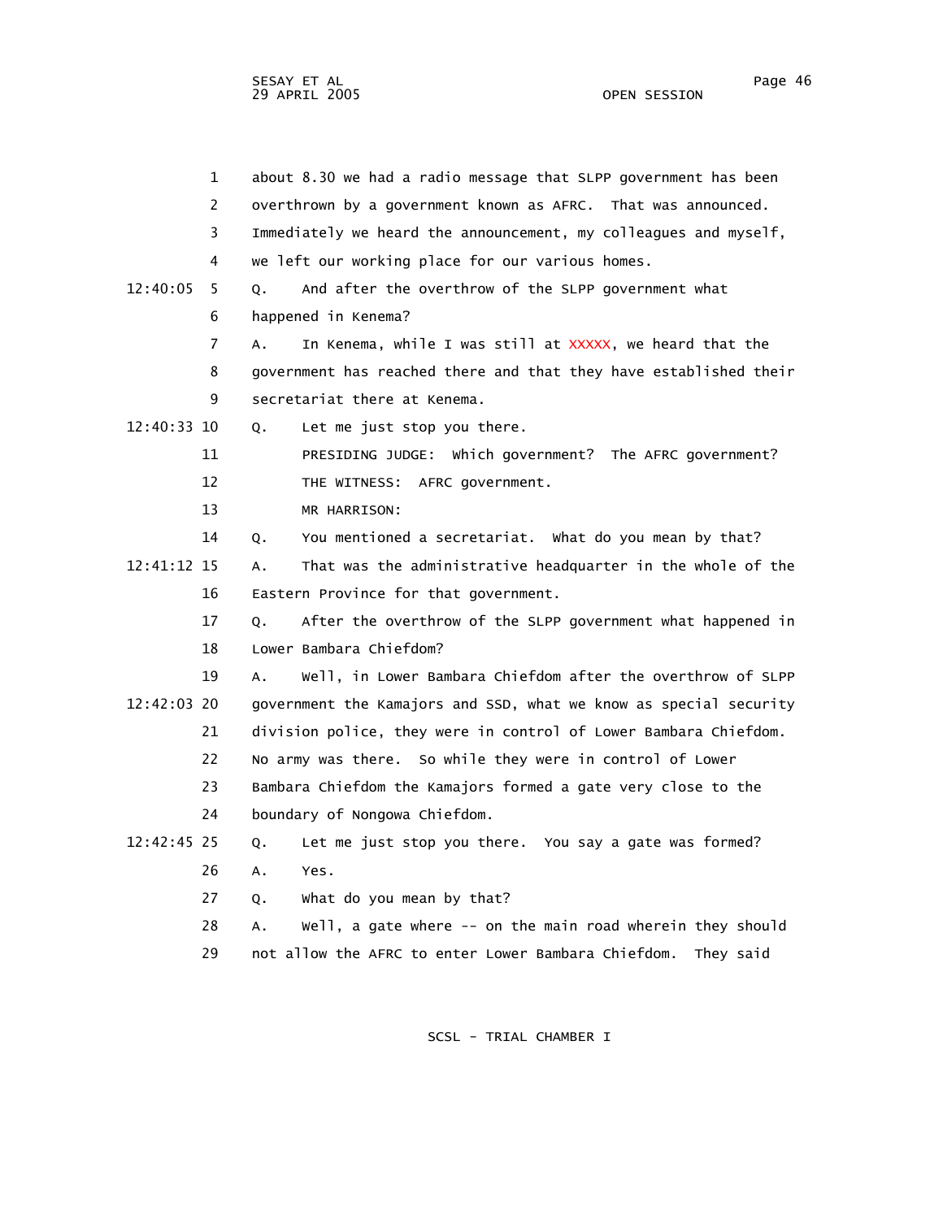about 8.30 we had a radio message that SLPP government has been overthrown by a government known as AFRC. That was announced. Immediately we heard the announcement, my colleagues and myself, we left our working place for our various homes.

Q. And after the overthrow of the SLPP government what happened in Kenema?

A. In Kenema, while I was still at XXXXX, we heard that the government has reached there and that they have established their secretariat there at Kenema.

Q. Let me just stop you there.

PRESIDING JUDGE: Which government? The AFRC government?

THE WITNESS: AFRC government.

MR HARRISON:

Q. You mentioned a secretariat. What do you mean by that?

A. That was the administrative headquarter in the whole of the Eastern Province for that government.

Q. After the overthrow of the SLPP government what happened in Lower Bambara Chiefdom?

A. Well, in Lower Bambara Chiefdom after the overthrow of SLPP government the Kamajors and SSD, what we know as special security division police, they were in control of Lower Bambara Chiefdom. No army was there. So while they were in control of Lower Bambara Chiefdom the Kamajors formed a gate very close to the boundary of Nongowa Chiefdom.

Q. Let me just stop you there. You say a gate was formed?

A. Yes.

Q. What do you mean by that?

A. Well, a gate where -- on the main road wherein they should not allow the AFRC to enter Lower Bambara Chiefdom. They said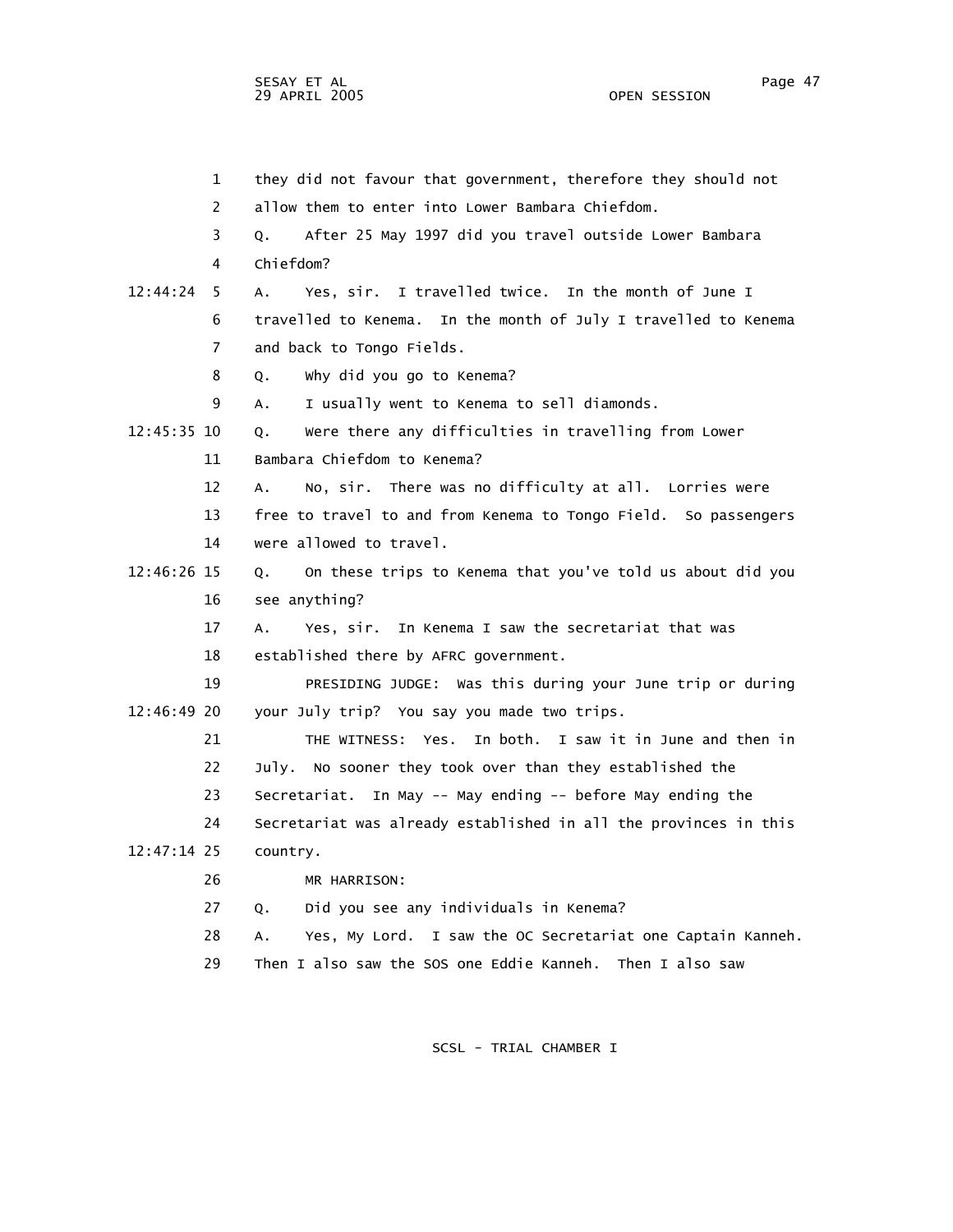1 they did not favour that government, therefore they should not

2 allow them to enter into Lower Bambara Chiefdom.

3 Q. After 25 May 1997 did you travel outside Lower Bambara

4 Chiefdom?

12:44:24 5 A. Yes, sir. I travelled twice. In the month of June I

6 travelled to Kenema. In the month of July I travelled to Kenema

7 and back to Tongo Fields.

8 Q. Why did you go to Kenema?

9 A. I usually went to Kenema to sell diamonds.

12:45:35 10 Q. Were there any difficulties in travelling from Lower

11 Bambara Chiefdom to Kenema?

12 A. No, sir. There was no difficulty at all. Lorries were

13 free to travel to and from Kenema to Tongo Field. So passengers

14 were allowed to travel.

12:46:26 15 Q. On these trips to Kenema that you've told us about did you

16 see anything?

17 A. Yes, sir. In Kenema I saw the secretariat that was

18 established there by AFRC government.

19 PRESIDING JUDGE: Was this during your June trip or during

12:46:49 20 your July trip? You say you made two trips.

21 THE WITNESS: Yes. In both. I saw it in June and then in

22 July. No sooner they took over than they established the

23 Secretariat. In May -- May ending -- before May ending the

24 Secretariat was already established in all the provinces in this

12:47:14 25 country.

26 MR HARRISON:

27 Q. Did you see any individuals in Kenema?

28 A. Yes, My Lord. I saw the OC Secretariat one Captain Kanneh.

29 Then I also saw the SOS one Eddie Kanneh. Then I also saw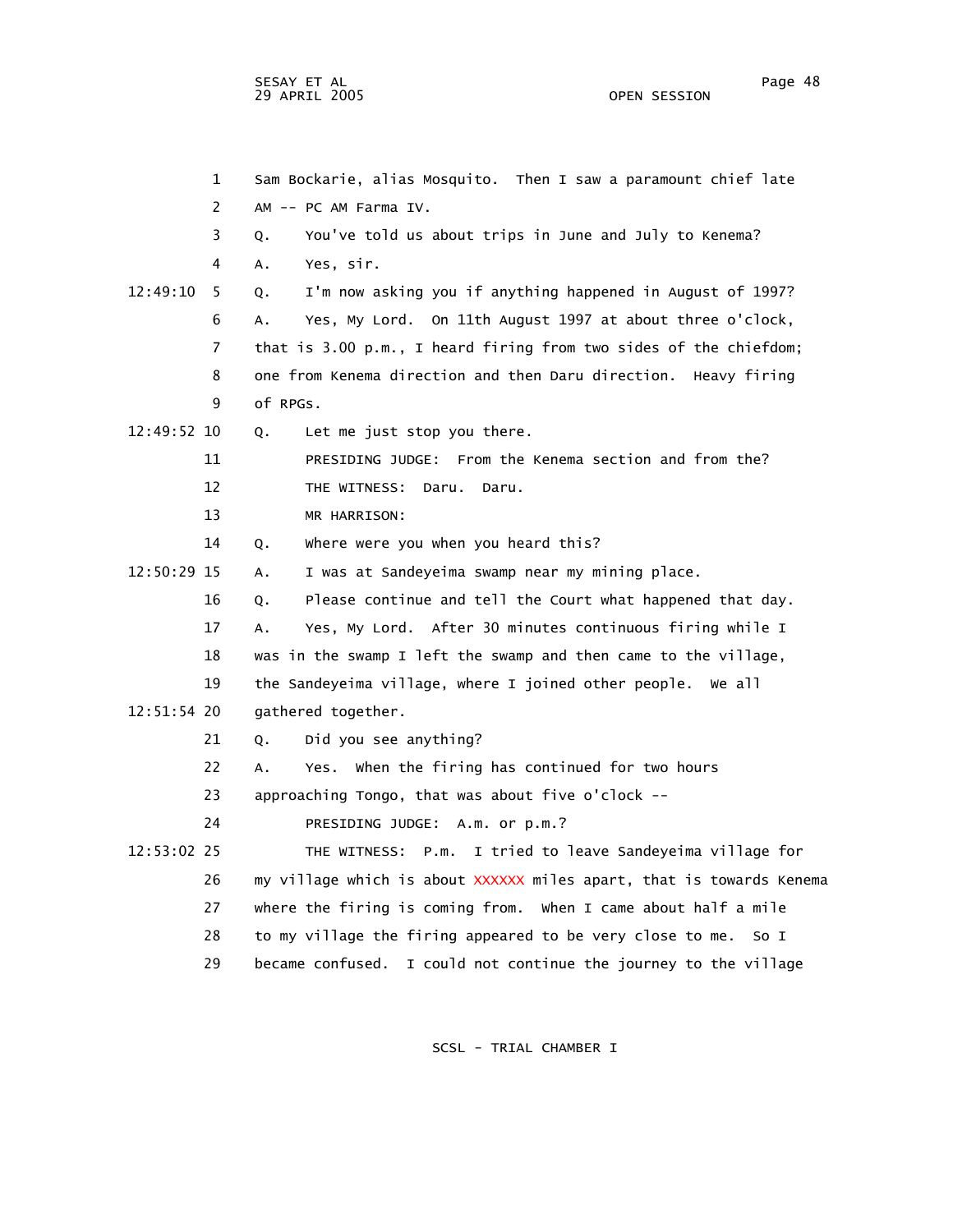Sam Bockarie, alias Mosquito. Then I saw a paramount chief late AM -- PC AM Farma IV.

Q. You've told us about trips in June and July to Kenema?

A. Yes, sir.

Q. I'm now asking you if anything happened in August of 1997?

A. Yes, My Lord. On 11th August 1997 at about three o'clock, that is 3.00 p.m., I heard firing from two sides of the chiefdom; one from Kenema direction and then Daru direction. Heavy firing of RPGs.

Q. Let me just stop you there.

PRESIDING JUDGE: From the Kenema section and from the?

THE WITNESS: Daru. Daru.

MR HARRISON:

Q. Where were you when you heard this?

A. I was at Sandeyeima swamp near my mining place.

Q. Please continue and tell the Court what happened that day.

A. Yes, My Lord. After 30 minutes continuous firing while I was in the swamp I left the swamp and then came to the village, the Sandeyeima village, where I joined other people. We all gathered together.

Q. Did you see anything?

A. Yes. When the firing has continued for two hours approaching Tongo, that was about five o'clock --

PRESIDING JUDGE: A.m. or p.m.?

THE WITNESS: P.m. I tried to leave Sandeyeima village for my village which is about XXXXXX miles apart, that is towards Kenema where the firing is coming from. When I came about half a mile to my village the firing appeared to be very close to me. So I became confused. I could not continue the journey to the village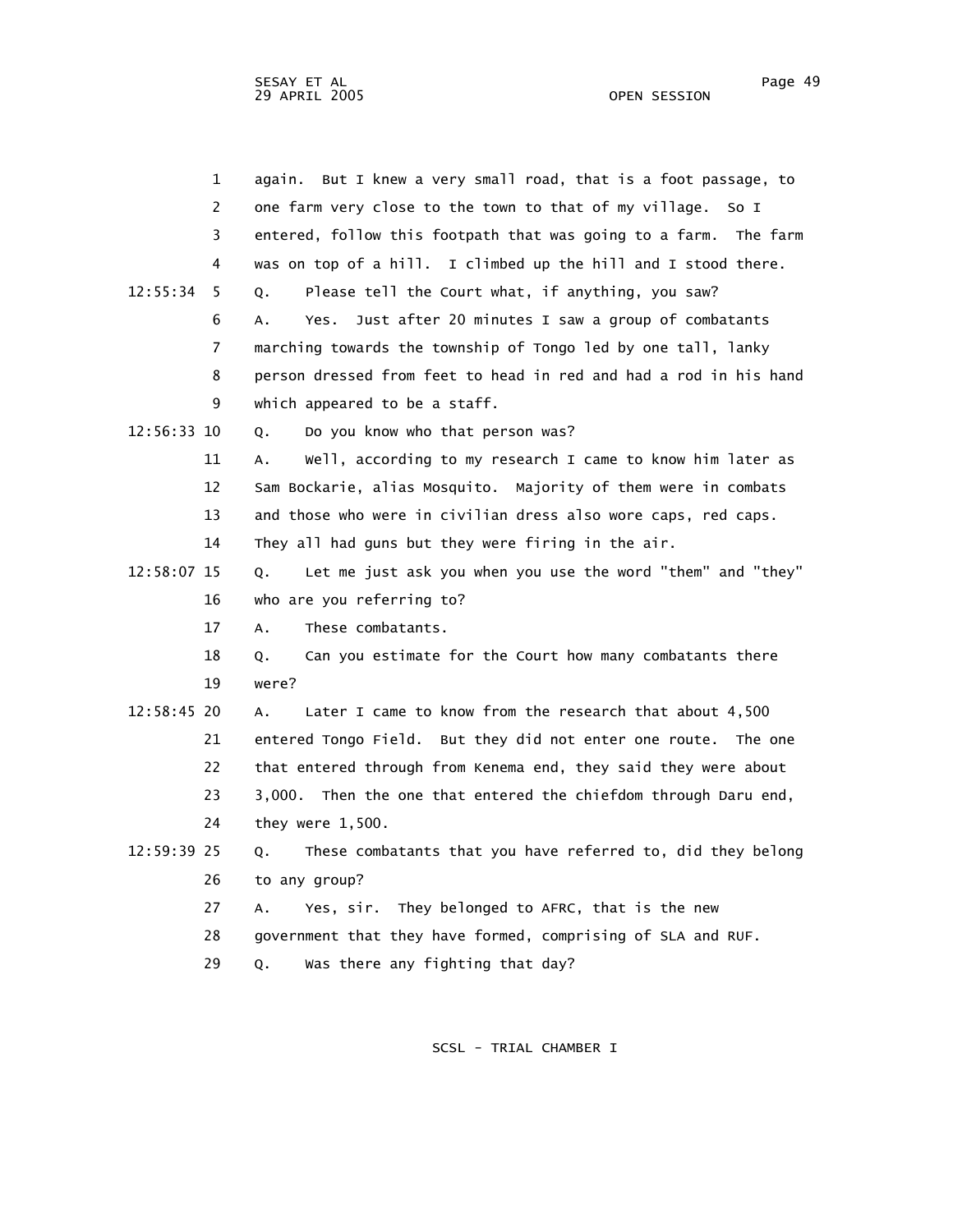1 again. But I knew a very small road, that is a foot passage, to
2 one farm very close to the town to that of my village. So I
3 entered, follow this footpath that was going to a farm. The farm
4 was on top of a hill. I climbed up the hill and I stood there.

12:55:34 5 Q. Please tell the Court what, if anything, you saw?
6 A. Yes. Just after 20 minutes I saw a group of combatants
7 marching towards the township of Tongo led by one tall, lanky
8 person dressed from feet to head in red and had a rod in his hand
9 which appeared to be a staff.

12:56:33 10 Q. Do you know who that person was?
11 A. Well, according to my research I came to know him later as
12 Sam Bockarie, alias Mosquito. Majority of them were in combats
13 and those who were in civilian dress also wore caps, red caps.
14 They all had guns but they were firing in the air.

12:58:07 15 Q. Let me just ask you when you use the word "them" and "they"
16 who are you referring to?
17 A. These combatants.
18 Q. Can you estimate for the Court how many combatants there
19 were?

12:58:45 20 A. Later I came to know from the research that about 4,500
21 entered Tongo Field. But they did not enter one route. The one
22 that entered through from Kenema end, they said they were about
23 3,000. Then the one that entered the chiefdom through Daru end,
24 they were 1,500.

12:59:39 25 Q. These combatants that you have referred to, did they belong
26 to any group?
27 A. Yes, sir. They belonged to AFRC, that is the new
28 government that they have formed, comprising of SLA and RUF.
29 Q. Was there any fighting that day?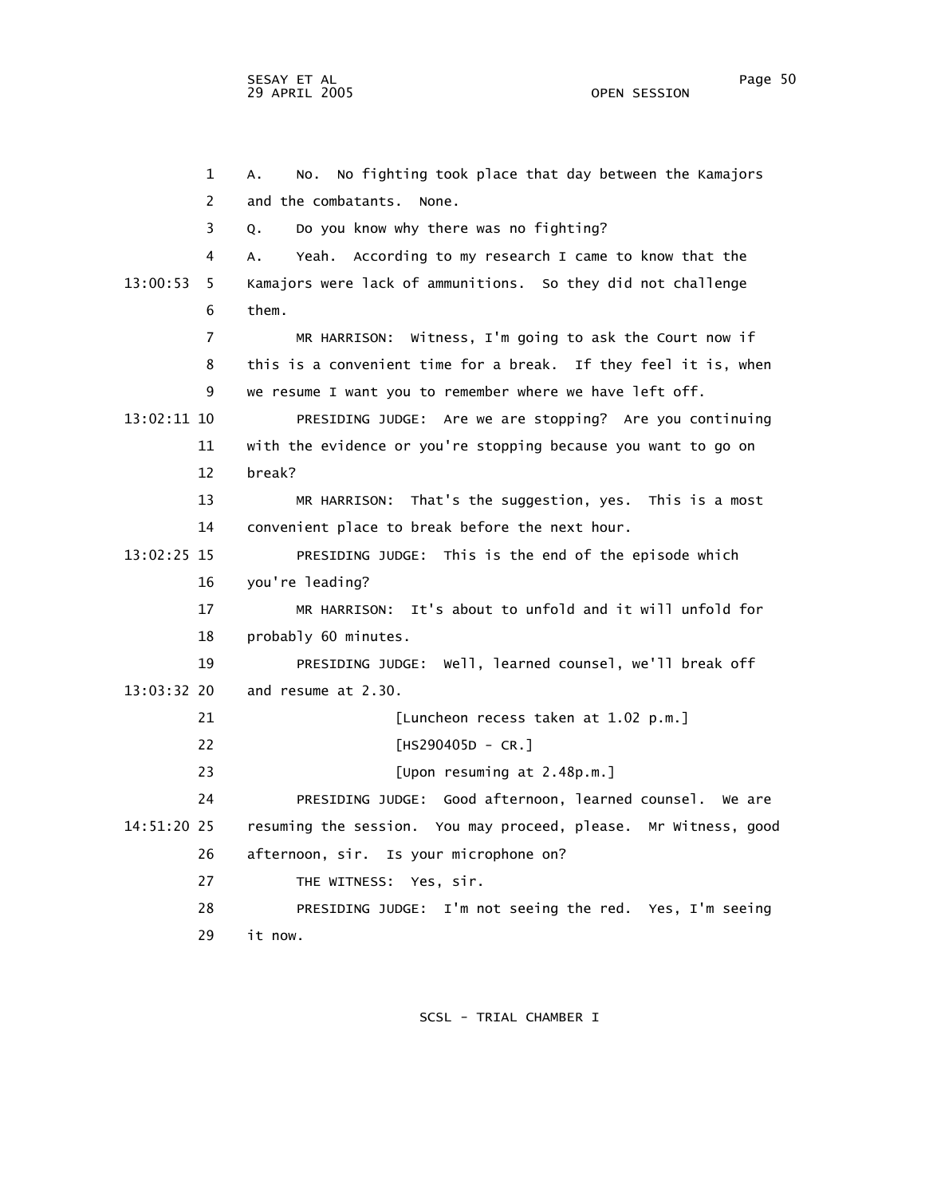1 A. No. No fighting took place that day between the Kamajors
2 and the combatants. None.
3 Q. Do you know why there was no fighting?
4 A. Yeah. According to my research I came to know that the
13:00:53 5 Kamajors were lack of ammunitions. So they did not challenge
6 them.
7 MR HARRISON: Witness, I'm going to ask the Court now if
8 this is a convenient time for a break. If they feel it is, when
9 we resume I want you to remember where we have left off.
13:02:11 10 PRESIDING JUDGE: Are we are stopping? Are you continuing
11 with the evidence or you're stopping because you want to go on
12 break?
13 MR HARRISON: That's the suggestion, yes. This is a most
14 convenient place to break before the next hour.
13:02:25 15 PRESIDING JUDGE: This is the end of the episode which
16 you're leading?
17 MR HARRISON: It's about to unfold and it will unfold for
18 probably 60 minutes.
19 PRESIDING JUDGE: Well, learned counsel, we'll break off
13:03:32 20 and resume at 2.30.
21 [Luncheon recess taken at 1.02 p.m.]
22 [HS290405D - CR.]
23 [Upon resuming at 2.48p.m.]
24 PRESIDING JUDGE: Good afternoon, learned counsel. We are
14:51:20 25 resuming the session. You may proceed, please. Mr Witness, good
26 afternoon, sir. Is your microphone on?
27 THE WITNESS: Yes, sir.
28 PRESIDING JUDGE: I'm not seeing the red. Yes, I'm seeing
29 it now.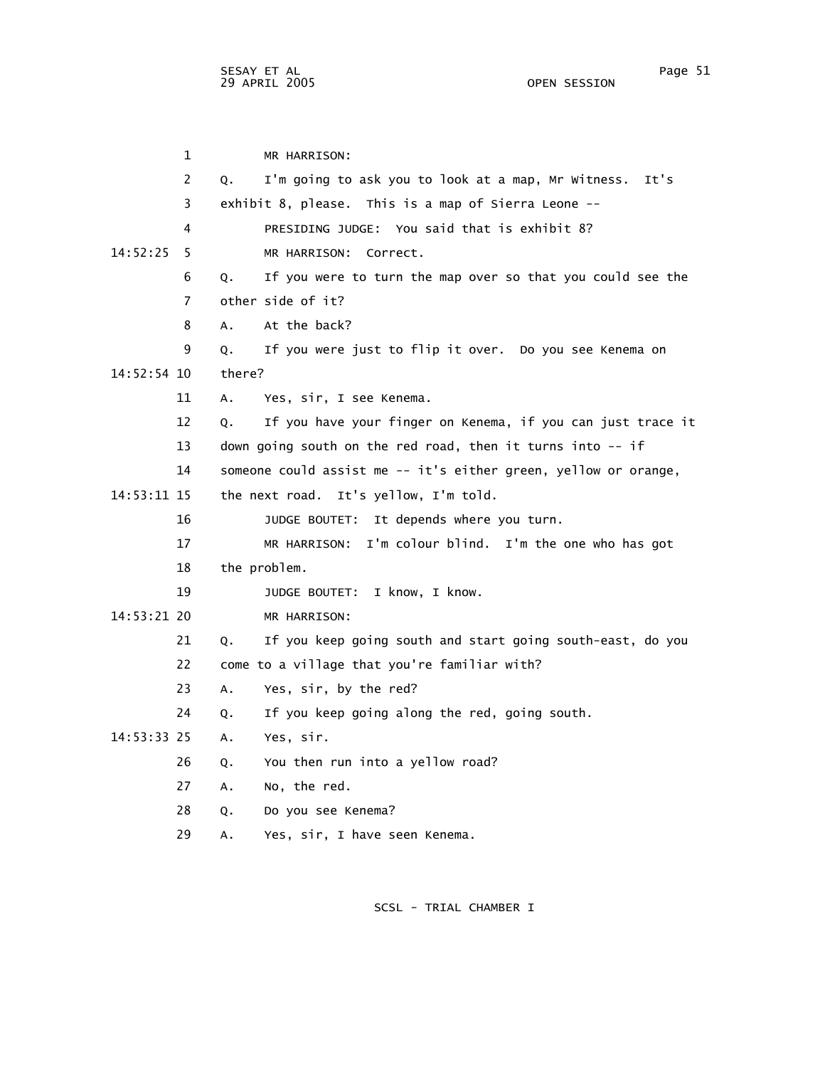MR HARRISON:

Q. I'm going to ask you to look at a map, Mr Witness. It's exhibit 8, please. This is a map of Sierra Leone --

PRESIDING JUDGE: You said that is exhibit 8?

14:52:25 MR HARRISON: Correct.

Q. If you were to turn the map over so that you could see the other side of it?

A. At the back?

Q. If you were just to flip it over. Do you see Kenema on

14:52:54 there?

A. Yes, sir, I see Kenema.

Q. If you have your finger on Kenema, if you can just trace it down going south on the red road, then it turns into -- if someone could assist me -- it's either green, yellow or orange,

14:53:11 the next road. It's yellow, I'm told.

JUDGE BOUTET: It depends where you turn.

MR HARRISON: I'm colour blind. I'm the one who has got the problem.

JUDGE BOUTET: I know, I know.

14:53:21 MR HARRISON:

Q. If you keep going south and start going south-east, do you come to a village that you're familiar with?

A. Yes, sir, by the red?

Q. If you keep going along the red, going south.

14:53:33 A. Yes, sir.

Q. You then run into a yellow road?

A. No, the red.

Q. Do you see Kenema?

A. Yes, sir, I have seen Kenema.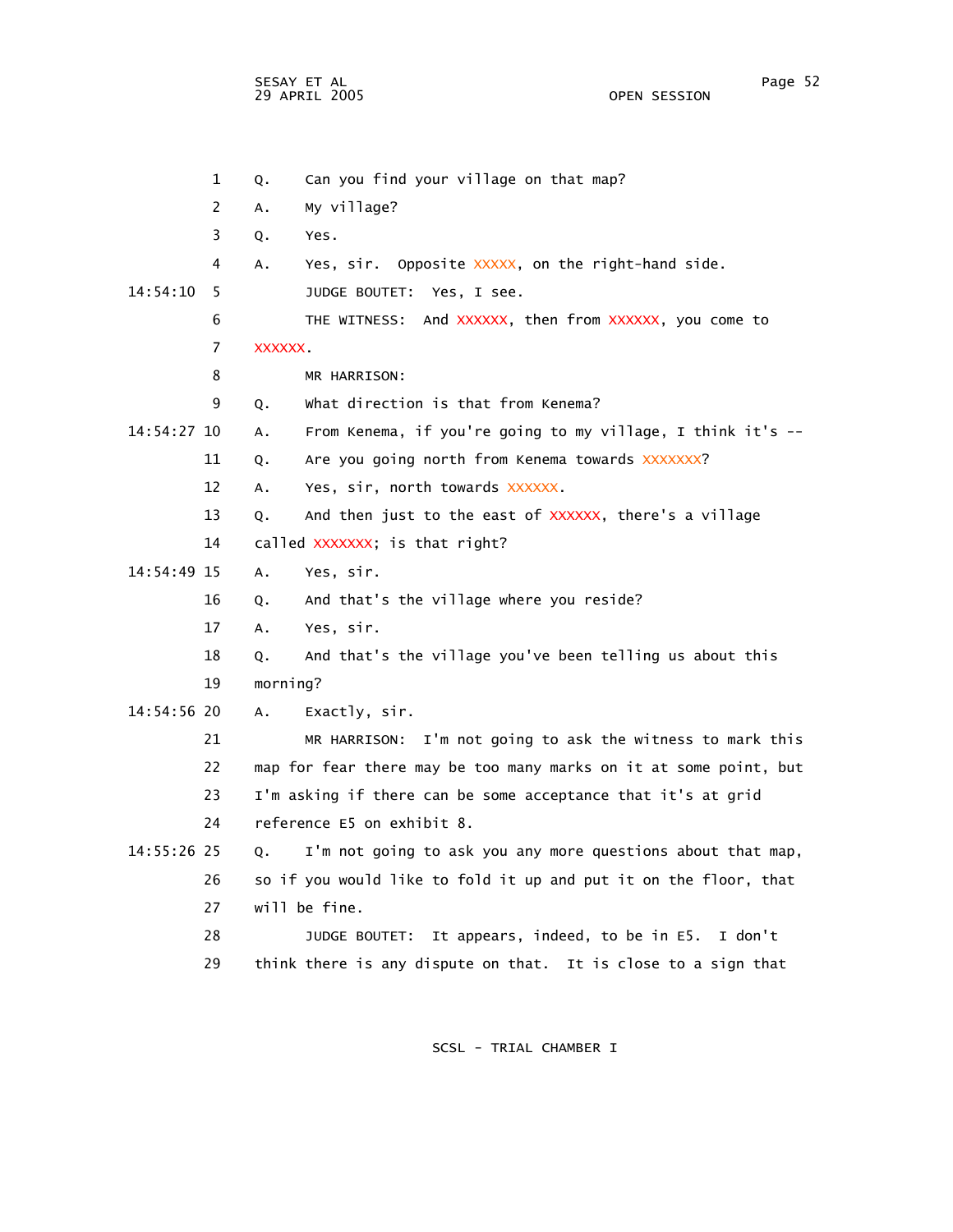1 Q. Can you find your village on that map?

2 A. My village?

3 Q. Yes.

4 A. Yes, sir. Opposite XXXXX, on the right-hand side.

14:54:10 5 JUDGE BOUTET: Yes, I see.

6 THE WITNESS: And XXXXXX, then from XXXXXX, you come to

7 XXXXXX.

8 MR HARRISON:

9 Q. What direction is that from Kenema?

14:54:27 10 A. From Kenema, if you're going to my village, I think it's --

11 Q. Are you going north from Kenema towards XXXXXXX?

12 A. Yes, sir, north towards XXXXXX.

13 Q. And then just to the east of XXXXXX, there's a village

14 called XXXXXXX; is that right?

14:54:49 15 A. Yes, sir.

16 Q. And that's the village where you reside?

17 A. Yes, sir.

18 Q. And that's the village you've been telling us about this

19 morning?

14:54:56 20 A. Exactly, sir.

21 MR HARRISON: I'm not going to ask the witness to mark this

22 map for fear there may be too many marks on it at some point, but

23 I'm asking if there can be some acceptance that it's at grid

24 reference E5 on exhibit 8.

14:55:26 25 Q. I'm not going to ask you any more questions about that map,

26 so if you would like to fold it up and put it on the floor, that

27 will be fine.

28 JUDGE BOUTET: It appears, indeed, to be in E5. I don't

29 think there is any dispute on that. It is close to a sign that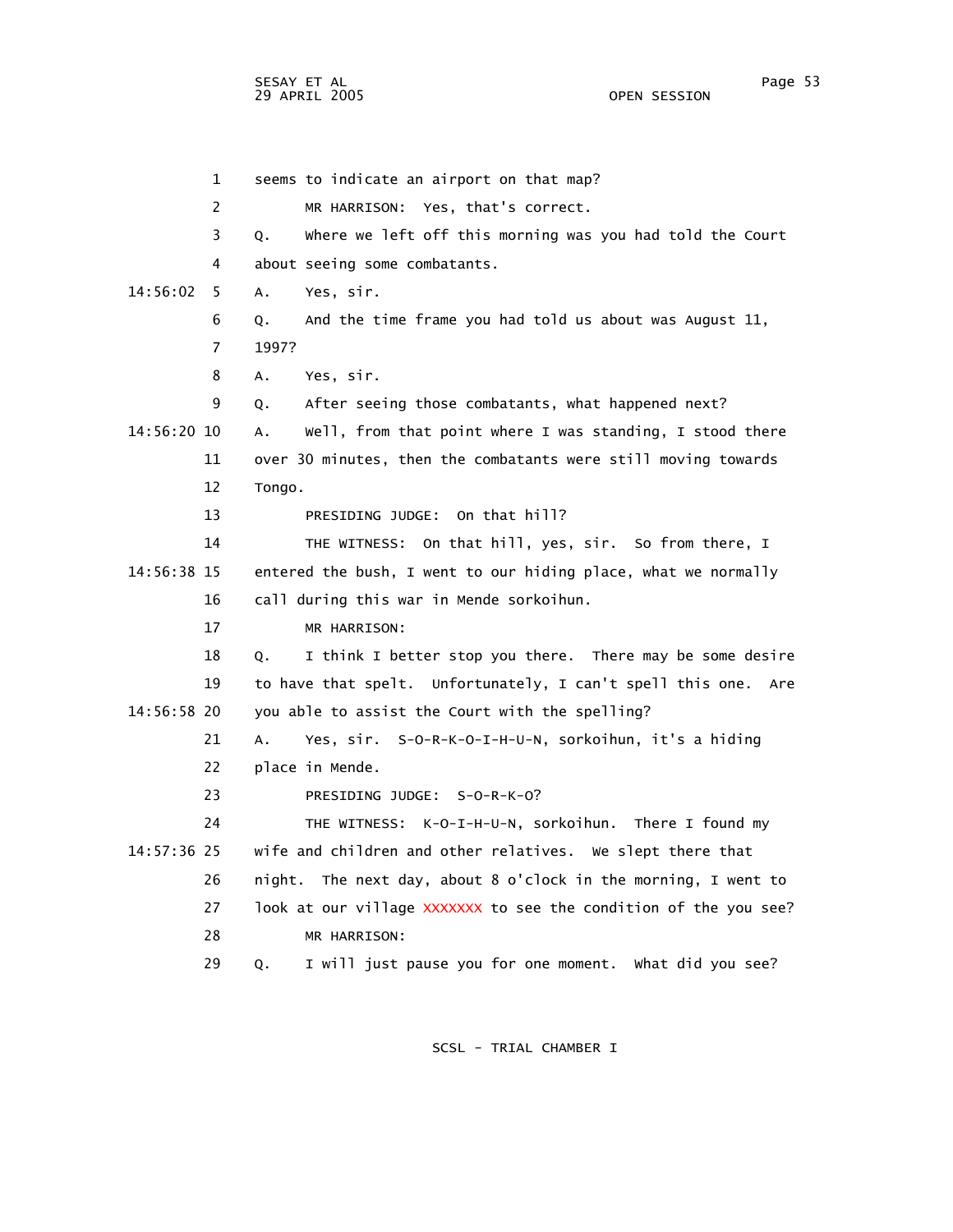1 seems to indicate an airport on that map?

2 MR HARRISON: Yes, that's correct.

3 Q. Where we left off this morning was you had told the Court

4 about seeing some combatants.

14:56:02 5 A. Yes, sir.

6 Q. And the time frame you had told us about was August 11,

7 1997?

8 A. Yes, sir.

9 Q. After seeing those combatants, what happened next?

14:56:20 10 A. Well, from that point where I was standing, I stood there

11 over 30 minutes, then the combatants were still moving towards

12 Tongo.

13 PRESIDING JUDGE: On that hill?

14 THE WITNESS: On that hill, yes, sir. So from there, I

14:56:38 15 entered the bush, I went to our hiding place, what we normally

16 call during this war in Mende sorkoihun.

17 MR HARRISON:

18 Q. I think I better stop you there. There may be some desire

19 to have that spelt. Unfortunately, I can't spell this one. Are

14:56:58 20 you able to assist the Court with the spelling?

21 A. Yes, sir. S-O-R-K-O-I-H-U-N, sorkoihun, it's a hiding

22 place in Mende.

23 PRESIDING JUDGE: S-O-R-K-O?

24 THE WITNESS: K-O-I-H-U-N, sorkoihun. There I found my

14:57:36 25 wife and children and other relatives. We slept there that

26 night. The next day, about 8 o'clock in the morning, I went to

27 look at our village XXXXXXX to see the condition of the you see?

28 MR HARRISON:

29 Q. I will just pause you for one moment. What did you see?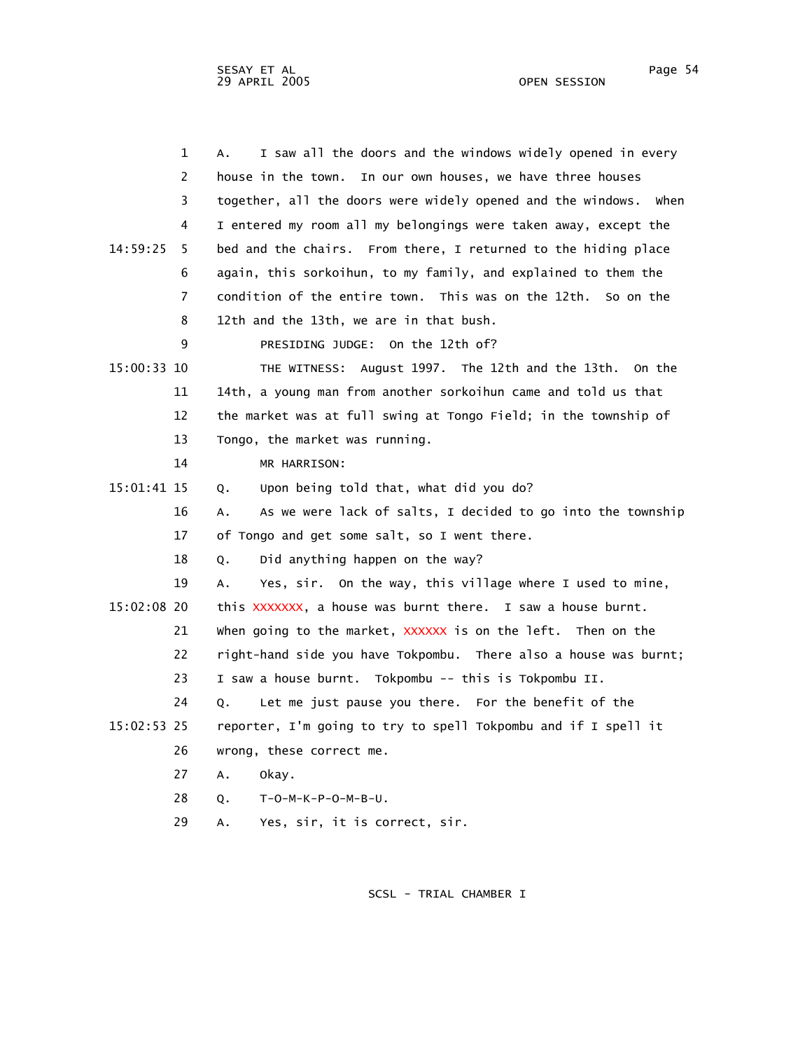A. I saw all the doors and the windows widely opened in every house in the town. In our own houses, we have three houses together, all the doors were widely opened and the windows. When I entered my room all my belongings were taken away, except the bed and the chairs. From there, I returned to the hiding place again, this sorkoihun, to my family, and explained to them the condition of the entire town. This was on the 12th. So on the 12th and the 13th, we are in that bush.

PRESIDING JUDGE: On the 12th of?

THE WITNESS: August 1997. The 12th and the 13th. On the 14th, a young man from another sorkoihun came and told us that the market was at full swing at Tongo Field; in the township of Tongo, the market was running.

MR HARRISON:

Q. Upon being told that, what did you do?

A. As we were lack of salts, I decided to go into the township of Tongo and get some salt, so I went there.

Q. Did anything happen on the way?

A. Yes, sir. On the way, this village where I used to mine, this XXXXXXX, a house was burnt there. I saw a house burnt. When going to the market, XXXXXX is on the left. Then on the right-hand side you have Tokpombu. There also a house was burnt; I saw a house burnt. Tokpombu -- this is Tokpombu II.

Q. Let me just pause you there. For the benefit of the reporter, I'm going to try to spell Tokpombu and if I spell it wrong, these correct me.

A. Okay.

Q. T-O-M-K-P-O-M-B-U.

A. Yes, sir, it is correct, sir.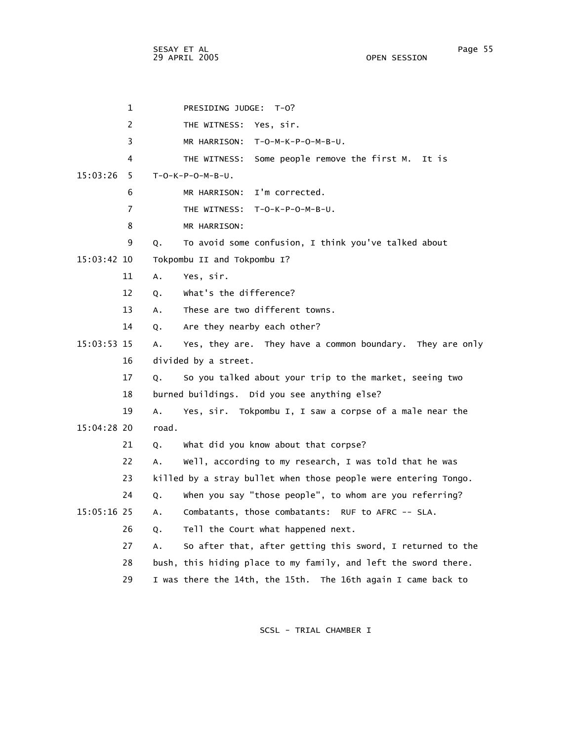PRESIDING JUDGE: T-O?

THE WITNESS: Yes, sir.

MR HARRISON: T-O-M-K-P-O-M-B-U.

THE WITNESS: Some people remove the first M. It is T-O-K-P-O-M-B-U.

MR HARRISON: I'm corrected.

THE WITNESS: T-O-K-P-O-M-B-U.

MR HARRISON:

Q. To avoid some confusion, I think you've talked about Tokpombu II and Tokpombu I?

A. Yes, sir.

Q. What's the difference?

A. These are two different towns.

Q. Are they nearby each other?

A. Yes, they are. They have a common boundary. They are only divided by a street.

Q. So you talked about your trip to the market, seeing two burned buildings. Did you see anything else?

A. Yes, sir. Tokpombu I, I saw a corpse of a male near the road.

Q. What did you know about that corpse?

A. Well, according to my research, I was told that he was killed by a stray bullet when those people were entering Tongo.

Q. When you say "those people", to whom are you referring?

A. Combatants, those combatants: RUF to AFRC -- SLA.

Q. Tell the Court what happened next.

A. So after that, after getting this sword, I returned to the bush, this hiding place to my family, and left the sword there. I was there the 14th, the 15th. The 16th again I came back to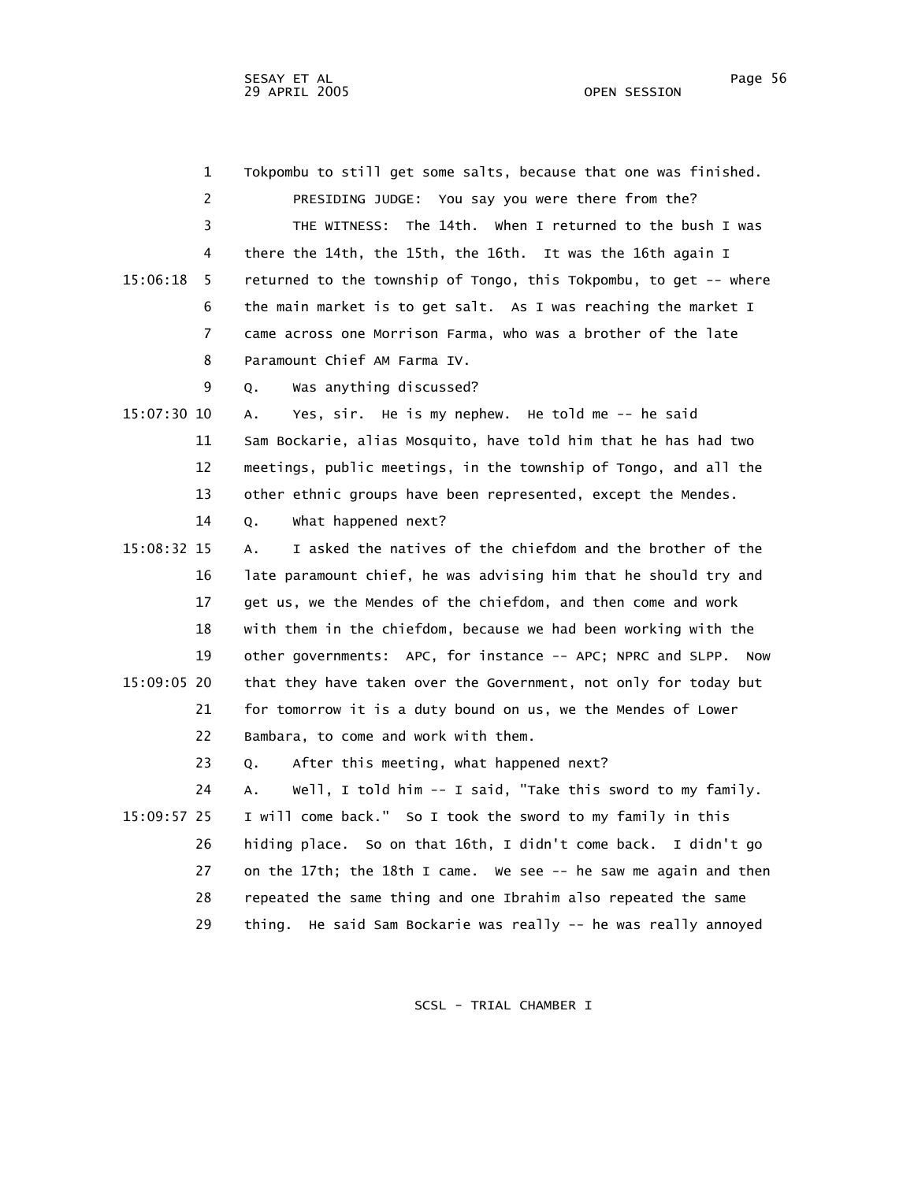Tokpombu to still get some salts, because that one was finished.

PRESIDING JUDGE: You say you were there from the?

THE WITNESS: The 14th. When I returned to the bush I was there the 14th, the 15th, the 16th. It was the 16th again I returned to the township of Tongo, this Tokpombu, to get -- where the main market is to get salt. As I was reaching the market I came across one Morrison Farma, who was a brother of the late Paramount Chief AM Farma IV.

Q. Was anything discussed?

A. Yes, sir. He is my nephew. He told me -- he said Sam Bockarie, alias Mosquito, have told him that he has had two meetings, public meetings, in the township of Tongo, and all the other ethnic groups have been represented, except the Mendes.

Q. What happened next?

A. I asked the natives of the chiefdom and the brother of the late paramount chief, he was advising him that he should try and get us, we the Mendes of the chiefdom, and then come and work with them in the chiefdom, because we had been working with the other governments: APC, for instance -- APC; NPRC and SLPP. Now that they have taken over the Government, not only for today but for tomorrow it is a duty bound on us, we the Mendes of Lower Bambara, to come and work with them.

Q. After this meeting, what happened next?

A. Well, I told him -- I said, "Take this sword to my family. I will come back." So I took the sword to my family in this hiding place. So on that 16th, I didn't come back. I didn't go on the 17th; the 18th I came. We see -- he saw me again and then repeated the same thing and one Ibrahim also repeated the same thing. He said Sam Bockarie was really -- he was really annoyed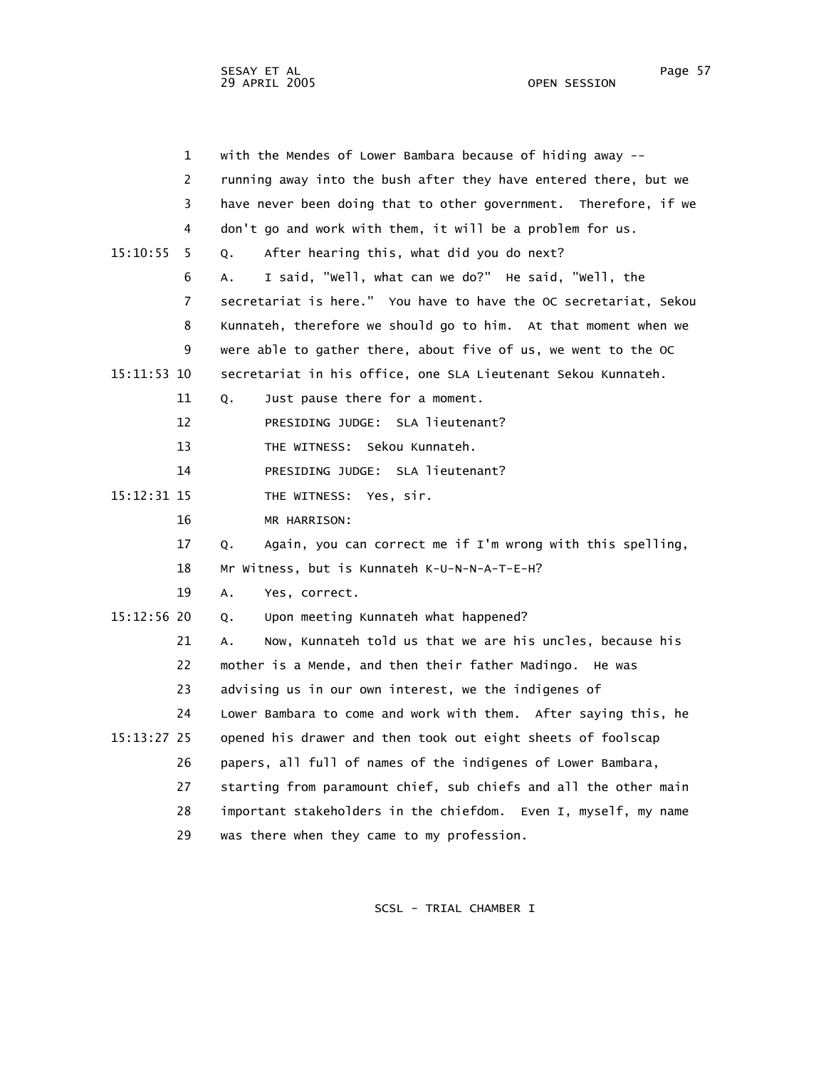with the Mendes of Lower Bambara because of hiding away -- running away into the bush after they have entered there, but we have never been doing that to other government. Therefore, if we don't go and work with them, it will be a problem for us.

Q. After hearing this, what did you do next?

A. I said, "Well, what can we do?" He said, "Well, the secretariat is here." You have to have the OC secretariat, Sekou Kunnateh, therefore we should go to him. At that moment when we were able to gather there, about five of us, we went to the OC secretariat in his office, one SLA Lieutenant Sekou Kunnateh.

Q. Just pause there for a moment.

PRESIDING JUDGE: SLA lieutenant?

THE WITNESS: Sekou Kunnateh.

PRESIDING JUDGE: SLA lieutenant?

THE WITNESS: Yes, sir.

MR HARRISON:

Q. Again, you can correct me if I'm wrong with this spelling, Mr Witness, but is Kunnateh K-U-N-N-A-T-E-H?

A. Yes, correct.

Q. Upon meeting Kunnateh what happened?

A. Now, Kunnateh told us that we are his uncles, because his mother is a Mende, and then their father Madingo. He was advising us in our own interest, we the indigenes of Lower Bambara to come and work with them. After saying this, he opened his drawer and then took out eight sheets of foolscap papers, all full of names of the indigenes of Lower Bambara, starting from paramount chief, sub chiefs and all the other main important stakeholders in the chiefdom. Even I, myself, my name was there when they came to my profession.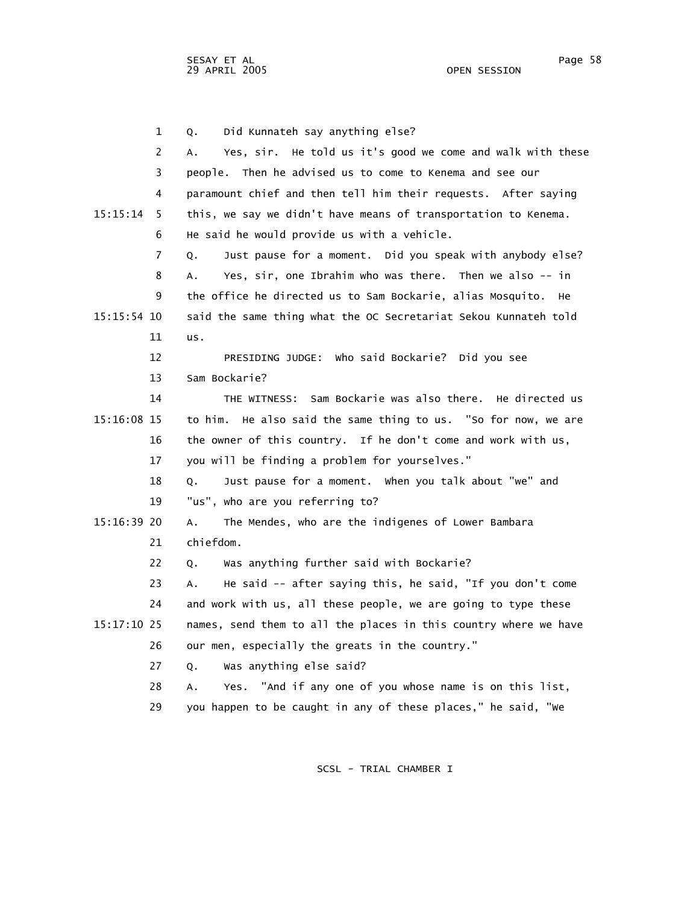Q. Did Kunnateh say anything else?

A. Yes, sir. He told us it's good we come and walk with these people. Then he advised us to come to Kenema and see our paramount chief and then tell him their requests. After saying this, we say we didn't have means of transportation to Kenema. He said he would provide us with a vehicle.

Q. Just pause for a moment. Did you speak with anybody else?

A. Yes, sir, one Ibrahim who was there. Then we also -- in the office he directed us to Sam Bockarie, alias Mosquito. He said the same thing what the OC Secretariat Sekou Kunnateh told us.

PRESIDING JUDGE: Who said Bockarie? Did you see Sam Bockarie?

THE WITNESS: Sam Bockarie was also there. He directed us to him. He also said the same thing to us. "So for now, we are the owner of this country. If he don't come and work with us, you will be finding a problem for yourselves."

Q. Just pause for a moment. When you talk about "we" and "us", who are you referring to?

A. The Mendes, who are the indigenes of Lower Bambara chiefdom.

Q. Was anything further said with Bockarie?

A. He said -- after saying this, he said, "If you don't come and work with us, all these people, we are going to type these names, send them to all the places in this country where we have our men, especially the greats in the country."

Q. Was anything else said?

A. Yes. "And if any one of you whose name is on this list, you happen to be caught in any of these places," he said, "We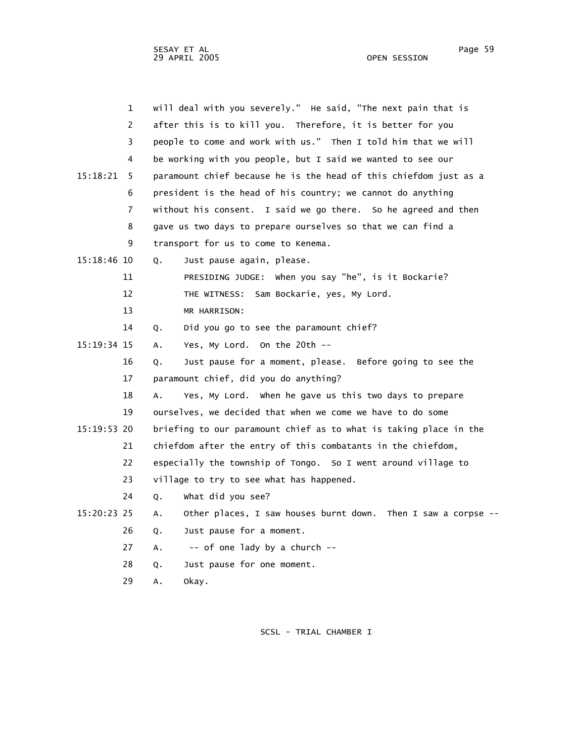will deal with you severely." He said, "The next pain that is after this is to kill you. Therefore, it is better for you people to come and work with us." Then I told him that we will be working with you people, but I said we wanted to see our paramount chief because he is the head of this chiefdom just as a president is the head of his country; we cannot do anything without his consent. I said we go there. So he agreed and then gave us two days to prepare ourselves so that we can find a transport for us to come to Kenema.

Q. Just pause again, please.

PRESIDING JUDGE: When you say "he", is it Bockarie?

THE WITNESS: Sam Bockarie, yes, My Lord.

MR HARRISON:

Q. Did you go to see the paramount chief?

A. Yes, My Lord. On the 20th --

Q. Just pause for a moment, please. Before going to see the paramount chief, did you do anything?

A. Yes, My Lord. When he gave us this two days to prepare ourselves, we decided that when we come we have to do some briefing to our paramount chief as to what is taking place in the chiefdom after the entry of this combatants in the chiefdom, especially the township of Tongo. So I went around village to village to try to see what has happened.

Q. What did you see?

A. Other places, I saw houses burnt down. Then I saw a corpse --

Q. Just pause for a moment.

A. -- of one lady by a church --

Q. Just pause for one moment.

A. Okay.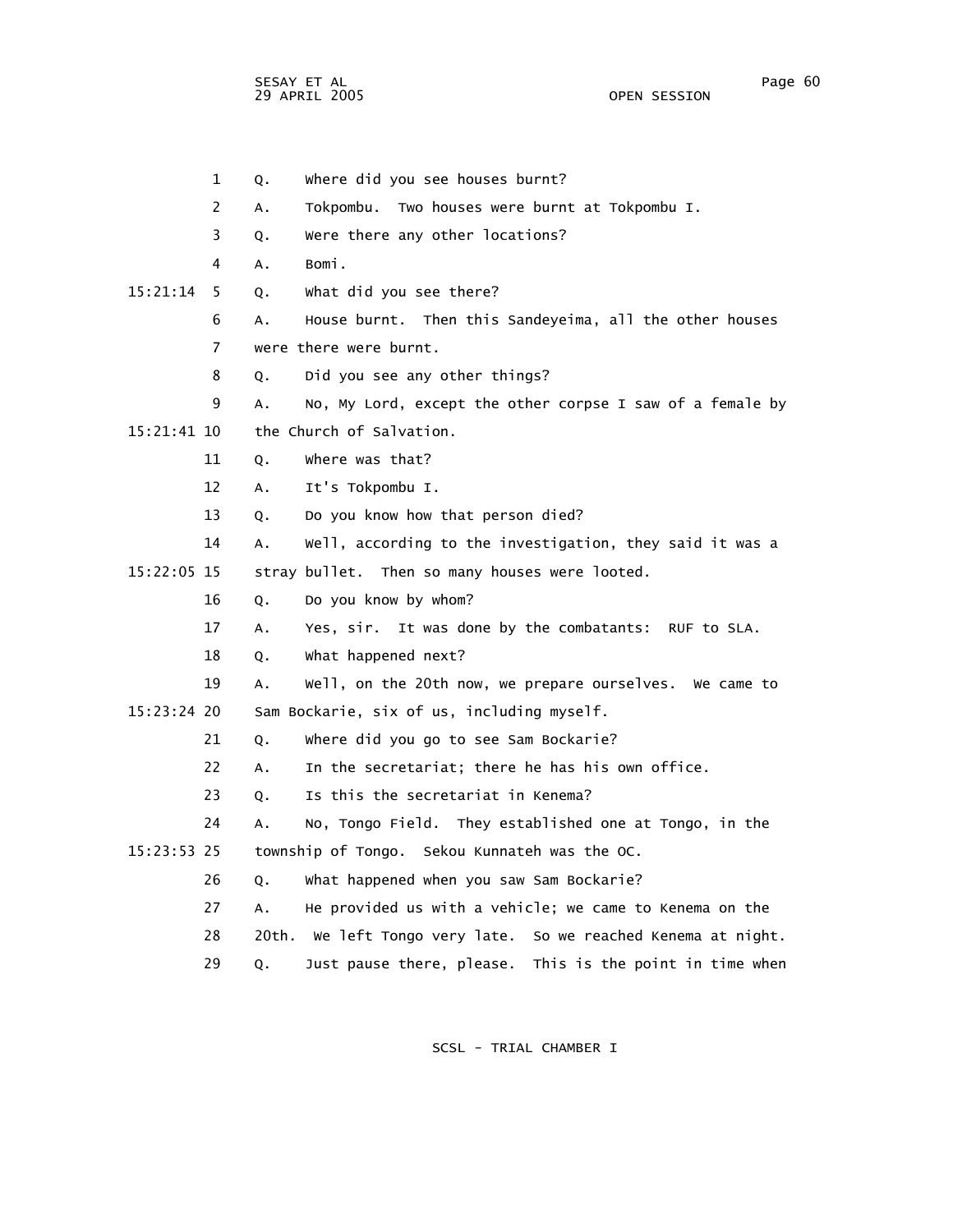1 Q. Where did you see houses burnt?

2 A. Tokpombu. Two houses were burnt at Tokpombu I.

3 Q. Were there any other locations?

4 A. Bomi.

15:21:14 5 Q. What did you see there?

6 A. House burnt. Then this Sandeyeima, all the other houses

7 were there were burnt.

8 Q. Did you see any other things?

9 A. No, My Lord, except the other corpse I saw of a female by

15:21:41 10 the Church of Salvation.

11 Q. Where was that?

12 A. It's Tokpombu I.

13 Q. Do you know how that person died?

14 A. Well, according to the investigation, they said it was a

15:22:05 15 stray bullet. Then so many houses were looted.

16 Q. Do you know by whom?

17 A. Yes, sir. It was done by the combatants: RUF to SLA.

18 Q. What happened next?

19 A. Well, on the 20th now, we prepare ourselves. We came to

15:23:24 20 Sam Bockarie, six of us, including myself.

21 Q. Where did you go to see Sam Bockarie?

22 A. In the secretariat; there he has his own office.

23 Q. Is this the secretariat in Kenema?

24 A. No, Tongo Field. They established one at Tongo, in the

15:23:53 25 township of Tongo. Sekou Kunnateh was the OC.

26 Q. What happened when you saw Sam Bockarie?

27 A. He provided us with a vehicle; we came to Kenema on the

28 20th. We left Tongo very late. So we reached Kenema at night.

29 Q. Just pause there, please. This is the point in time when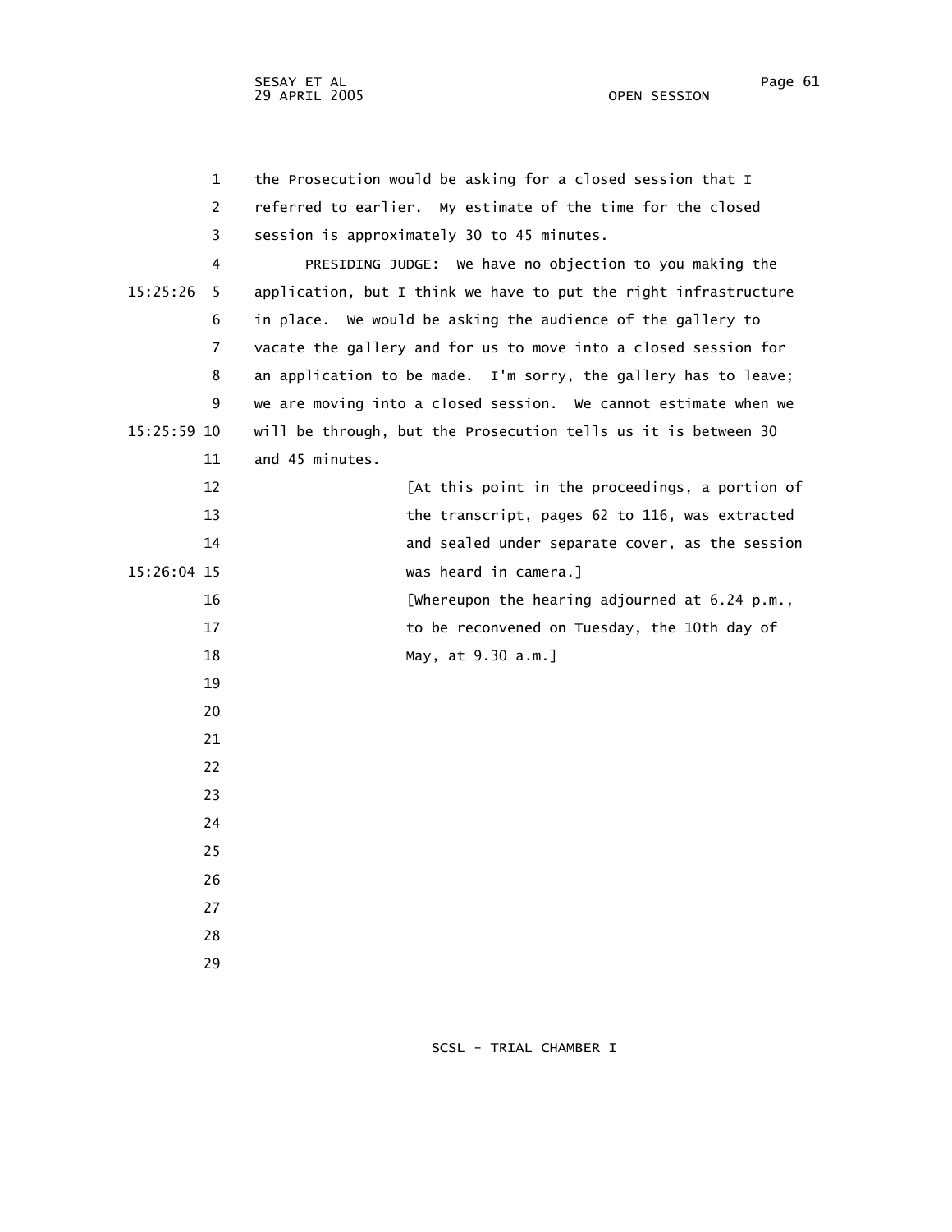the Prosecution would be asking for a closed session that I referred to earlier. My estimate of the time for the closed session is approximately 30 to 45 minutes.

PRESIDING JUDGE: We have no objection to you making the application, but I think we have to put the right infrastructure in place. We would be asking the audience of the gallery to vacate the gallery and for us to move into a closed session for an application to be made. I'm sorry, the gallery has to leave; we are moving into a closed session. We cannot estimate when we will be through, but the Prosecution tells us it is between 30 and 45 minutes.

[At this point in the proceedings, a portion of the transcript, pages 62 to 116, was extracted and sealed under separate cover, as the session was heard in camera.]

[Whereupon the hearing adjourned at 6.24 p.m., to be reconvened on Tuesday, the 10th day of May, at 9.30 a.m.]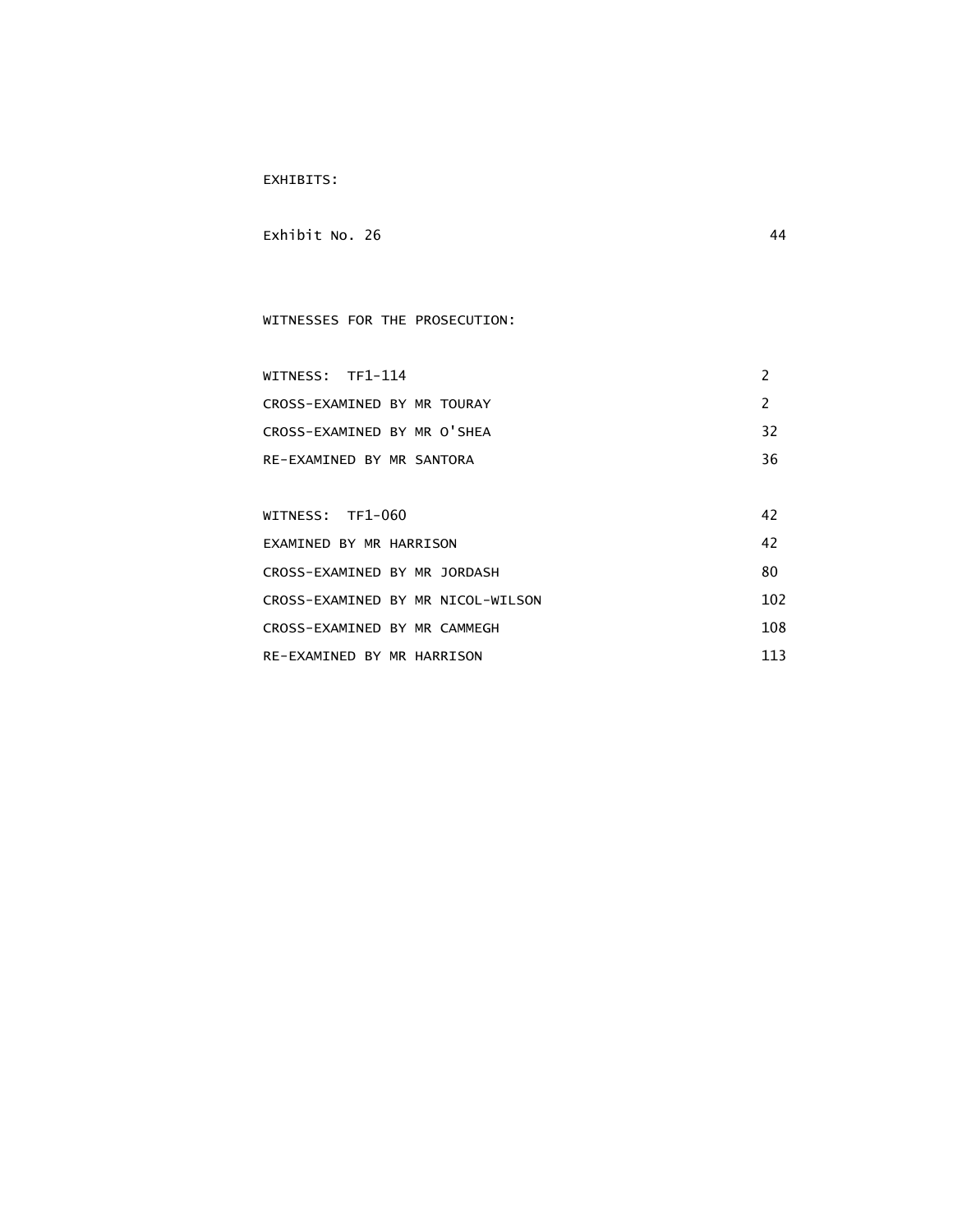EXHIBITS:

| | |
|---|---|
| Exhibit No. 26 | 44 |

WITNESSES FOR THE PROSECUTION:

| | |
|---|---|
| WITNESS: TF1-114 | 2 |
| CROSS-EXAMINED BY MR TOURAY | 2 |
| CROSS-EXAMINED BY MR O'SHEA | 32 |
| RE-EXAMINED BY MR SANTORA | 36 |
| | |
| WITNESS: TF1-060 | 42 |
| EXAMINED BY MR HARRISON | 42 |
| CROSS-EXAMINED BY MR JORDASH | 80 |
| CROSS-EXAMINED BY MR NICOL-WILSON | 102 |
| CROSS-EXAMINED BY MR CAMMEGH | 108 |
| RE-EXAMINED BY MR HARRISON | 113 |